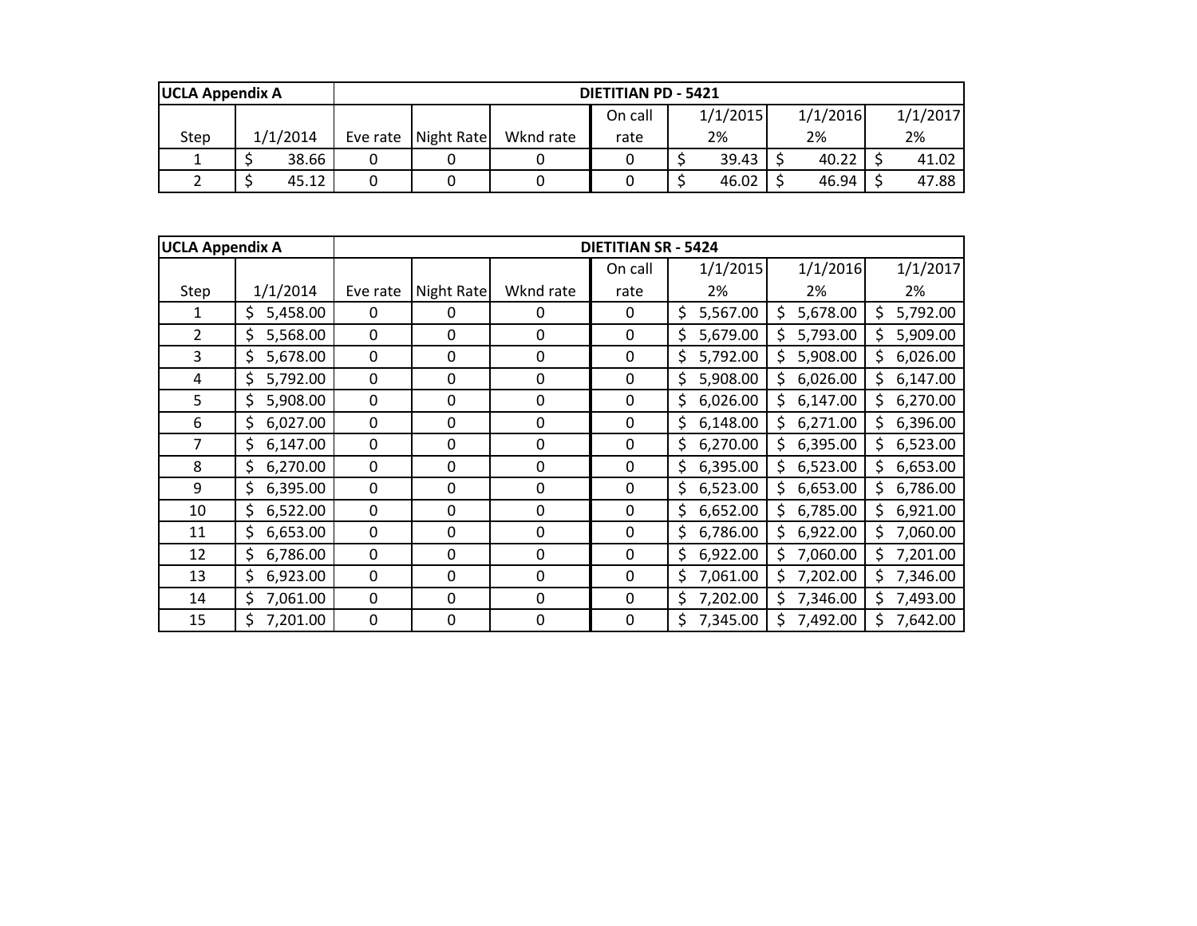| UCLA Appendix A | | DIETITIAN PD - 5421 | | | | | | |
|---|---|---|---|---|---|---|---|---|
| Step | 1/1/2014 | Eve rate | Night Rate | Wknd rate | On call rate | 1/1/2015 2% | 1/1/2016 2% | 1/1/2017 2% |
| 1 | $ 38.66 | 0 | 0 | 0 | 0 | $ 39.43 | $ 40.22 | $ 41.02 |
| 2 | $ 45.12 | 0 | 0 | 0 | 0 | $ 46.02 | $ 46.94 | $ 47.88 |

| UCLA Appendix A | | DIETITIAN SR - 5424 | | | | | | |
|---|---|---|---|---|---|---|---|---|
| Step | 1/1/2014 | Eve rate | Night Rate | Wknd rate | On call rate | 1/1/2015 2% | 1/1/2016 2% | 1/1/2017 2% |
| 1 | $ 5,458.00 | 0 | 0 | 0 | 0 | $ 5,567.00 | $ 5,678.00 | $ 5,792.00 |
| 2 | $ 5,568.00 | 0 | 0 | 0 | 0 | $ 5,679.00 | $ 5,793.00 | $ 5,909.00 |
| 3 | $ 5,678.00 | 0 | 0 | 0 | 0 | $ 5,792.00 | $ 5,908.00 | $ 6,026.00 |
| 4 | $ 5,792.00 | 0 | 0 | 0 | 0 | $ 5,908.00 | $ 6,026.00 | $ 6,147.00 |
| 5 | $ 5,908.00 | 0 | 0 | 0 | 0 | $ 6,026.00 | $ 6,147.00 | $ 6,270.00 |
| 6 | $ 6,027.00 | 0 | 0 | 0 | 0 | $ 6,148.00 | $ 6,271.00 | $ 6,396.00 |
| 7 | $ 6,147.00 | 0 | 0 | 0 | 0 | $ 6,270.00 | $ 6,395.00 | $ 6,523.00 |
| 8 | $ 6,270.00 | 0 | 0 | 0 | 0 | $ 6,395.00 | $ 6,523.00 | $ 6,653.00 |
| 9 | $ 6,395.00 | 0 | 0 | 0 | 0 | $ 6,523.00 | $ 6,653.00 | $ 6,786.00 |
| 10 | $ 6,522.00 | 0 | 0 | 0 | 0 | $ 6,652.00 | $ 6,785.00 | $ 6,921.00 |
| 11 | $ 6,653.00 | 0 | 0 | 0 | 0 | $ 6,786.00 | $ 6,922.00 | $ 7,060.00 |
| 12 | $ 6,786.00 | 0 | 0 | 0 | 0 | $ 6,922.00 | $ 7,060.00 | $ 7,201.00 |
| 13 | $ 6,923.00 | 0 | 0 | 0 | 0 | $ 7,061.00 | $ 7,202.00 | $ 7,346.00 |
| 14 | $ 7,061.00 | 0 | 0 | 0 | 0 | $ 7,202.00 | $ 7,346.00 | $ 7,493.00 |
| 15 | $ 7,201.00 | 0 | 0 | 0 | 0 | $ 7,345.00 | $ 7,492.00 | $ 7,642.00 |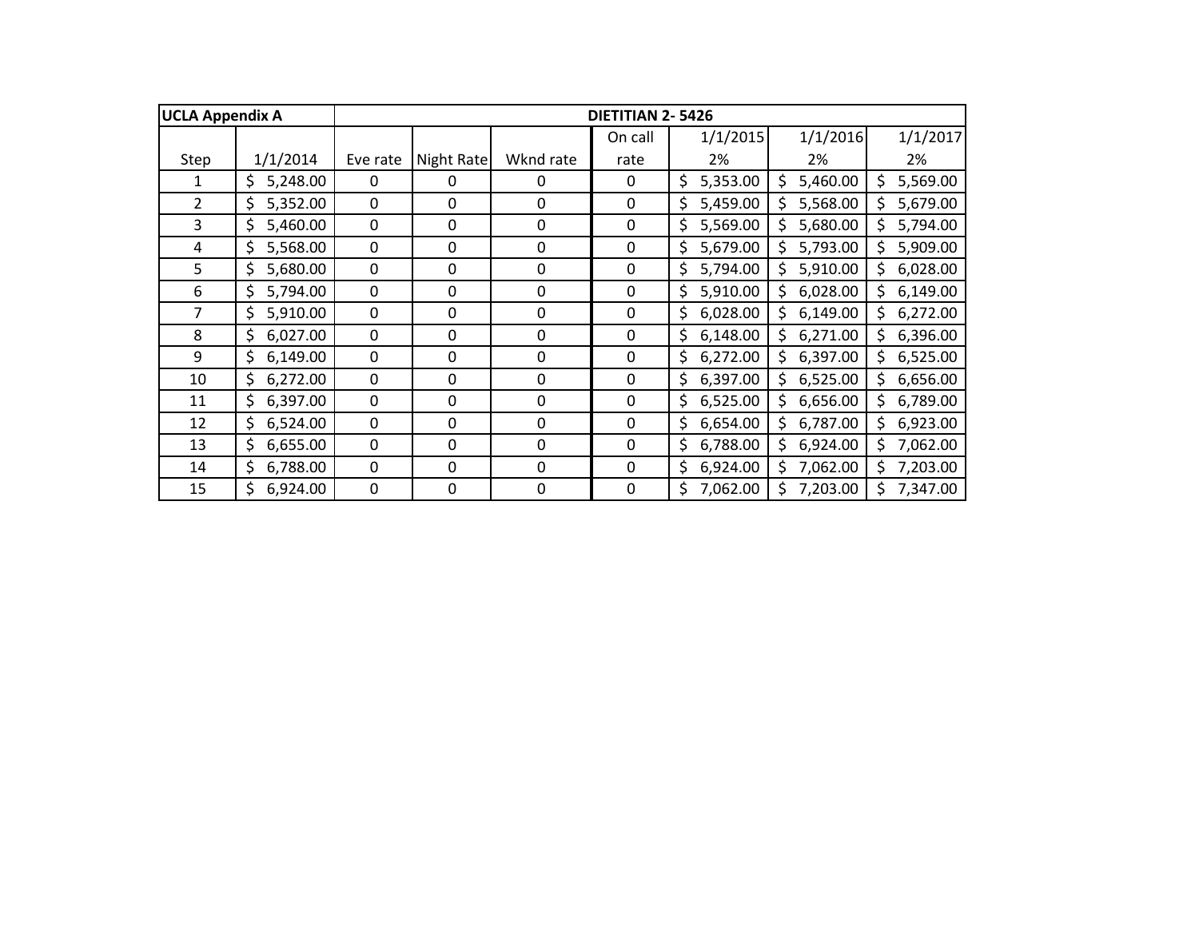| UCLA Appendix A | DIETITIAN 2- 5426 | | | | | | | |
|---|---|---|---|---|---|---|---|---|
| Step | 1/1/2014 | Eve rate | Night Rate | Wknd rate | On call rate | 1/1/2015 2% | 1/1/2016 2% | 1/1/2017 2% |
| 1 | $ 5,248.00 | 0 | 0 | 0 | 0 | $ 5,353.00 | $ 5,460.00 | $ 5,569.00 |
| 2 | $ 5,352.00 | 0 | 0 | 0 | 0 | $ 5,459.00 | $ 5,568.00 | $ 5,679.00 |
| 3 | $ 5,460.00 | 0 | 0 | 0 | 0 | $ 5,569.00 | $ 5,680.00 | $ 5,794.00 |
| 4 | $ 5,568.00 | 0 | 0 | 0 | 0 | $ 5,679.00 | $ 5,793.00 | $ 5,909.00 |
| 5 | $ 5,680.00 | 0 | 0 | 0 | 0 | $ 5,794.00 | $ 5,910.00 | $ 6,028.00 |
| 6 | $ 5,794.00 | 0 | 0 | 0 | 0 | $ 5,910.00 | $ 6,028.00 | $ 6,149.00 |
| 7 | $ 5,910.00 | 0 | 0 | 0 | 0 | $ 6,028.00 | $ 6,149.00 | $ 6,272.00 |
| 8 | $ 6,027.00 | 0 | 0 | 0 | 0 | $ 6,148.00 | $ 6,271.00 | $ 6,396.00 |
| 9 | $ 6,149.00 | 0 | 0 | 0 | 0 | $ 6,272.00 | $ 6,397.00 | $ 6,525.00 |
| 10 | $ 6,272.00 | 0 | 0 | 0 | 0 | $ 6,397.00 | $ 6,525.00 | $ 6,656.00 |
| 11 | $ 6,397.00 | 0 | 0 | 0 | 0 | $ 6,525.00 | $ 6,656.00 | $ 6,789.00 |
| 12 | $ 6,524.00 | 0 | 0 | 0 | 0 | $ 6,654.00 | $ 6,787.00 | $ 6,923.00 |
| 13 | $ 6,655.00 | 0 | 0 | 0 | 0 | $ 6,788.00 | $ 6,924.00 | $ 7,062.00 |
| 14 | $ 6,788.00 | 0 | 0 | 0 | 0 | $ 6,924.00 | $ 7,062.00 | $ 7,203.00 |
| 15 | $ 6,924.00 | 0 | 0 | 0 | 0 | $ 7,062.00 | $ 7,203.00 | $ 7,347.00 |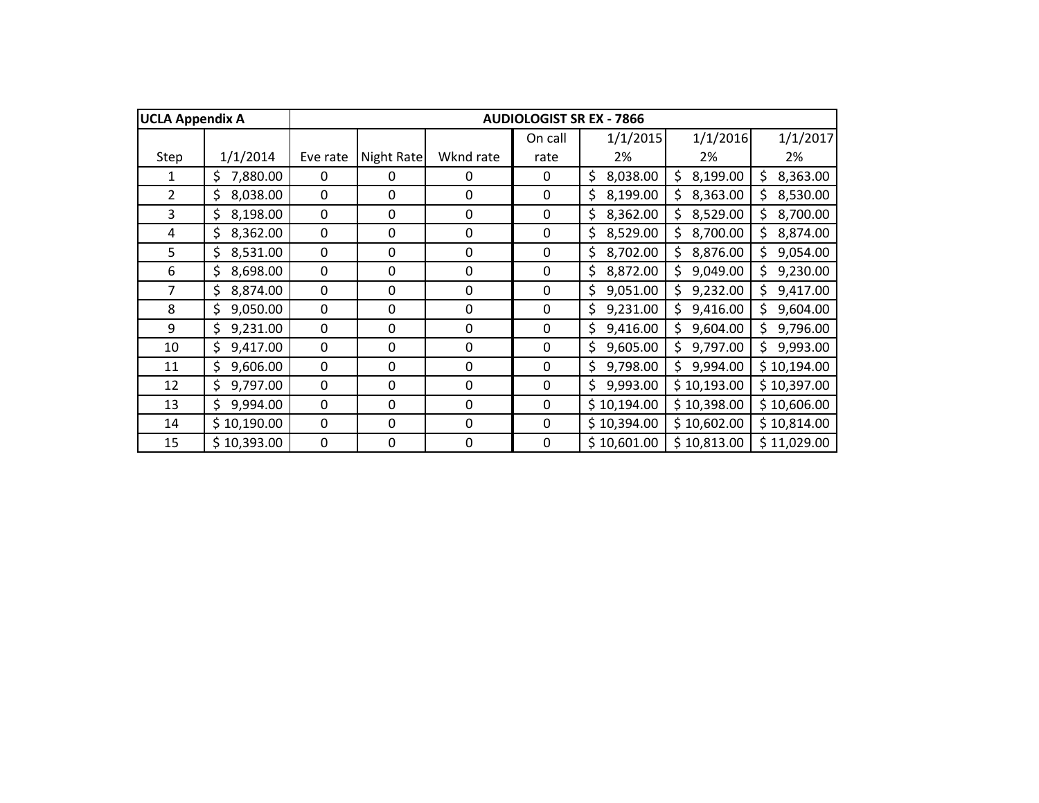| UCLA Appendix A | AUDIOLOGIST SR EX - 7866 | | | | | | | |
|---|---|---|---|---|---|---|---|---|
| Step | 1/1/2014 | Eve rate | Night Rate | Wknd rate | On call rate | 1/1/2015 2% | 1/1/2016 2% | 1/1/2017 2% |
| 1 | $ 7,880.00 | 0 | 0 | 0 | 0 | $ 8,038.00 | $ 8,199.00 | $ 8,363.00 |
| 2 | $ 8,038.00 | 0 | 0 | 0 | 0 | $ 8,199.00 | $ 8,363.00 | $ 8,530.00 |
| 3 | $ 8,198.00 | 0 | 0 | 0 | 0 | $ 8,362.00 | $ 8,529.00 | $ 8,700.00 |
| 4 | $ 8,362.00 | 0 | 0 | 0 | 0 | $ 8,529.00 | $ 8,700.00 | $ 8,874.00 |
| 5 | $ 8,531.00 | 0 | 0 | 0 | 0 | $ 8,702.00 | $ 8,876.00 | $ 9,054.00 |
| 6 | $ 8,698.00 | 0 | 0 | 0 | 0 | $ 8,872.00 | $ 9,049.00 | $ 9,230.00 |
| 7 | $ 8,874.00 | 0 | 0 | 0 | 0 | $ 9,051.00 | $ 9,232.00 | $ 9,417.00 |
| 8 | $ 9,050.00 | 0 | 0 | 0 | 0 | $ 9,231.00 | $ 9,416.00 | $ 9,604.00 |
| 9 | $ 9,231.00 | 0 | 0 | 0 | 0 | $ 9,416.00 | $ 9,604.00 | $ 9,796.00 |
| 10 | $ 9,417.00 | 0 | 0 | 0 | 0 | $ 9,605.00 | $ 9,797.00 | $ 9,993.00 |
| 11 | $ 9,606.00 | 0 | 0 | 0 | 0 | $ 9,798.00 | $ 9,994.00 | $ 10,194.00 |
| 12 | $ 9,797.00 | 0 | 0 | 0 | 0 | $ 9,993.00 | $ 10,193.00 | $ 10,397.00 |
| 13 | $ 9,994.00 | 0 | 0 | 0 | 0 | $ 10,194.00 | $ 10,398.00 | $ 10,606.00 |
| 14 | $ 10,190.00 | 0 | 0 | 0 | 0 | $ 10,394.00 | $ 10,602.00 | $ 10,814.00 |
| 15 | $ 10,393.00 | 0 | 0 | 0 | 0 | $ 10,601.00 | $ 10,813.00 | $ 11,029.00 |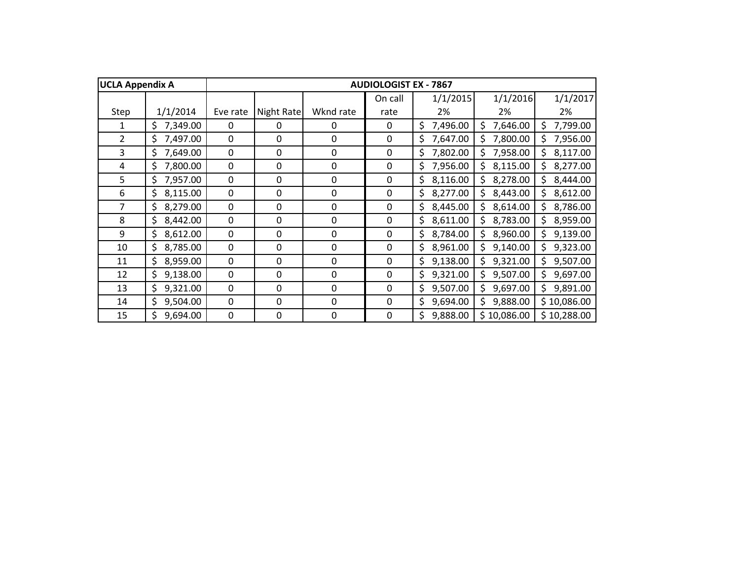| UCLA Appendix A | | AUDIOLOGIST EX - 7867 | | | | | | |
|---|---|---|---|---|---|---|---|---|
| Step | 1/1/2014 | Eve rate | Night Rate | Wknd rate | On call rate | 1/1/2015 2% | 1/1/2016 2% | 1/1/2017 2% |
| 1 | $ 7,349.00 | 0 | 0 | 0 | 0 | $ 7,496.00 | $ 7,646.00 | $ 7,799.00 |
| 2 | $ 7,497.00 | 0 | 0 | 0 | 0 | $ 7,647.00 | $ 7,800.00 | $ 7,956.00 |
| 3 | $ 7,649.00 | 0 | 0 | 0 | 0 | $ 7,802.00 | $ 7,958.00 | $ 8,117.00 |
| 4 | $ 7,800.00 | 0 | 0 | 0 | 0 | $ 7,956.00 | $ 8,115.00 | $ 8,277.00 |
| 5 | $ 7,957.00 | 0 | 0 | 0 | 0 | $ 8,116.00 | $ 8,278.00 | $ 8,444.00 |
| 6 | $ 8,115.00 | 0 | 0 | 0 | 0 | $ 8,277.00 | $ 8,443.00 | $ 8,612.00 |
| 7 | $ 8,279.00 | 0 | 0 | 0 | 0 | $ 8,445.00 | $ 8,614.00 | $ 8,786.00 |
| 8 | $ 8,442.00 | 0 | 0 | 0 | 0 | $ 8,611.00 | $ 8,783.00 | $ 8,959.00 |
| 9 | $ 8,612.00 | 0 | 0 | 0 | 0 | $ 8,784.00 | $ 8,960.00 | $ 9,139.00 |
| 10 | $ 8,785.00 | 0 | 0 | 0 | 0 | $ 8,961.00 | $ 9,140.00 | $ 9,323.00 |
| 11 | $ 8,959.00 | 0 | 0 | 0 | 0 | $ 9,138.00 | $ 9,321.00 | $ 9,507.00 |
| 12 | $ 9,138.00 | 0 | 0 | 0 | 0 | $ 9,321.00 | $ 9,507.00 | $ 9,697.00 |
| 13 | $ 9,321.00 | 0 | 0 | 0 | 0 | $ 9,507.00 | $ 9,697.00 | $ 9,891.00 |
| 14 | $ 9,504.00 | 0 | 0 | 0 | 0 | $ 9,694.00 | $ 9,888.00 | $ 10,086.00 |
| 15 | $ 9,694.00 | 0 | 0 | 0 | 0 | $ 9,888.00 | $ 10,086.00 | $ 10,288.00 |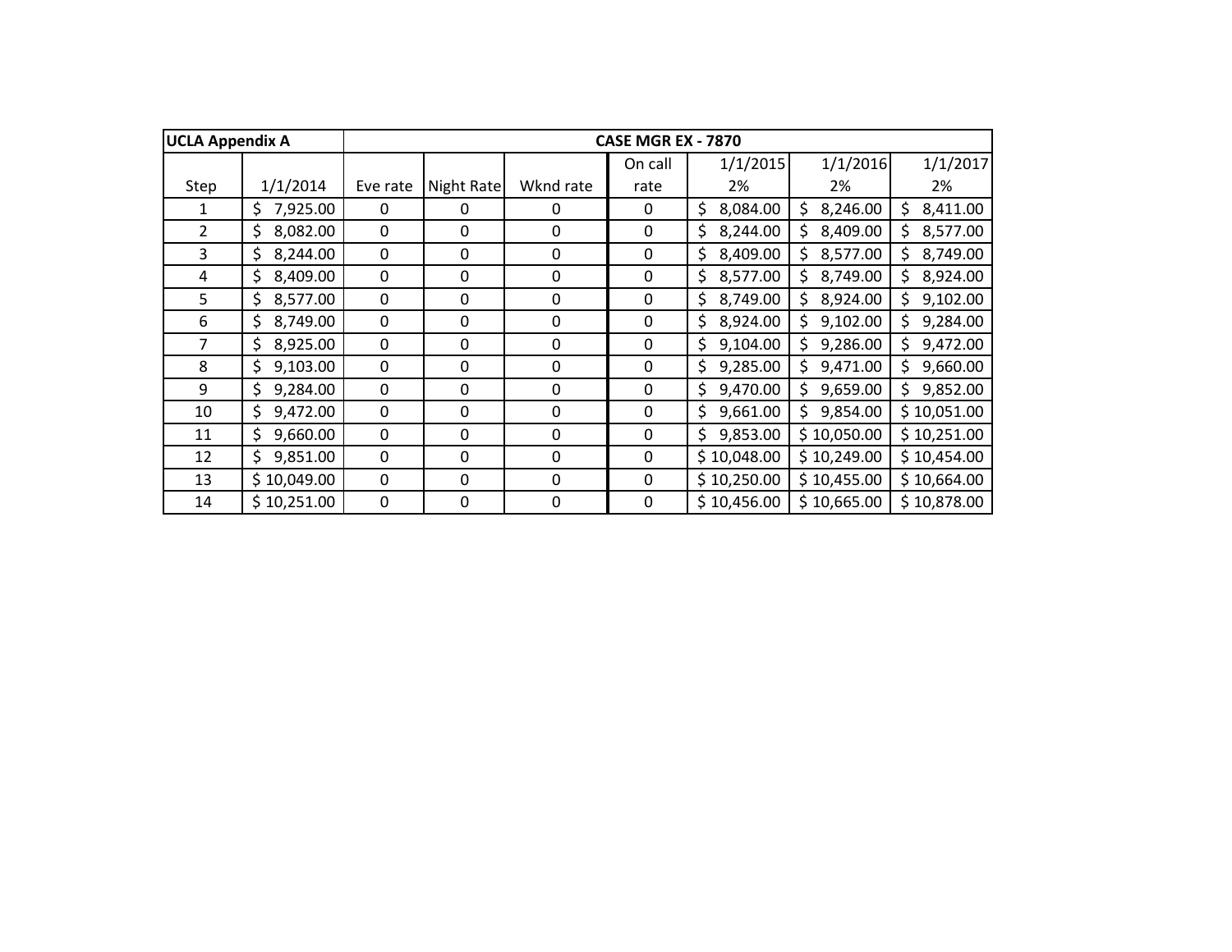| UCLA Appendix A | CASE MGR EX - 7870 | | | | | | | |
|---|---|---|---|---|---|---|---|---|
| Step | 1/1/2014 | Eve rate | Night Rate | Wknd rate | On call rate | 1/1/2015 2% | 1/1/2016 2% | 1/1/2017 2% |
| 1 | $ 7,925.00 | 0 | 0 | 0 | 0 | $ 8,084.00 | $ 8,246.00 | $ 8,411.00 |
| 2 | $ 8,082.00 | 0 | 0 | 0 | 0 | $ 8,244.00 | $ 8,409.00 | $ 8,577.00 |
| 3 | $ 8,244.00 | 0 | 0 | 0 | 0 | $ 8,409.00 | $ 8,577.00 | $ 8,749.00 |
| 4 | $ 8,409.00 | 0 | 0 | 0 | 0 | $ 8,577.00 | $ 8,749.00 | $ 8,924.00 |
| 5 | $ 8,577.00 | 0 | 0 | 0 | 0 | $ 8,749.00 | $ 8,924.00 | $ 9,102.00 |
| 6 | $ 8,749.00 | 0 | 0 | 0 | 0 | $ 8,924.00 | $ 9,102.00 | $ 9,284.00 |
| 7 | $ 8,925.00 | 0 | 0 | 0 | 0 | $ 9,104.00 | $ 9,286.00 | $ 9,472.00 |
| 8 | $ 9,103.00 | 0 | 0 | 0 | 0 | $ 9,285.00 | $ 9,471.00 | $ 9,660.00 |
| 9 | $ 9,284.00 | 0 | 0 | 0 | 0 | $ 9,470.00 | $ 9,659.00 | $ 9,852.00 |
| 10 | $ 9,472.00 | 0 | 0 | 0 | 0 | $ 9,661.00 | $ 9,854.00 | $ 10,051.00 |
| 11 | $ 9,660.00 | 0 | 0 | 0 | 0 | $ 9,853.00 | $ 10,050.00 | $ 10,251.00 |
| 12 | $ 9,851.00 | 0 | 0 | 0 | 0 | $ 10,048.00 | $ 10,249.00 | $ 10,454.00 |
| 13 | $ 10,049.00 | 0 | 0 | 0 | 0 | $ 10,250.00 | $ 10,455.00 | $ 10,664.00 |
| 14 | $ 10,251.00 | 0 | 0 | 0 | 0 | $ 10,456.00 | $ 10,665.00 | $ 10,878.00 |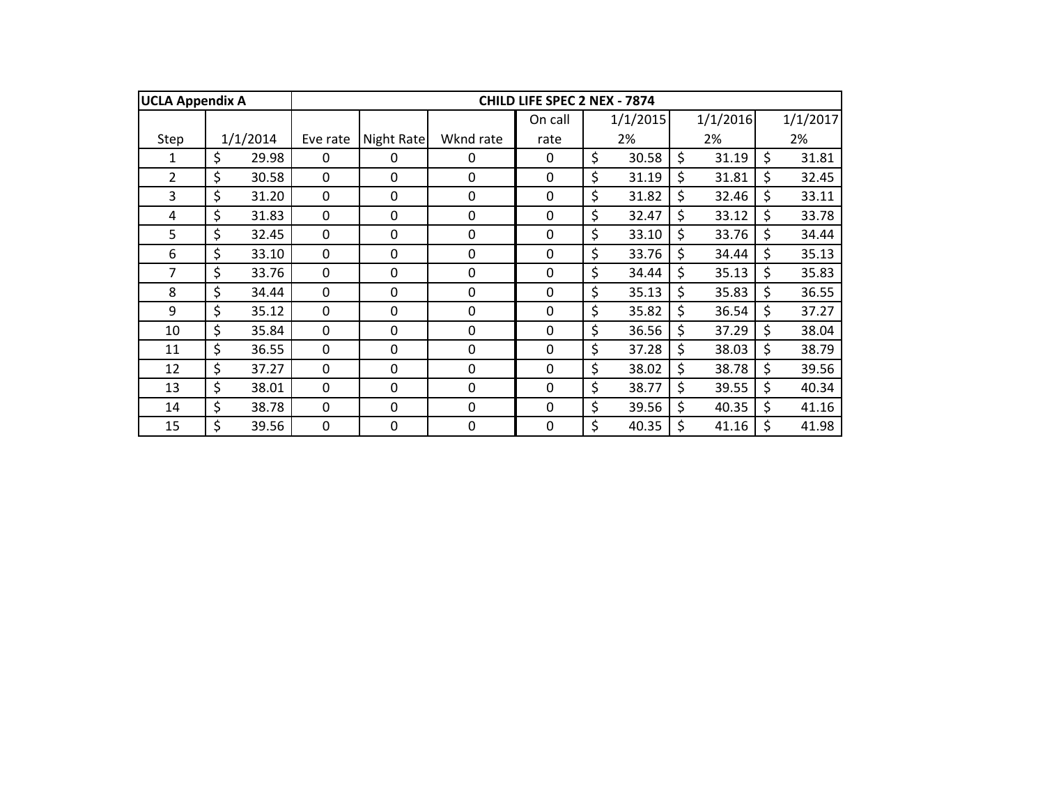| UCLA Appendix A | CHILD LIFE SPEC 2 NEX - 7874 | | | | | | | |
|---|---|---|---|---|---|---|---|---|
| Step | 1/1/2014 | Eve rate | Night Rate | Wknd rate | On call rate | 1/1/2015 2% | 1/1/2016 2% | 1/1/2017 2% |
| 1 | $ 29.98 | 0 | 0 | 0 | 0 | $ 30.58 | $ 31.19 | $ 31.81 |
| 2 | $ 30.58 | 0 | 0 | 0 | 0 | $ 31.19 | $ 31.81 | $ 32.45 |
| 3 | $ 31.20 | 0 | 0 | 0 | 0 | $ 31.82 | $ 32.46 | $ 33.11 |
| 4 | $ 31.83 | 0 | 0 | 0 | 0 | $ 32.47 | $ 33.12 | $ 33.78 |
| 5 | $ 32.45 | 0 | 0 | 0 | 0 | $ 33.10 | $ 33.76 | $ 34.44 |
| 6 | $ 33.10 | 0 | 0 | 0 | 0 | $ 33.76 | $ 34.44 | $ 35.13 |
| 7 | $ 33.76 | 0 | 0 | 0 | 0 | $ 34.44 | $ 35.13 | $ 35.83 |
| 8 | $ 34.44 | 0 | 0 | 0 | 0 | $ 35.13 | $ 35.83 | $ 36.55 |
| 9 | $ 35.12 | 0 | 0 | 0 | 0 | $ 35.82 | $ 36.54 | $ 37.27 |
| 10 | $ 35.84 | 0 | 0 | 0 | 0 | $ 36.56 | $ 37.29 | $ 38.04 |
| 11 | $ 36.55 | 0 | 0 | 0 | 0 | $ 37.28 | $ 38.03 | $ 38.79 |
| 12 | $ 37.27 | 0 | 0 | 0 | 0 | $ 38.02 | $ 38.78 | $ 39.56 |
| 13 | $ 38.01 | 0 | 0 | 0 | 0 | $ 38.77 | $ 39.55 | $ 40.34 |
| 14 | $ 38.78 | 0 | 0 | 0 | 0 | $ 39.56 | $ 40.35 | $ 41.16 |
| 15 | $ 39.56 | 0 | 0 | 0 | 0 | $ 40.35 | $ 41.16 | $ 41.98 |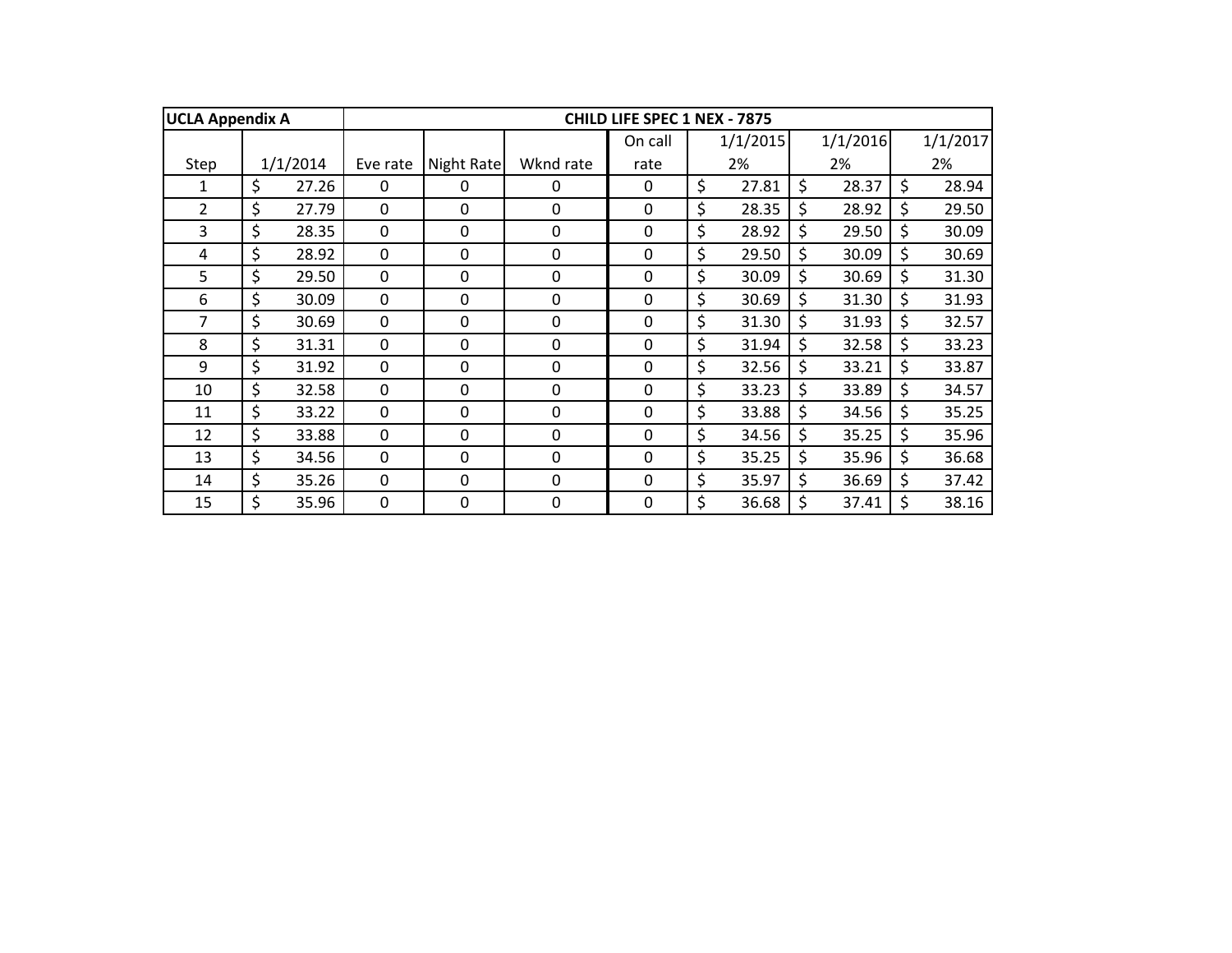| UCLA Appendix A | CHILD LIFE SPEC 1 NEX - 7875 | | | | | | | |
|---|---|---|---|---|---|---|---|---|
| Step | 1/1/2014 | Eve rate | Night Rate | Wknd rate | On call rate | 1/1/2015 2% | 1/1/2016 2% | 1/1/2017 2% |
| 1 | $ 27.26 | 0 | 0 | 0 | 0 | $ 27.81 | $ 28.37 | $ 28.94 |
| 2 | $ 27.79 | 0 | 0 | 0 | 0 | $ 28.35 | $ 28.92 | $ 29.50 |
| 3 | $ 28.35 | 0 | 0 | 0 | 0 | $ 28.92 | $ 29.50 | $ 30.09 |
| 4 | $ 28.92 | 0 | 0 | 0 | 0 | $ 29.50 | $ 30.09 | $ 30.69 |
| 5 | $ 29.50 | 0 | 0 | 0 | 0 | $ 30.09 | $ 30.69 | $ 31.30 |
| 6 | $ 30.09 | 0 | 0 | 0 | 0 | $ 30.69 | $ 31.30 | $ 31.93 |
| 7 | $ 30.69 | 0 | 0 | 0 | 0 | $ 31.30 | $ 31.93 | $ 32.57 |
| 8 | $ 31.31 | 0 | 0 | 0 | 0 | $ 31.94 | $ 32.58 | $ 33.23 |
| 9 | $ 31.92 | 0 | 0 | 0 | 0 | $ 32.56 | $ 33.21 | $ 33.87 |
| 10 | $ 32.58 | 0 | 0 | 0 | 0 | $ 33.23 | $ 33.89 | $ 34.57 |
| 11 | $ 33.22 | 0 | 0 | 0 | 0 | $ 33.88 | $ 34.56 | $ 35.25 |
| 12 | $ 33.88 | 0 | 0 | 0 | 0 | $ 34.56 | $ 35.25 | $ 35.96 |
| 13 | $ 34.56 | 0 | 0 | 0 | 0 | $ 35.25 | $ 35.96 | $ 36.68 |
| 14 | $ 35.26 | 0 | 0 | 0 | 0 | $ 35.97 | $ 36.69 | $ 37.42 |
| 15 | $ 35.96 | 0 | 0 | 0 | 0 | $ 36.68 | $ 37.41 | $ 38.16 |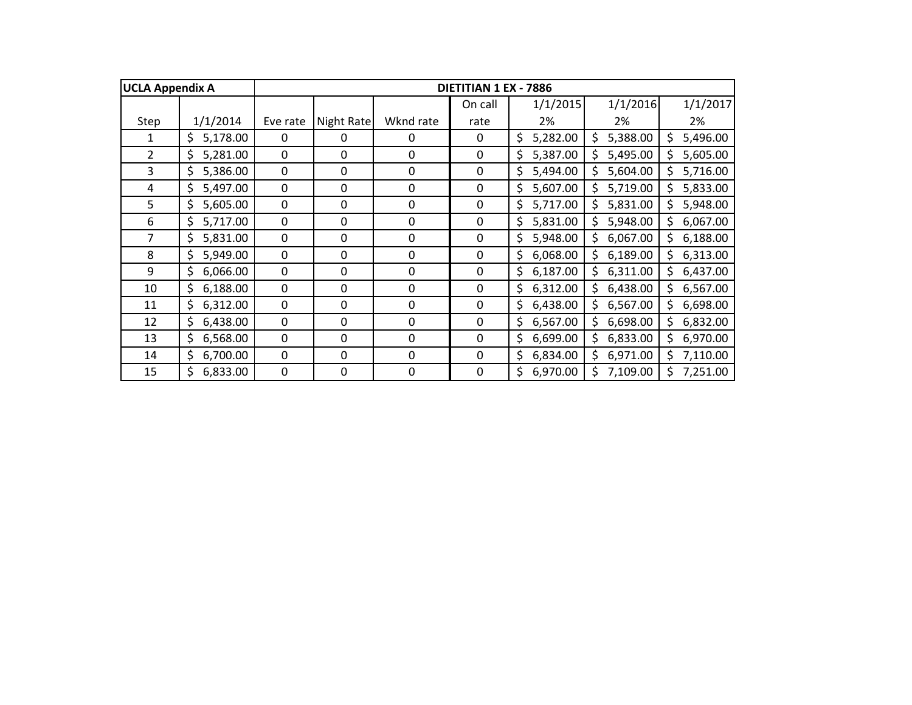| UCLA Appendix A | DIETITIAN 1 EX - 7886 | | | | | | | |
|---|---|---|---|---|---|---|---|---|
| Step | 1/1/2014 | Eve rate | Night Rate | Wknd rate | On call rate | 1/1/2015 2% | 1/1/2016 2% | 1/1/2017 2% |
| 1 | $ 5,178.00 | 0 | 0 | 0 | 0 | $ 5,282.00 | $ 5,388.00 | $ 5,496.00 |
| 2 | $ 5,281.00 | 0 | 0 | 0 | 0 | $ 5,387.00 | $ 5,495.00 | $ 5,605.00 |
| 3 | $ 5,386.00 | 0 | 0 | 0 | 0 | $ 5,494.00 | $ 5,604.00 | $ 5,716.00 |
| 4 | $ 5,497.00 | 0 | 0 | 0 | 0 | $ 5,607.00 | $ 5,719.00 | $ 5,833.00 |
| 5 | $ 5,605.00 | 0 | 0 | 0 | 0 | $ 5,717.00 | $ 5,831.00 | $ 5,948.00 |
| 6 | $ 5,717.00 | 0 | 0 | 0 | 0 | $ 5,831.00 | $ 5,948.00 | $ 6,067.00 |
| 7 | $ 5,831.00 | 0 | 0 | 0 | 0 | $ 5,948.00 | $ 6,067.00 | $ 6,188.00 |
| 8 | $ 5,949.00 | 0 | 0 | 0 | 0 | $ 6,068.00 | $ 6,189.00 | $ 6,313.00 |
| 9 | $ 6,066.00 | 0 | 0 | 0 | 0 | $ 6,187.00 | $ 6,311.00 | $ 6,437.00 |
| 10 | $ 6,188.00 | 0 | 0 | 0 | 0 | $ 6,312.00 | $ 6,438.00 | $ 6,567.00 |
| 11 | $ 6,312.00 | 0 | 0 | 0 | 0 | $ 6,438.00 | $ 6,567.00 | $ 6,698.00 |
| 12 | $ 6,438.00 | 0 | 0 | 0 | 0 | $ 6,567.00 | $ 6,698.00 | $ 6,832.00 |
| 13 | $ 6,568.00 | 0 | 0 | 0 | 0 | $ 6,699.00 | $ 6,833.00 | $ 6,970.00 |
| 14 | $ 6,700.00 | 0 | 0 | 0 | 0 | $ 6,834.00 | $ 6,971.00 | $ 7,110.00 |
| 15 | $ 6,833.00 | 0 | 0 | 0 | 0 | $ 6,970.00 | $ 7,109.00 | $ 7,251.00 |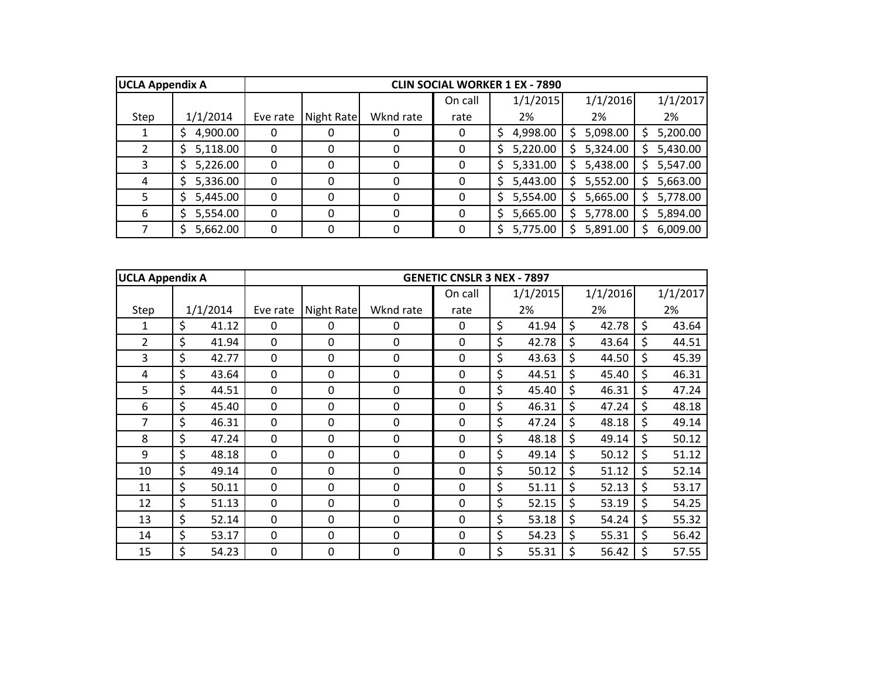| UCLA Appendix A | | CLIN SOCIAL WORKER 1 EX - 7890 | | | | | | |
|---|---|---|---|---|---|---|---|---|
| | | | | | On call | 1/1/2015 | 1/1/2016 | 1/1/2017 |
| Step | 1/1/2014 | Eve rate | Night Rate | Wknd rate | rate | 2% | 2% | 2% |
| 1 | $ 4,900.00 | 0 | 0 | 0 | 0 | $ 4,998.00 | $ 5,098.00 | $ 5,200.00 |
| 2 | $ 5,118.00 | 0 | 0 | 0 | 0 | $ 5,220.00 | $ 5,324.00 | $ 5,430.00 |
| 3 | $ 5,226.00 | 0 | 0 | 0 | 0 | $ 5,331.00 | $ 5,438.00 | $ 5,547.00 |
| 4 | $ 5,336.00 | 0 | 0 | 0 | 0 | $ 5,443.00 | $ 5,552.00 | $ 5,663.00 |
| 5 | $ 5,445.00 | 0 | 0 | 0 | 0 | $ 5,554.00 | $ 5,665.00 | $ 5,778.00 |
| 6 | $ 5,554.00 | 0 | 0 | 0 | 0 | $ 5,665.00 | $ 5,778.00 | $ 5,894.00 |
| 7 | $ 5,662.00 | 0 | 0 | 0 | 0 | $ 5,775.00 | $ 5,891.00 | $ 6,009.00 |

| UCLA Appendix A | | GENETIC CNSLR 3 NEX - 7897 | | | | | | |
|---|---|---|---|---|---|---|---|---|
| | | | | | On call | 1/1/2015 | 1/1/2016 | 1/1/2017 |
| Step | 1/1/2014 | Eve rate | Night Rate | Wknd rate | rate | 2% | 2% | 2% |
| 1 | $ 41.12 | 0 | 0 | 0 | 0 | $ 41.94 | $ 42.78 | $ 43.64 |
| 2 | $ 41.94 | 0 | 0 | 0 | 0 | $ 42.78 | $ 43.64 | $ 44.51 |
| 3 | $ 42.77 | 0 | 0 | 0 | 0 | $ 43.63 | $ 44.50 | $ 45.39 |
| 4 | $ 43.64 | 0 | 0 | 0 | 0 | $ 44.51 | $ 45.40 | $ 46.31 |
| 5 | $ 44.51 | 0 | 0 | 0 | 0 | $ 45.40 | $ 46.31 | $ 47.24 |
| 6 | $ 45.40 | 0 | 0 | 0 | 0 | $ 46.31 | $ 47.24 | $ 48.18 |
| 7 | $ 46.31 | 0 | 0 | 0 | 0 | $ 47.24 | $ 48.18 | $ 49.14 |
| 8 | $ 47.24 | 0 | 0 | 0 | 0 | $ 48.18 | $ 49.14 | $ 50.12 |
| 9 | $ 48.18 | 0 | 0 | 0 | 0 | $ 49.14 | $ 50.12 | $ 51.12 |
| 10 | $ 49.14 | 0 | 0 | 0 | 0 | $ 50.12 | $ 51.12 | $ 52.14 |
| 11 | $ 50.11 | 0 | 0 | 0 | 0 | $ 51.11 | $ 52.13 | $ 53.17 |
| 12 | $ 51.13 | 0 | 0 | 0 | 0 | $ 52.15 | $ 53.19 | $ 54.25 |
| 13 | $ 52.14 | 0 | 0 | 0 | 0 | $ 53.18 | $ 54.24 | $ 55.32 |
| 14 | $ 53.17 | 0 | 0 | 0 | 0 | $ 54.23 | $ 55.31 | $ 56.42 |
| 15 | $ 54.23 | 0 | 0 | 0 | 0 | $ 55.31 | $ 56.42 | $ 57.55 |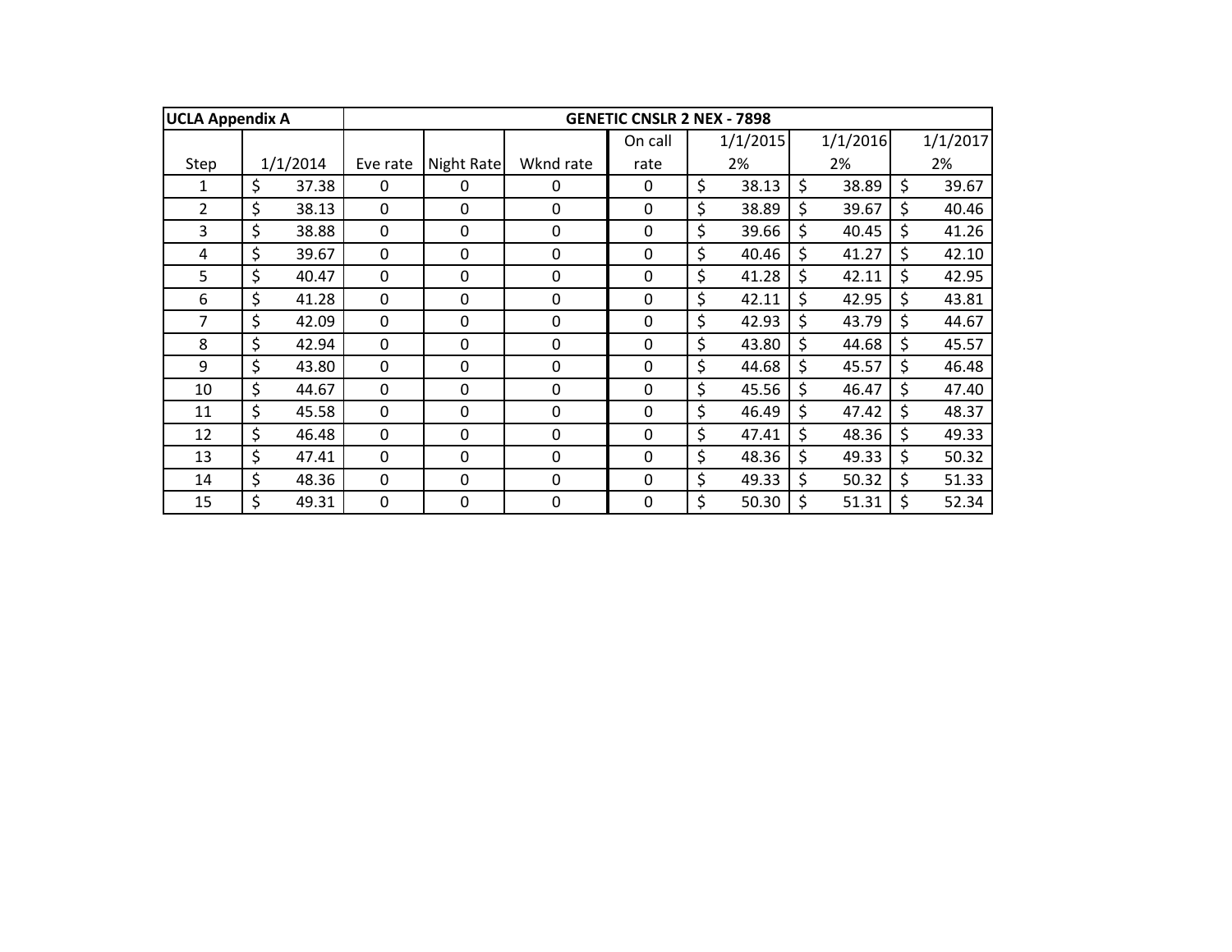| UCLA Appendix A | GENETIC CNSLR 2 NEX - 7898 | | | | | | | |
|---|---|---|---|---|---|---|---|---|
| | | | | | On call | 1/1/2015 | 1/1/2016 | 1/1/2017 |
| Step | 1/1/2014 | Eve rate | Night Rate | Wknd rate | rate | 2% | 2% | 2% |
| 1 | $ 37.38 | 0 | 0 | 0 | 0 | $ 38.13 | $ 38.89 | $ 39.67 |
| 2 | $ 38.13 | 0 | 0 | 0 | 0 | $ 38.89 | $ 39.67 | $ 40.46 |
| 3 | $ 38.88 | 0 | 0 | 0 | 0 | $ 39.66 | $ 40.45 | $ 41.26 |
| 4 | $ 39.67 | 0 | 0 | 0 | 0 | $ 40.46 | $ 41.27 | $ 42.10 |
| 5 | $ 40.47 | 0 | 0 | 0 | 0 | $ 41.28 | $ 42.11 | $ 42.95 |
| 6 | $ 41.28 | 0 | 0 | 0 | 0 | $ 42.11 | $ 42.95 | $ 43.81 |
| 7 | $ 42.09 | 0 | 0 | 0 | 0 | $ 42.93 | $ 43.79 | $ 44.67 |
| 8 | $ 42.94 | 0 | 0 | 0 | 0 | $ 43.80 | $ 44.68 | $ 45.57 |
| 9 | $ 43.80 | 0 | 0 | 0 | 0 | $ 44.68 | $ 45.57 | $ 46.48 |
| 10 | $ 44.67 | 0 | 0 | 0 | 0 | $ 45.56 | $ 46.47 | $ 47.40 |
| 11 | $ 45.58 | 0 | 0 | 0 | 0 | $ 46.49 | $ 47.42 | $ 48.37 |
| 12 | $ 46.48 | 0 | 0 | 0 | 0 | $ 47.41 | $ 48.36 | $ 49.33 |
| 13 | $ 47.41 | 0 | 0 | 0 | 0 | $ 48.36 | $ 49.33 | $ 50.32 |
| 14 | $ 48.36 | 0 | 0 | 0 | 0 | $ 49.33 | $ 50.32 | $ 51.33 |
| 15 | $ 49.31 | 0 | 0 | 0 | 0 | $ 50.30 | $ 51.31 | $ 52.34 |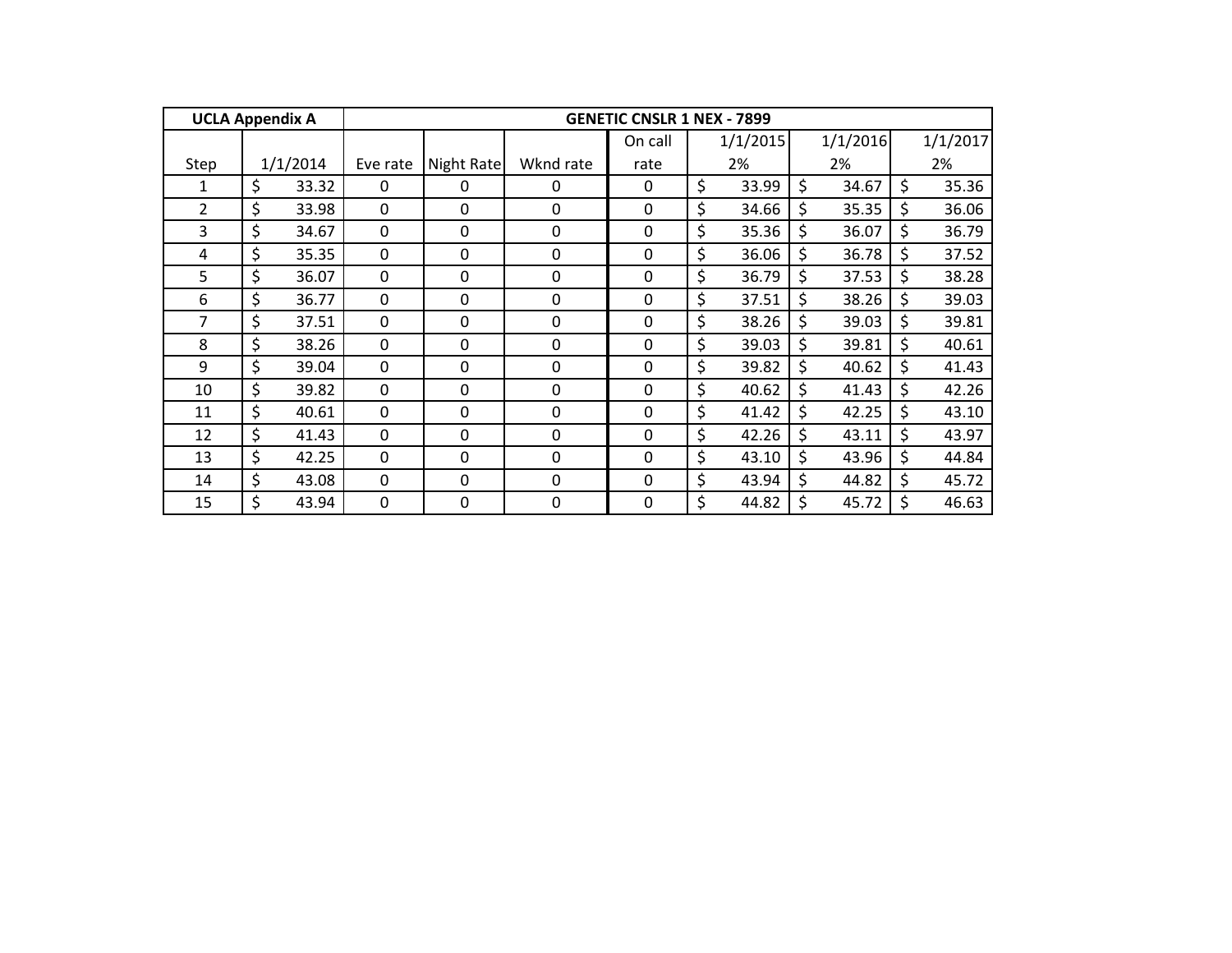| UCLA Appendix A | GENETIC CNSLR 1 NEX - 7899 | | | | | | | |
|---|---|---|---|---|---|---|---|---|
| Step | 1/1/2014 | Eve rate | Night Rate | Wknd rate | On call rate | 1/1/2015 2% | 1/1/2016 2% | 1/1/2017 2% |
| 1 | $ 33.32 | 0 | 0 | 0 | 0 | $ 33.99 | $ 34.67 | $ 35.36 |
| 2 | $ 33.98 | 0 | 0 | 0 | 0 | $ 34.66 | $ 35.35 | $ 36.06 |
| 3 | $ 34.67 | 0 | 0 | 0 | 0 | $ 35.36 | $ 36.07 | $ 36.79 |
| 4 | $ 35.35 | 0 | 0 | 0 | 0 | $ 36.06 | $ 36.78 | $ 37.52 |
| 5 | $ 36.07 | 0 | 0 | 0 | 0 | $ 36.79 | $ 37.53 | $ 38.28 |
| 6 | $ 36.77 | 0 | 0 | 0 | 0 | $ 37.51 | $ 38.26 | $ 39.03 |
| 7 | $ 37.51 | 0 | 0 | 0 | 0 | $ 38.26 | $ 39.03 | $ 39.81 |
| 8 | $ 38.26 | 0 | 0 | 0 | 0 | $ 39.03 | $ 39.81 | $ 40.61 |
| 9 | $ 39.04 | 0 | 0 | 0 | 0 | $ 39.82 | $ 40.62 | $ 41.43 |
| 10 | $ 39.82 | 0 | 0 | 0 | 0 | $ 40.62 | $ 41.43 | $ 42.26 |
| 11 | $ 40.61 | 0 | 0 | 0 | 0 | $ 41.42 | $ 42.25 | $ 43.10 |
| 12 | $ 41.43 | 0 | 0 | 0 | 0 | $ 42.26 | $ 43.11 | $ 43.97 |
| 13 | $ 42.25 | 0 | 0 | 0 | 0 | $ 43.10 | $ 43.96 | $ 44.84 |
| 14 | $ 43.08 | 0 | 0 | 0 | 0 | $ 43.94 | $ 44.82 | $ 45.72 |
| 15 | $ 43.94 | 0 | 0 | 0 | 0 | $ 44.82 | $ 45.72 | $ 46.63 |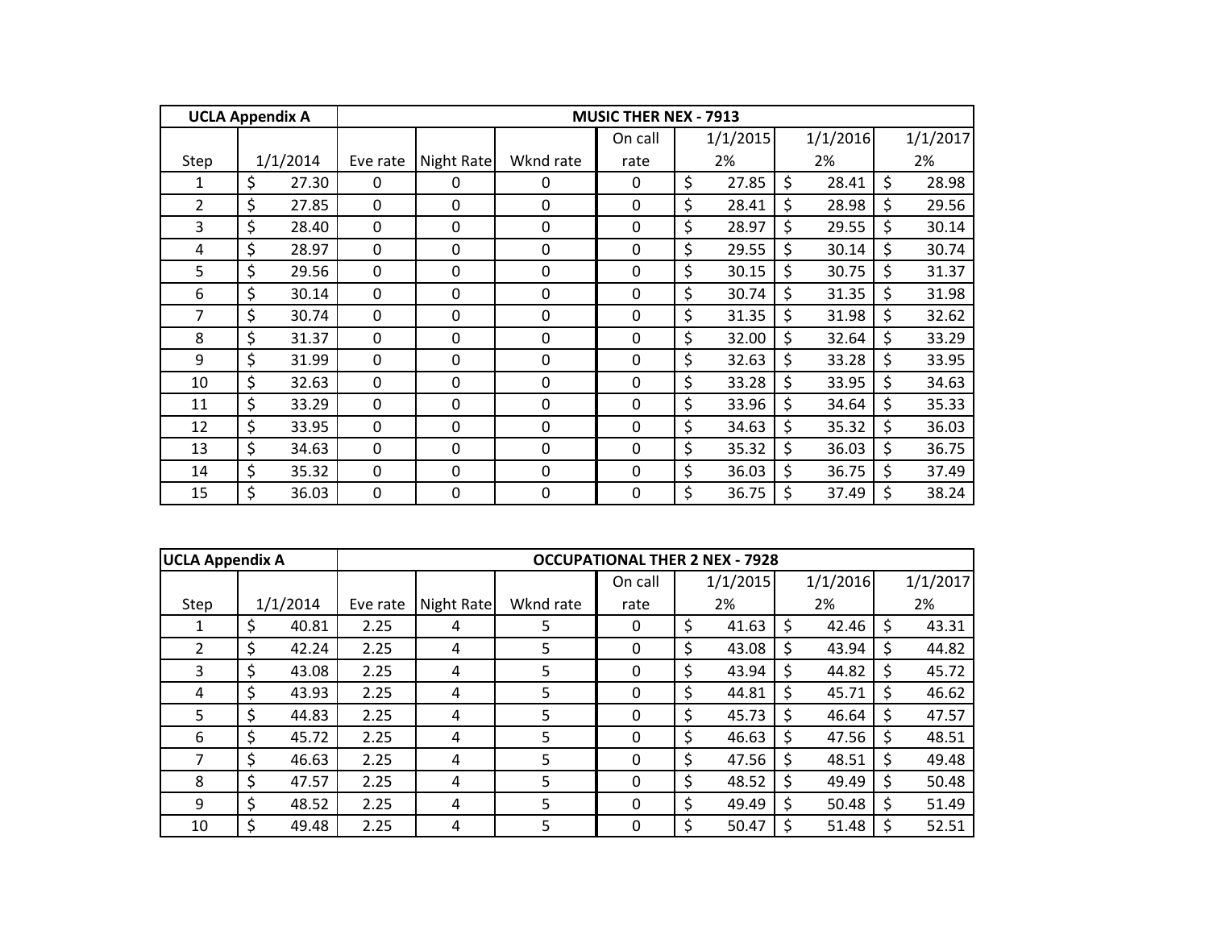| UCLA Appendix A | | MUSIC THER NEX - 7913 | | | | | | |
|---|---|---|---|---|---|---|---|---|
| Step | 1/1/2014 | Eve rate | Night Rate | Wknd rate | On call rate | 1/1/2015 2% | 1/1/2016 2% | 1/1/2017 2% |
| 1 | $ 27.30 | 0 | 0 | 0 | 0 | $ 27.85 | $ 28.41 | $ 28.98 |
| 2 | $ 27.85 | 0 | 0 | 0 | 0 | $ 28.41 | $ 28.98 | $ 29.56 |
| 3 | $ 28.40 | 0 | 0 | 0 | 0 | $ 28.97 | $ 29.55 | $ 30.14 |
| 4 | $ 28.97 | 0 | 0 | 0 | 0 | $ 29.55 | $ 30.14 | $ 30.74 |
| 5 | $ 29.56 | 0 | 0 | 0 | 0 | $ 30.15 | $ 30.75 | $ 31.37 |
| 6 | $ 30.14 | 0 | 0 | 0 | 0 | $ 30.74 | $ 31.35 | $ 31.98 |
| 7 | $ 30.74 | 0 | 0 | 0 | 0 | $ 31.35 | $ 31.98 | $ 32.62 |
| 8 | $ 31.37 | 0 | 0 | 0 | 0 | $ 32.00 | $ 32.64 | $ 33.29 |
| 9 | $ 31.99 | 0 | 0 | 0 | 0 | $ 32.63 | $ 33.28 | $ 33.95 |
| 10 | $ 32.63 | 0 | 0 | 0 | 0 | $ 33.28 | $ 33.95 | $ 34.63 |
| 11 | $ 33.29 | 0 | 0 | 0 | 0 | $ 33.96 | $ 34.64 | $ 35.33 |
| 12 | $ 33.95 | 0 | 0 | 0 | 0 | $ 34.63 | $ 35.32 | $ 36.03 |
| 13 | $ 34.63 | 0 | 0 | 0 | 0 | $ 35.32 | $ 36.03 | $ 36.75 |
| 14 | $ 35.32 | 0 | 0 | 0 | 0 | $ 36.03 | $ 36.75 | $ 37.49 |
| 15 | $ 36.03 | 0 | 0 | 0 | 0 | $ 36.75 | $ 37.49 | $ 38.24 |

| UCLA Appendix A | | OCCUPATIONAL THER 2 NEX - 7928 | | | | | | |
|---|---|---|---|---|---|---|---|---|
| Step | 1/1/2014 | Eve rate | Night Rate | Wknd rate | On call rate | 1/1/2015 2% | 1/1/2016 2% | 1/1/2017 2% |
| 1 | $ 40.81 | 2.25 | 4 | 5 | 0 | $ 41.63 | $ 42.46 | $ 43.31 |
| 2 | $ 42.24 | 2.25 | 4 | 5 | 0 | $ 43.08 | $ 43.94 | $ 44.82 |
| 3 | $ 43.08 | 2.25 | 4 | 5 | 0 | $ 43.94 | $ 44.82 | $ 45.72 |
| 4 | $ 43.93 | 2.25 | 4 | 5 | 0 | $ 44.81 | $ 45.71 | $ 46.62 |
| 5 | $ 44.83 | 2.25 | 4 | 5 | 0 | $ 45.73 | $ 46.64 | $ 47.57 |
| 6 | $ 45.72 | 2.25 | 4 | 5 | 0 | $ 46.63 | $ 47.56 | $ 48.51 |
| 7 | $ 46.63 | 2.25 | 4 | 5 | 0 | $ 47.56 | $ 48.51 | $ 49.48 |
| 8 | $ 47.57 | 2.25 | 4 | 5 | 0 | $ 48.52 | $ 49.49 | $ 50.48 |
| 9 | $ 48.52 | 2.25 | 4 | 5 | 0 | $ 49.49 | $ 50.48 | $ 51.49 |
| 10 | $ 49.48 | 2.25 | 4 | 5 | 0 | $ 50.47 | $ 51.48 | $ 52.51 |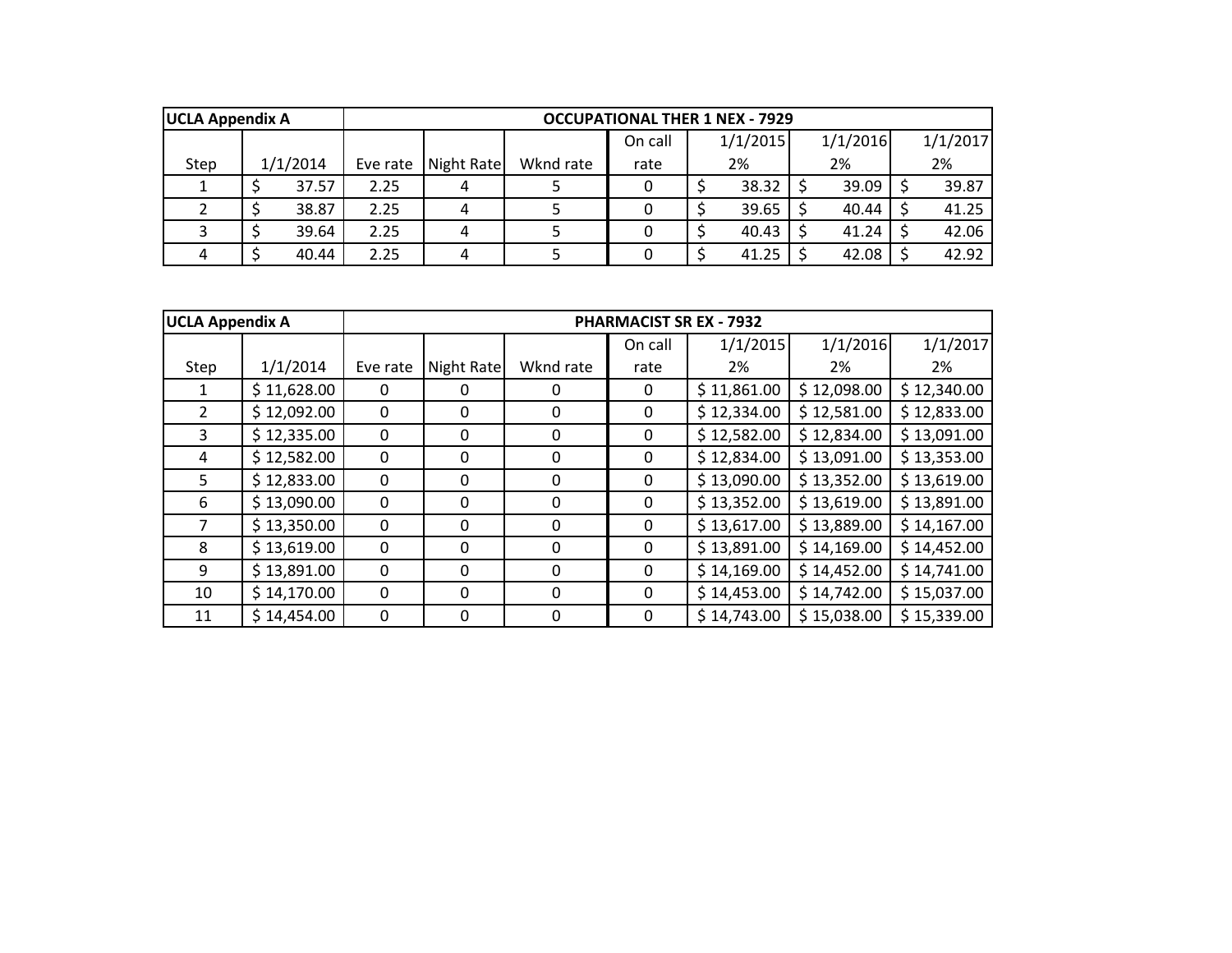| UCLA Appendix A | | OCCUPATIONAL THER 1 NEX - 7929 | | | | | | |
|---|---|---|---|---|---|---|---|---|
| Step | 1/1/2014 | Eve rate | Night Rate | Wknd rate | On call rate | 1/1/2015 2% | 1/1/2016 2% | 1/1/2017 2% |
| 1 | $ 37.57 | 2.25 | 4 | 5 | 0 | $ 38.32 | $ 39.09 | $ 39.87 |
| 2 | $ 38.87 | 2.25 | 4 | 5 | 0 | $ 39.65 | $ 40.44 | $ 41.25 |
| 3 | $ 39.64 | 2.25 | 4 | 5 | 0 | $ 40.43 | $ 41.24 | $ 42.06 |
| 4 | $ 40.44 | 2.25 | 4 | 5 | 0 | $ 41.25 | $ 42.08 | $ 42.92 |

| UCLA Appendix A | | PHARMACIST SR EX - 7932 | | | | | | |
|---|---|---|---|---|---|---|---|---|
| Step | 1/1/2014 | Eve rate | Night Rate | Wknd rate | On call rate | 1/1/2015 2% | 1/1/2016 2% | 1/1/2017 2% |
| 1 | $ 11,628.00 | 0 | 0 | 0 | 0 | $ 11,861.00 | $ 12,098.00 | $ 12,340.00 |
| 2 | $ 12,092.00 | 0 | 0 | 0 | 0 | $ 12,334.00 | $ 12,581.00 | $ 12,833.00 |
| 3 | $ 12,335.00 | 0 | 0 | 0 | 0 | $ 12,582.00 | $ 12,834.00 | $ 13,091.00 |
| 4 | $ 12,582.00 | 0 | 0 | 0 | 0 | $ 12,834.00 | $ 13,091.00 | $ 13,353.00 |
| 5 | $ 12,833.00 | 0 | 0 | 0 | 0 | $ 13,090.00 | $ 13,352.00 | $ 13,619.00 |
| 6 | $ 13,090.00 | 0 | 0 | 0 | 0 | $ 13,352.00 | $ 13,619.00 | $ 13,891.00 |
| 7 | $ 13,350.00 | 0 | 0 | 0 | 0 | $ 13,617.00 | $ 13,889.00 | $ 14,167.00 |
| 8 | $ 13,619.00 | 0 | 0 | 0 | 0 | $ 13,891.00 | $ 14,169.00 | $ 14,452.00 |
| 9 | $ 13,891.00 | 0 | 0 | 0 | 0 | $ 14,169.00 | $ 14,452.00 | $ 14,741.00 |
| 10 | $ 14,170.00 | 0 | 0 | 0 | 0 | $ 14,453.00 | $ 14,742.00 | $ 15,037.00 |
| 11 | $ 14,454.00 | 0 | 0 | 0 | 0 | $ 14,743.00 | $ 15,038.00 | $ 15,339.00 |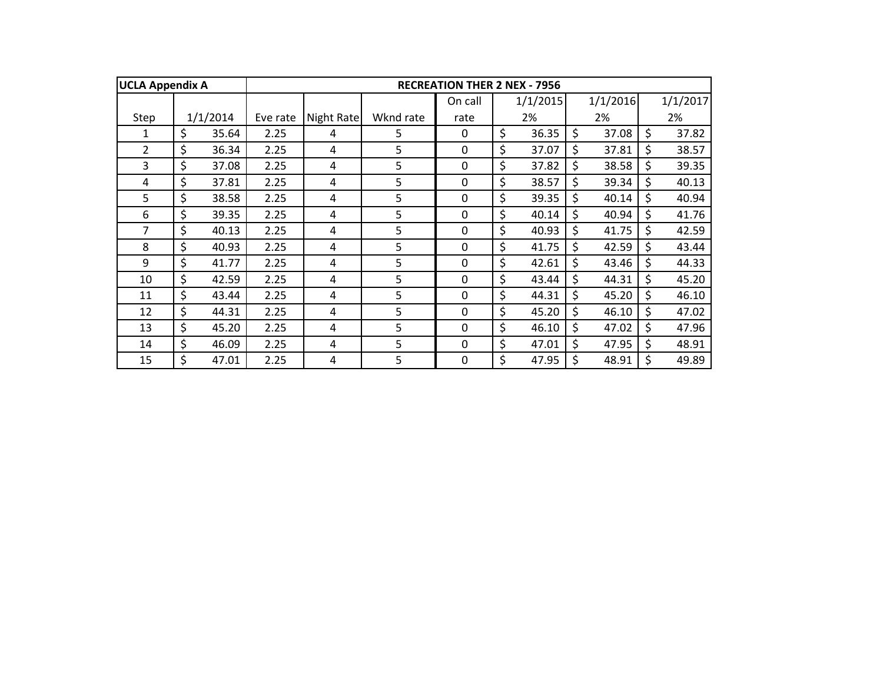| UCLA Appendix A | RECREATION THER 2 NEX - 7956 | | | | | | | |
|---|---|---|---|---|---|---|---|---|
| Step | 1/1/2014 | Eve rate | Night Rate | Wknd rate | On call rate | 1/1/2015 2% | 1/1/2016 2% | 1/1/2017 2% |
| 1 | $ 35.64 | 2.25 | 4 | 5 | 0 | $ 36.35 | $ 37.08 | $ 37.82 |
| 2 | $ 36.34 | 2.25 | 4 | 5 | 0 | $ 37.07 | $ 37.81 | $ 38.57 |
| 3 | $ 37.08 | 2.25 | 4 | 5 | 0 | $ 37.82 | $ 38.58 | $ 39.35 |
| 4 | $ 37.81 | 2.25 | 4 | 5 | 0 | $ 38.57 | $ 39.34 | $ 40.13 |
| 5 | $ 38.58 | 2.25 | 4 | 5 | 0 | $ 39.35 | $ 40.14 | $ 40.94 |
| 6 | $ 39.35 | 2.25 | 4 | 5 | 0 | $ 40.14 | $ 40.94 | $ 41.76 |
| 7 | $ 40.13 | 2.25 | 4 | 5 | 0 | $ 40.93 | $ 41.75 | $ 42.59 |
| 8 | $ 40.93 | 2.25 | 4 | 5 | 0 | $ 41.75 | $ 42.59 | $ 43.44 |
| 9 | $ 41.77 | 2.25 | 4 | 5 | 0 | $ 42.61 | $ 43.46 | $ 44.33 |
| 10 | $ 42.59 | 2.25 | 4 | 5 | 0 | $ 43.44 | $ 44.31 | $ 45.20 |
| 11 | $ 43.44 | 2.25 | 4 | 5 | 0 | $ 44.31 | $ 45.20 | $ 46.10 |
| 12 | $ 44.31 | 2.25 | 4 | 5 | 0 | $ 45.20 | $ 46.10 | $ 47.02 |
| 13 | $ 45.20 | 2.25 | 4 | 5 | 0 | $ 46.10 | $ 47.02 | $ 47.96 |
| 14 | $ 46.09 | 2.25 | 4 | 5 | 0 | $ 47.01 | $ 47.95 | $ 48.91 |
| 15 | $ 47.01 | 2.25 | 4 | 5 | 0 | $ 47.95 | $ 48.91 | $ 49.89 |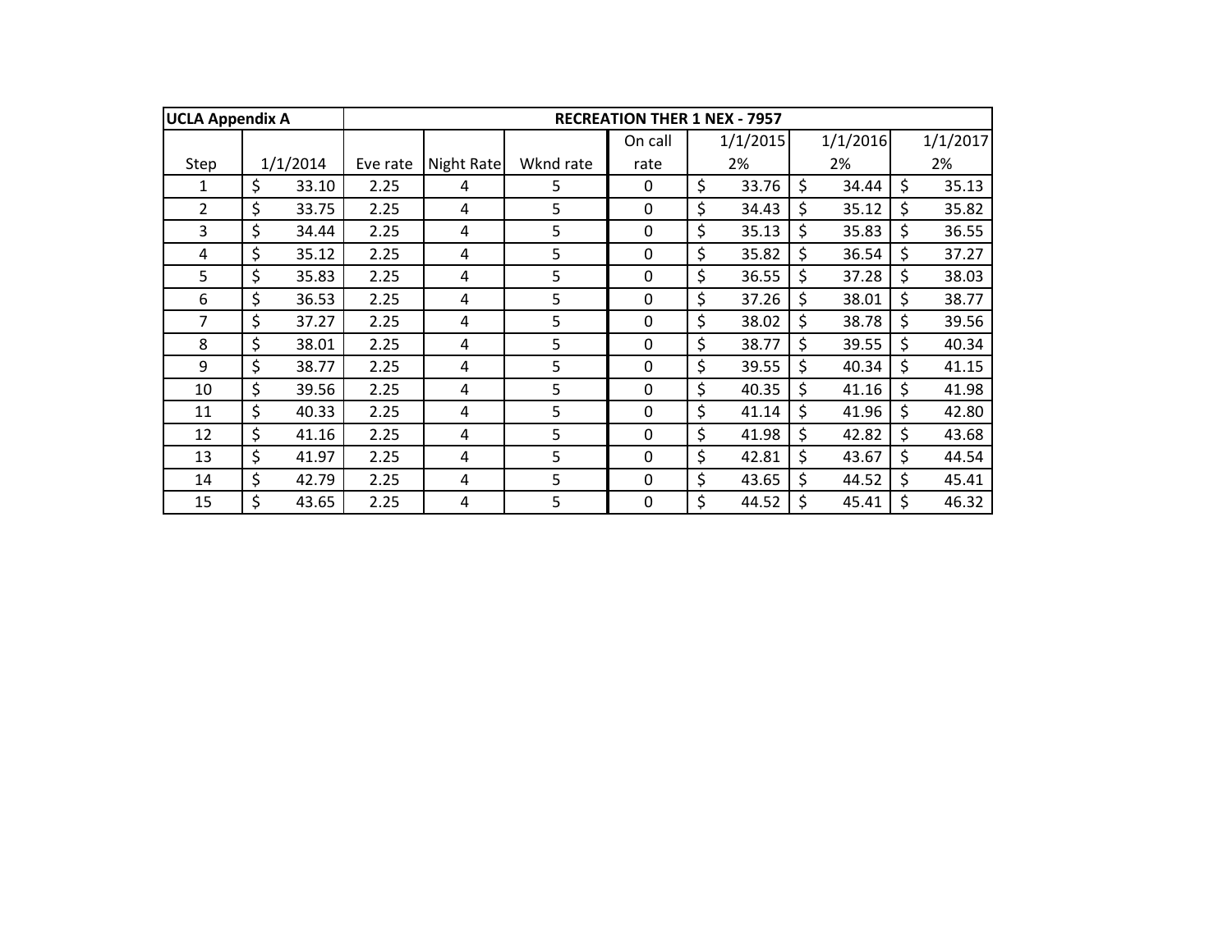| UCLA Appendix A | RECREATION THER 1 NEX - 7957 | | | | | | | |
|---|---|---|---|---|---|---|---|---|
| Step | 1/1/2014 | Eve rate | Night Rate | Wknd rate | On call rate | 1/1/2015 2% | 1/1/2016 2% | 1/1/2017 2% |
| 1 | $ 33.10 | 2.25 | 4 | 5 | 0 | $ 33.76 | $ 34.44 | $ 35.13 |
| 2 | $ 33.75 | 2.25 | 4 | 5 | 0 | $ 34.43 | $ 35.12 | $ 35.82 |
| 3 | $ 34.44 | 2.25 | 4 | 5 | 0 | $ 35.13 | $ 35.83 | $ 36.55 |
| 4 | $ 35.12 | 2.25 | 4 | 5 | 0 | $ 35.82 | $ 36.54 | $ 37.27 |
| 5 | $ 35.83 | 2.25 | 4 | 5 | 0 | $ 36.55 | $ 37.28 | $ 38.03 |
| 6 | $ 36.53 | 2.25 | 4 | 5 | 0 | $ 37.26 | $ 38.01 | $ 38.77 |
| 7 | $ 37.27 | 2.25 | 4 | 5 | 0 | $ 38.02 | $ 38.78 | $ 39.56 |
| 8 | $ 38.01 | 2.25 | 4 | 5 | 0 | $ 38.77 | $ 39.55 | $ 40.34 |
| 9 | $ 38.77 | 2.25 | 4 | 5 | 0 | $ 39.55 | $ 40.34 | $ 41.15 |
| 10 | $ 39.56 | 2.25 | 4 | 5 | 0 | $ 40.35 | $ 41.16 | $ 41.98 |
| 11 | $ 40.33 | 2.25 | 4 | 5 | 0 | $ 41.14 | $ 41.96 | $ 42.80 |
| 12 | $ 41.16 | 2.25 | 4 | 5 | 0 | $ 41.98 | $ 42.82 | $ 43.68 |
| 13 | $ 41.97 | 2.25 | 4 | 5 | 0 | $ 42.81 | $ 43.67 | $ 44.54 |
| 14 | $ 42.79 | 2.25 | 4 | 5 | 0 | $ 43.65 | $ 44.52 | $ 45.41 |
| 15 | $ 43.65 | 2.25 | 4 | 5 | 0 | $ 44.52 | $ 45.41 | $ 46.32 |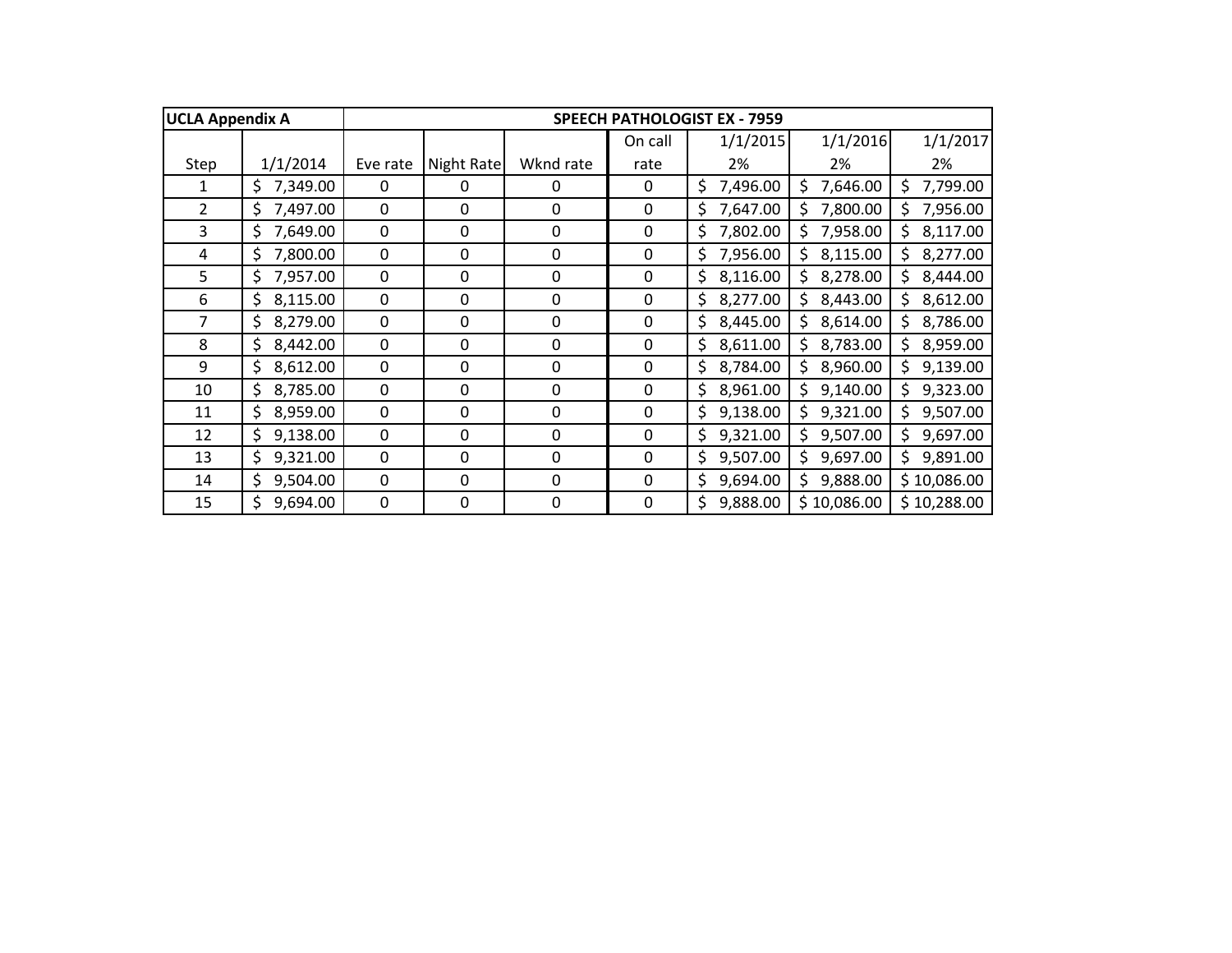| UCLA Appendix A | | SPEECH PATHOLOGIST EX - 7959 | | | | | | |
|---|---|---|---|---|---|---|---|---|
| Step | 1/1/2014 | Eve rate | Night Rate | Wknd rate | On call rate | 1/1/2015 2% | 1/1/2016 2% | 1/1/2017 2% |
| 1 | $ 7,349.00 | 0 | 0 | 0 | 0 | $ 7,496.00 | $ 7,646.00 | $ 7,799.00 |
| 2 | $ 7,497.00 | 0 | 0 | 0 | 0 | $ 7,647.00 | $ 7,800.00 | $ 7,956.00 |
| 3 | $ 7,649.00 | 0 | 0 | 0 | 0 | $ 7,802.00 | $ 7,958.00 | $ 8,117.00 |
| 4 | $ 7,800.00 | 0 | 0 | 0 | 0 | $ 7,956.00 | $ 8,115.00 | $ 8,277.00 |
| 5 | $ 7,957.00 | 0 | 0 | 0 | 0 | $ 8,116.00 | $ 8,278.00 | $ 8,444.00 |
| 6 | $ 8,115.00 | 0 | 0 | 0 | 0 | $ 8,277.00 | $ 8,443.00 | $ 8,612.00 |
| 7 | $ 8,279.00 | 0 | 0 | 0 | 0 | $ 8,445.00 | $ 8,614.00 | $ 8,786.00 |
| 8 | $ 8,442.00 | 0 | 0 | 0 | 0 | $ 8,611.00 | $ 8,783.00 | $ 8,959.00 |
| 9 | $ 8,612.00 | 0 | 0 | 0 | 0 | $ 8,784.00 | $ 8,960.00 | $ 9,139.00 |
| 10 | $ 8,785.00 | 0 | 0 | 0 | 0 | $ 8,961.00 | $ 9,140.00 | $ 9,323.00 |
| 11 | $ 8,959.00 | 0 | 0 | 0 | 0 | $ 9,138.00 | $ 9,321.00 | $ 9,507.00 |
| 12 | $ 9,138.00 | 0 | 0 | 0 | 0 | $ 9,321.00 | $ 9,507.00 | $ 9,697.00 |
| 13 | $ 9,321.00 | 0 | 0 | 0 | 0 | $ 9,507.00 | $ 9,697.00 | $ 9,891.00 |
| 14 | $ 9,504.00 | 0 | 0 | 0 | 0 | $ 9,694.00 | $ 9,888.00 | $ 10,086.00 |
| 15 | $ 9,694.00 | 0 | 0 | 0 | 0 | $ 9,888.00 | $ 10,086.00 | $ 10,288.00 |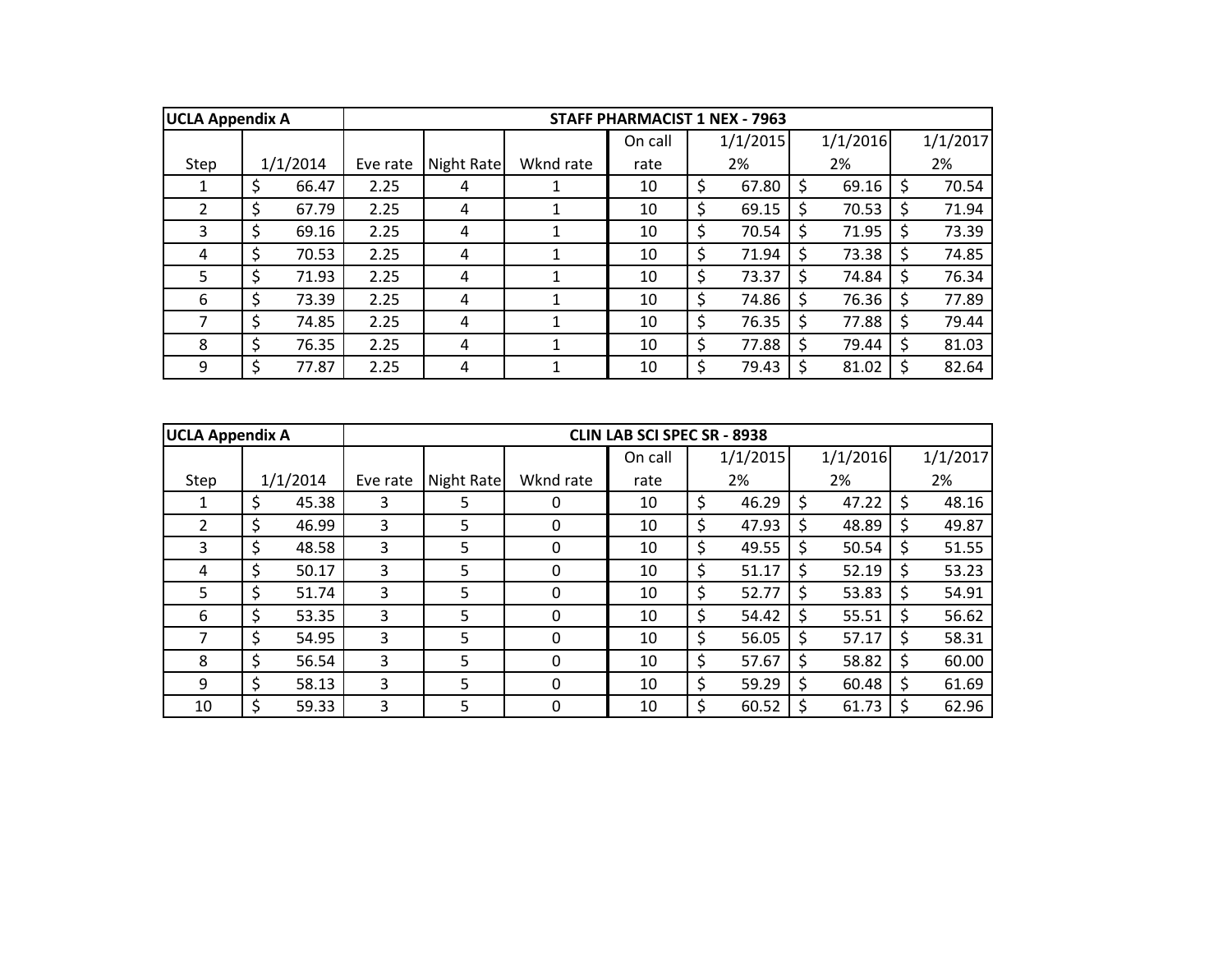| UCLA Appendix A | STAFF PHARMACIST 1 NEX - 7963 | | | | | | | |
|---|---|---|---|---|---|---|---|---|
| Step | 1/1/2014 | Eve rate | Night Rate | Wknd rate | On call rate | 1/1/2015 2% | 1/1/2016 2% | 1/1/2017 2% |
| 1 | $ 66.47 | 2.25 | 4 | 1 | 10 | $ 67.80 | $ 69.16 | $ 70.54 |
| 2 | $ 67.79 | 2.25 | 4 | 1 | 10 | $ 69.15 | $ 70.53 | $ 71.94 |
| 3 | $ 69.16 | 2.25 | 4 | 1 | 10 | $ 70.54 | $ 71.95 | $ 73.39 |
| 4 | $ 70.53 | 2.25 | 4 | 1 | 10 | $ 71.94 | $ 73.38 | $ 74.85 |
| 5 | $ 71.93 | 2.25 | 4 | 1 | 10 | $ 73.37 | $ 74.84 | $ 76.34 |
| 6 | $ 73.39 | 2.25 | 4 | 1 | 10 | $ 74.86 | $ 76.36 | $ 77.89 |
| 7 | $ 74.85 | 2.25 | 4 | 1 | 10 | $ 76.35 | $ 77.88 | $ 79.44 |
| 8 | $ 76.35 | 2.25 | 4 | 1 | 10 | $ 77.88 | $ 79.44 | $ 81.03 |
| 9 | $ 77.87 | 2.25 | 4 | 1 | 10 | $ 79.43 | $ 81.02 | $ 82.64 |

| UCLA Appendix A | CLIN LAB SCI SPEC SR - 8938 | | | | | | | |
|---|---|---|---|---|---|---|---|---|
| Step | 1/1/2014 | Eve rate | Night Rate | Wknd rate | On call rate | 1/1/2015 2% | 1/1/2016 2% | 1/1/2017 2% |
| 1 | $ 45.38 | 3 | 5 | 0 | 10 | $ 46.29 | $ 47.22 | $ 48.16 |
| 2 | $ 46.99 | 3 | 5 | 0 | 10 | $ 47.93 | $ 48.89 | $ 49.87 |
| 3 | $ 48.58 | 3 | 5 | 0 | 10 | $ 49.55 | $ 50.54 | $ 51.55 |
| 4 | $ 50.17 | 3 | 5 | 0 | 10 | $ 51.17 | $ 52.19 | $ 53.23 |
| 5 | $ 51.74 | 3 | 5 | 0 | 10 | $ 52.77 | $ 53.83 | $ 54.91 |
| 6 | $ 53.35 | 3 | 5 | 0 | 10 | $ 54.42 | $ 55.51 | $ 56.62 |
| 7 | $ 54.95 | 3 | 5 | 0 | 10 | $ 56.05 | $ 57.17 | $ 58.31 |
| 8 | $ 56.54 | 3 | 5 | 0 | 10 | $ 57.67 | $ 58.82 | $ 60.00 |
| 9 | $ 58.13 | 3 | 5 | 0 | 10 | $ 59.29 | $ 60.48 | $ 61.69 |
| 10 | $ 59.33 | 3 | 5 | 0 | 10 | $ 60.52 | $ 61.73 | $ 62.96 |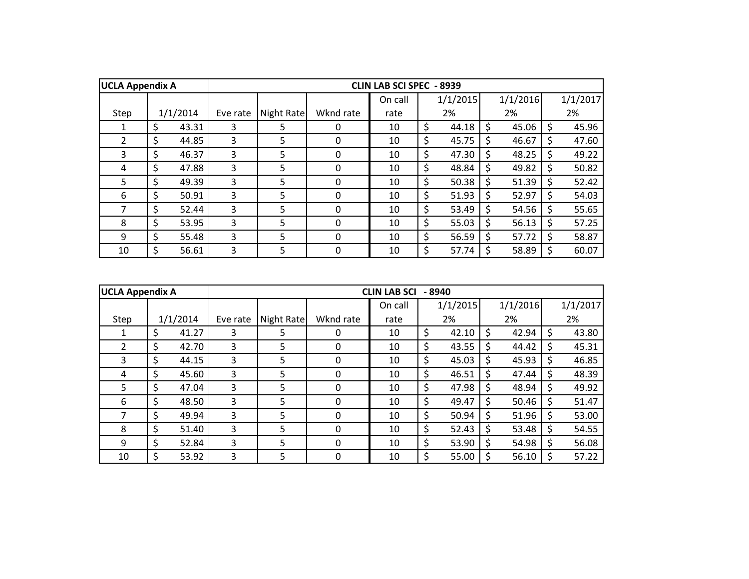| UCLA Appendix A | | CLIN LAB SCI SPEC - 8939 | | | | | | |
|---|---|---|---|---|---|---|---|---|
| Step | 1/1/2014 | Eve rate | Night Rate | Wknd rate | On call rate | 1/1/2015 2% | 1/1/2016 2% | 1/1/2017 2% |
| 1 | $ 43.31 | 3 | 5 | 0 | 10 | $ 44.18 | $ 45.06 | $ 45.96 |
| 2 | $ 44.85 | 3 | 5 | 0 | 10 | $ 45.75 | $ 46.67 | $ 47.60 |
| 3 | $ 46.37 | 3 | 5 | 0 | 10 | $ 47.30 | $ 48.25 | $ 49.22 |
| 4 | $ 47.88 | 3 | 5 | 0 | 10 | $ 48.84 | $ 49.82 | $ 50.82 |
| 5 | $ 49.39 | 3 | 5 | 0 | 10 | $ 50.38 | $ 51.39 | $ 52.42 |
| 6 | $ 50.91 | 3 | 5 | 0 | 10 | $ 51.93 | $ 52.97 | $ 54.03 |
| 7 | $ 52.44 | 3 | 5 | 0 | 10 | $ 53.49 | $ 54.56 | $ 55.65 |
| 8 | $ 53.95 | 3 | 5 | 0 | 10 | $ 55.03 | $ 56.13 | $ 57.25 |
| 9 | $ 55.48 | 3 | 5 | 0 | 10 | $ 56.59 | $ 57.72 | $ 58.87 |
| 10 | $ 56.61 | 3 | 5 | 0 | 10 | $ 57.74 | $ 58.89 | $ 60.07 |

| UCLA Appendix A | | CLIN LAB SCI - 8940 | | | | | | |
|---|---|---|---|---|---|---|---|---|
| Step | 1/1/2014 | Eve rate | Night Rate | Wknd rate | On call rate | 1/1/2015 2% | 1/1/2016 2% | 1/1/2017 2% |
| 1 | $ 41.27 | 3 | 5 | 0 | 10 | $ 42.10 | $ 42.94 | $ 43.80 |
| 2 | $ 42.70 | 3 | 5 | 0 | 10 | $ 43.55 | $ 44.42 | $ 45.31 |
| 3 | $ 44.15 | 3 | 5 | 0 | 10 | $ 45.03 | $ 45.93 | $ 46.85 |
| 4 | $ 45.60 | 3 | 5 | 0 | 10 | $ 46.51 | $ 47.44 | $ 48.39 |
| 5 | $ 47.04 | 3 | 5 | 0 | 10 | $ 47.98 | $ 48.94 | $ 49.92 |
| 6 | $ 48.50 | 3 | 5 | 0 | 10 | $ 49.47 | $ 50.46 | $ 51.47 |
| 7 | $ 49.94 | 3 | 5 | 0 | 10 | $ 50.94 | $ 51.96 | $ 53.00 |
| 8 | $ 51.40 | 3 | 5 | 0 | 10 | $ 52.43 | $ 53.48 | $ 54.55 |
| 9 | $ 52.84 | 3 | 5 | 0 | 10 | $ 53.90 | $ 54.98 | $ 56.08 |
| 10 | $ 53.92 | 3 | 5 | 0 | 10 | $ 55.00 | $ 56.10 | $ 57.22 |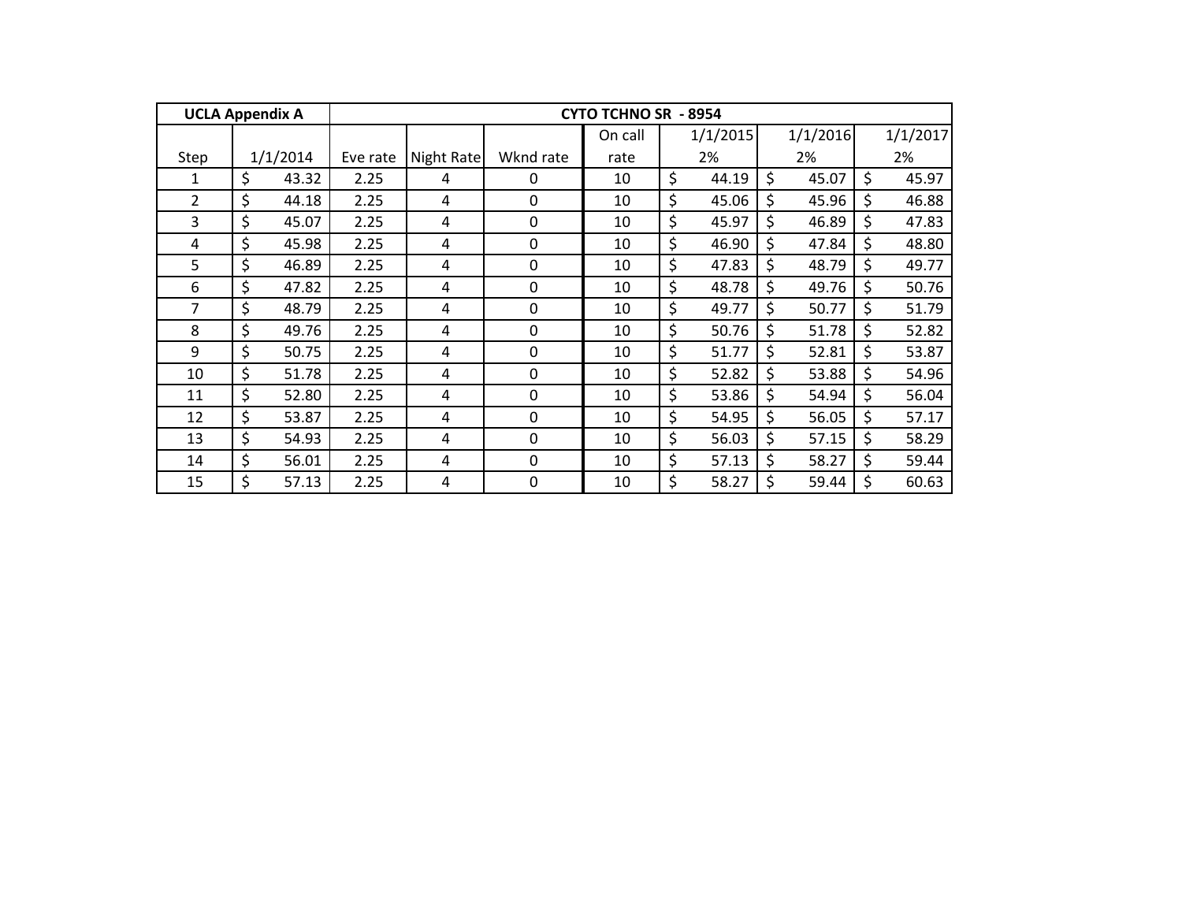| UCLA Appendix A | | CYTO TCHNO SR - 8954 | | | | | | |
|---|---|---|---|---|---|---|---|---|
| Step | 1/1/2014 | Eve rate | Night Rate | Wknd rate | On call rate | 1/1/2015 2% | 1/1/2016 2% | 1/1/2017 2% |
| 1 | $ 43.32 | 2.25 | 4 | 0 | 10 | $ 44.19 | $ 45.07 | $ 45.97 |
| 2 | $ 44.18 | 2.25 | 4 | 0 | 10 | $ 45.06 | $ 45.96 | $ 46.88 |
| 3 | $ 45.07 | 2.25 | 4 | 0 | 10 | $ 45.97 | $ 46.89 | $ 47.83 |
| 4 | $ 45.98 | 2.25 | 4 | 0 | 10 | $ 46.90 | $ 47.84 | $ 48.80 |
| 5 | $ 46.89 | 2.25 | 4 | 0 | 10 | $ 47.83 | $ 48.79 | $ 49.77 |
| 6 | $ 47.82 | 2.25 | 4 | 0 | 10 | $ 48.78 | $ 49.76 | $ 50.76 |
| 7 | $ 48.79 | 2.25 | 4 | 0 | 10 | $ 49.77 | $ 50.77 | $ 51.79 |
| 8 | $ 49.76 | 2.25 | 4 | 0 | 10 | $ 50.76 | $ 51.78 | $ 52.82 |
| 9 | $ 50.75 | 2.25 | 4 | 0 | 10 | $ 51.77 | $ 52.81 | $ 53.87 |
| 10 | $ 51.78 | 2.25 | 4 | 0 | 10 | $ 52.82 | $ 53.88 | $ 54.96 |
| 11 | $ 52.80 | 2.25 | 4 | 0 | 10 | $ 53.86 | $ 54.94 | $ 56.04 |
| 12 | $ 53.87 | 2.25 | 4 | 0 | 10 | $ 54.95 | $ 56.05 | $ 57.17 |
| 13 | $ 54.93 | 2.25 | 4 | 0 | 10 | $ 56.03 | $ 57.15 | $ 58.29 |
| 14 | $ 56.01 | 2.25 | 4 | 0 | 10 | $ 57.13 | $ 58.27 | $ 59.44 |
| 15 | $ 57.13 | 2.25 | 4 | 0 | 10 | $ 58.27 | $ 59.44 | $ 60.63 |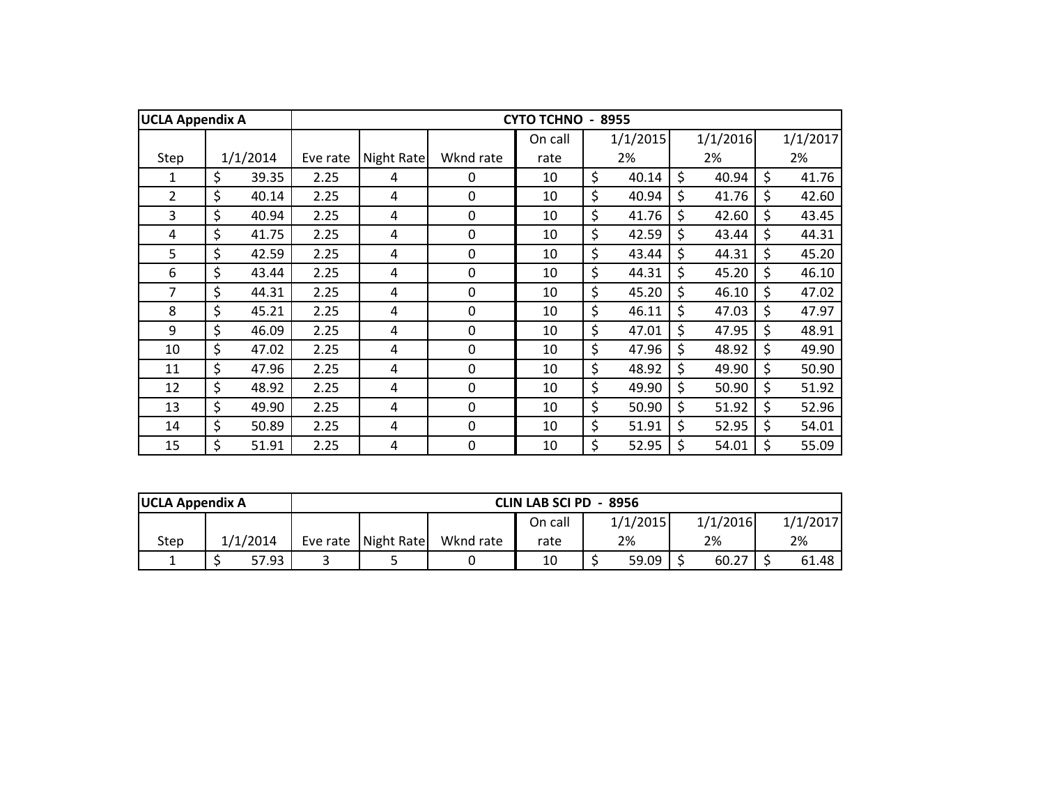| UCLA Appendix A | | CYTO TCHNO - 8955 | | | | | | |
|---|---|---|---|---|---|---|---|---|
| Step | 1/1/2014 | Eve rate | Night Rate | Wknd rate | On call rate | 1/1/2015 2% | 1/1/2016 2% | 1/1/2017 2% |
| 1 | $ 39.35 | 2.25 | 4 | 0 | 10 | $ 40.14 | $ 40.94 | $ 41.76 |
| 2 | $ 40.14 | 2.25 | 4 | 0 | 10 | $ 40.94 | $ 41.76 | $ 42.60 |
| 3 | $ 40.94 | 2.25 | 4 | 0 | 10 | $ 41.76 | $ 42.60 | $ 43.45 |
| 4 | $ 41.75 | 2.25 | 4 | 0 | 10 | $ 42.59 | $ 43.44 | $ 44.31 |
| 5 | $ 42.59 | 2.25 | 4 | 0 | 10 | $ 43.44 | $ 44.31 | $ 45.20 |
| 6 | $ 43.44 | 2.25 | 4 | 0 | 10 | $ 44.31 | $ 45.20 | $ 46.10 |
| 7 | $ 44.31 | 2.25 | 4 | 0 | 10 | $ 45.20 | $ 46.10 | $ 47.02 |
| 8 | $ 45.21 | 2.25 | 4 | 0 | 10 | $ 46.11 | $ 47.03 | $ 47.97 |
| 9 | $ 46.09 | 2.25 | 4 | 0 | 10 | $ 47.01 | $ 47.95 | $ 48.91 |
| 10 | $ 47.02 | 2.25 | 4 | 0 | 10 | $ 47.96 | $ 48.92 | $ 49.90 |
| 11 | $ 47.96 | 2.25 | 4 | 0 | 10 | $ 48.92 | $ 49.90 | $ 50.90 |
| 12 | $ 48.92 | 2.25 | 4 | 0 | 10 | $ 49.90 | $ 50.90 | $ 51.92 |
| 13 | $ 49.90 | 2.25 | 4 | 0 | 10 | $ 50.90 | $ 51.92 | $ 52.96 |
| 14 | $ 50.89 | 2.25 | 4 | 0 | 10 | $ 51.91 | $ 52.95 | $ 54.01 |
| 15 | $ 51.91 | 2.25 | 4 | 0 | 10 | $ 52.95 | $ 54.01 | $ 55.09 |

| UCLA Appendix A | | CLIN LAB SCI PD - 8956 | | | | | | |
|---|---|---|---|---|---|---|---|---|
| Step | 1/1/2014 | Eve rate | Night Rate | Wknd rate | On call rate | 1/1/2015 2% | 1/1/2016 2% | 1/1/2017 2% |
| 1 | $ 57.93 | 3 | 5 | 0 | 10 | $ 59.09 | $ 60.27 | $ 61.48 |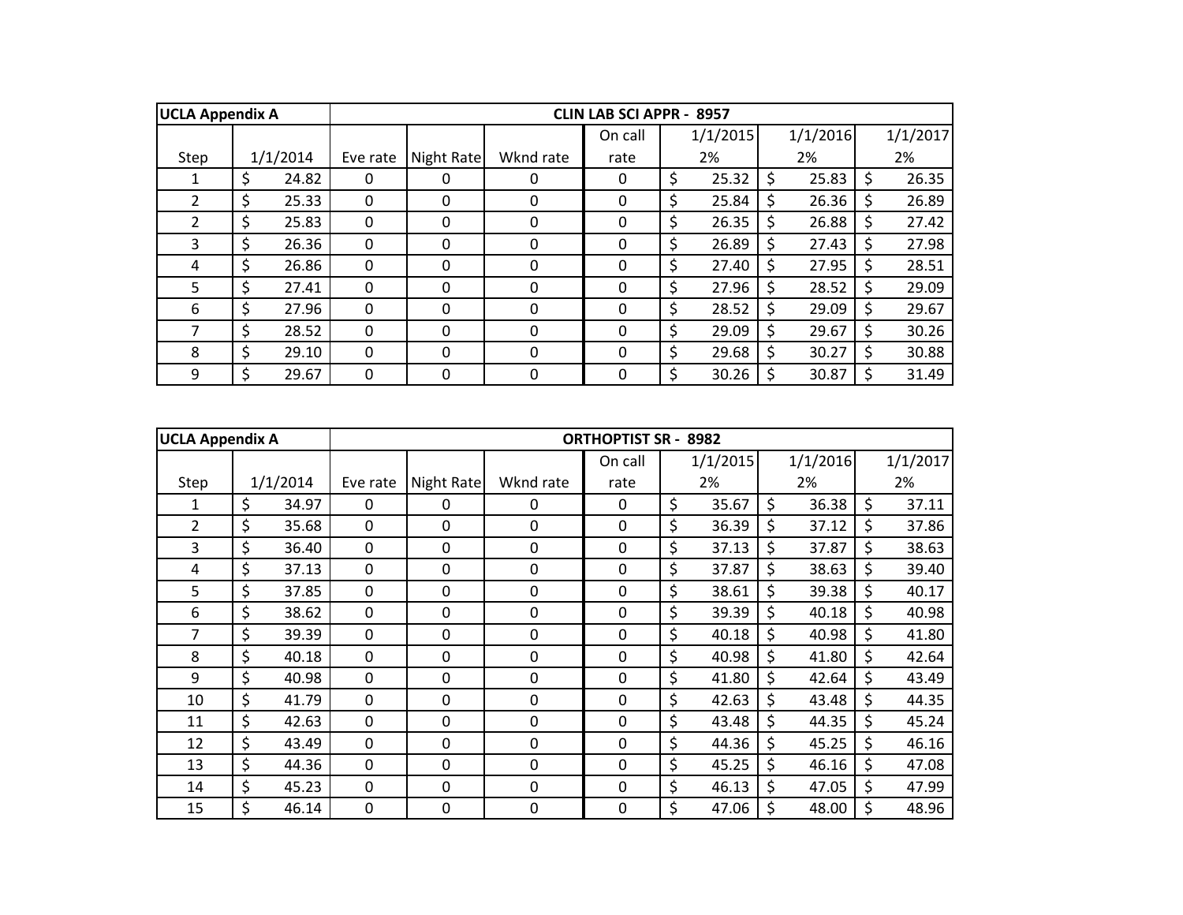| UCLA Appendix A | | CLIN LAB SCI APPR - 8957 | | | | | | |
|---|---|---|---|---|---|---|---|---|
| Step | 1/1/2014 | Eve rate | Night Rate | Wknd rate | On call rate | 1/1/2015 2% | 1/1/2016 2% | 1/1/2017 2% |
| 1 | $ 24.82 | 0 | 0 | 0 | 0 | $ 25.32 | $ 25.83 | $ 26.35 |
| 2 | $ 25.33 | 0 | 0 | 0 | 0 | $ 25.84 | $ 26.36 | $ 26.89 |
| 2 | $ 25.83 | 0 | 0 | 0 | 0 | $ 26.35 | $ 26.88 | $ 27.42 |
| 3 | $ 26.36 | 0 | 0 | 0 | 0 | $ 26.89 | $ 27.43 | $ 27.98 |
| 4 | $ 26.86 | 0 | 0 | 0 | 0 | $ 27.40 | $ 27.95 | $ 28.51 |
| 5 | $ 27.41 | 0 | 0 | 0 | 0 | $ 27.96 | $ 28.52 | $ 29.09 |
| 6 | $ 27.96 | 0 | 0 | 0 | 0 | $ 28.52 | $ 29.09 | $ 29.67 |
| 7 | $ 28.52 | 0 | 0 | 0 | 0 | $ 29.09 | $ 29.67 | $ 30.26 |
| 8 | $ 29.10 | 0 | 0 | 0 | 0 | $ 29.68 | $ 30.27 | $ 30.88 |
| 9 | $ 29.67 | 0 | 0 | 0 | 0 | $ 30.26 | $ 30.87 | $ 31.49 |

| UCLA Appendix A | | ORTHOPTIST SR - 8982 | | | | | | |
|---|---|---|---|---|---|---|---|---|
| Step | 1/1/2014 | Eve rate | Night Rate | Wknd rate | On call rate | 1/1/2015 2% | 1/1/2016 2% | 1/1/2017 2% |
| 1 | $ 34.97 | 0 | 0 | 0 | 0 | $ 35.67 | $ 36.38 | $ 37.11 |
| 2 | $ 35.68 | 0 | 0 | 0 | 0 | $ 36.39 | $ 37.12 | $ 37.86 |
| 3 | $ 36.40 | 0 | 0 | 0 | 0 | $ 37.13 | $ 37.87 | $ 38.63 |
| 4 | $ 37.13 | 0 | 0 | 0 | 0 | $ 37.87 | $ 38.63 | $ 39.40 |
| 5 | $ 37.85 | 0 | 0 | 0 | 0 | $ 38.61 | $ 39.38 | $ 40.17 |
| 6 | $ 38.62 | 0 | 0 | 0 | 0 | $ 39.39 | $ 40.18 | $ 40.98 |
| 7 | $ 39.39 | 0 | 0 | 0 | 0 | $ 40.18 | $ 40.98 | $ 41.80 |
| 8 | $ 40.18 | 0 | 0 | 0 | 0 | $ 40.98 | $ 41.80 | $ 42.64 |
| 9 | $ 40.98 | 0 | 0 | 0 | 0 | $ 41.80 | $ 42.64 | $ 43.49 |
| 10 | $ 41.79 | 0 | 0 | 0 | 0 | $ 42.63 | $ 43.48 | $ 44.35 |
| 11 | $ 42.63 | 0 | 0 | 0 | 0 | $ 43.48 | $ 44.35 | $ 45.24 |
| 12 | $ 43.49 | 0 | 0 | 0 | 0 | $ 44.36 | $ 45.25 | $ 46.16 |
| 13 | $ 44.36 | 0 | 0 | 0 | 0 | $ 45.25 | $ 46.16 | $ 47.08 |
| 14 | $ 45.23 | 0 | 0 | 0 | 0 | $ 46.13 | $ 47.05 | $ 47.99 |
| 15 | $ 46.14 | 0 | 0 | 0 | 0 | $ 47.06 | $ 48.00 | $ 48.96 |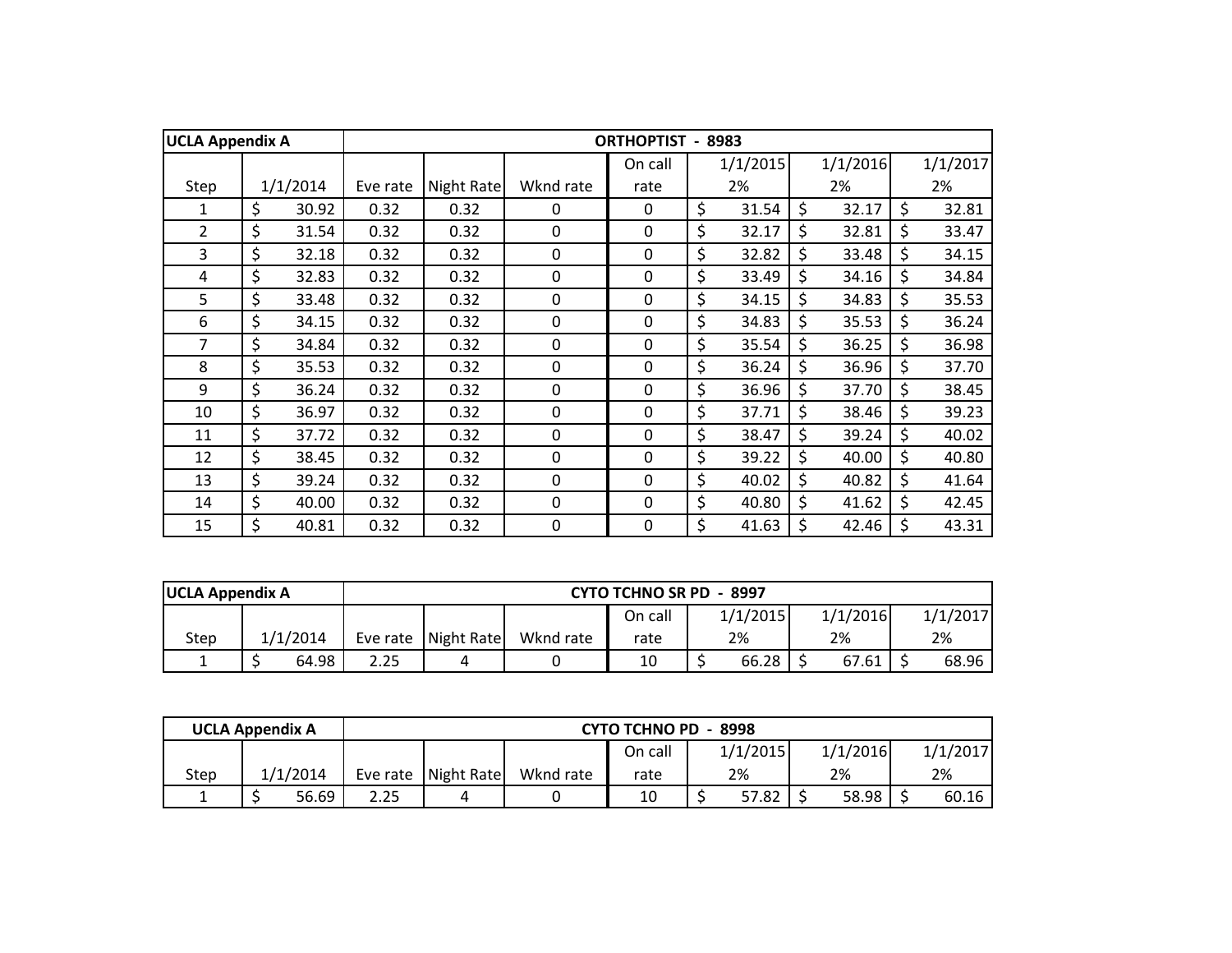| UCLA Appendix A | ORTHOPTIST - 8983 | | | | | | | |
|---|---|---|---|---|---|---|---|---|
| Step | 1/1/2014 | Eve rate | Night Rate | Wknd rate | On call rate | 1/1/2015 2% | 1/1/2016 2% | 1/1/2017 2% |
| 1 | $ 30.92 | 0.32 | 0.32 | 0 | 0 | $ 31.54 | $ 32.17 | $ 32.81 |
| 2 | $ 31.54 | 0.32 | 0.32 | 0 | 0 | $ 32.17 | $ 32.81 | $ 33.47 |
| 3 | $ 32.18 | 0.32 | 0.32 | 0 | 0 | $ 32.82 | $ 33.48 | $ 34.15 |
| 4 | $ 32.83 | 0.32 | 0.32 | 0 | 0 | $ 33.49 | $ 34.16 | $ 34.84 |
| 5 | $ 33.48 | 0.32 | 0.32 | 0 | 0 | $ 34.15 | $ 34.83 | $ 35.53 |
| 6 | $ 34.15 | 0.32 | 0.32 | 0 | 0 | $ 34.83 | $ 35.53 | $ 36.24 |
| 7 | $ 34.84 | 0.32 | 0.32 | 0 | 0 | $ 35.54 | $ 36.25 | $ 36.98 |
| 8 | $ 35.53 | 0.32 | 0.32 | 0 | 0 | $ 36.24 | $ 36.96 | $ 37.70 |
| 9 | $ 36.24 | 0.32 | 0.32 | 0 | 0 | $ 36.96 | $ 37.70 | $ 38.45 |
| 10 | $ 36.97 | 0.32 | 0.32 | 0 | 0 | $ 37.71 | $ 38.46 | $ 39.23 |
| 11 | $ 37.72 | 0.32 | 0.32 | 0 | 0 | $ 38.47 | $ 39.24 | $ 40.02 |
| 12 | $ 38.45 | 0.32 | 0.32 | 0 | 0 | $ 39.22 | $ 40.00 | $ 40.80 |
| 13 | $ 39.24 | 0.32 | 0.32 | 0 | 0 | $ 40.02 | $ 40.82 | $ 41.64 |
| 14 | $ 40.00 | 0.32 | 0.32 | 0 | 0 | $ 40.80 | $ 41.62 | $ 42.45 |
| 15 | $ 40.81 | 0.32 | 0.32 | 0 | 0 | $ 41.63 | $ 42.46 | $ 43.31 |

| UCLA Appendix A | CYTO TCHNO SR PD - 8997 | | | | | | | |
|---|---|---|---|---|---|---|---|---|
| Step | 1/1/2014 | Eve rate | Night Rate | Wknd rate | On call rate | 1/1/2015 2% | 1/1/2016 2% | 1/1/2017 2% |
| 1 | $ 64.98 | 2.25 | 4 | 0 | 10 | $ 66.28 | $ 67.61 | $ 68.96 |

| UCLA Appendix A | CYTO TCHNO PD - 8998 | | | | | | | |
|---|---|---|---|---|---|---|---|---|
| Step | 1/1/2014 | Eve rate | Night Rate | Wknd rate | On call rate | 1/1/2015 2% | 1/1/2016 2% | 1/1/2017 2% |
| 1 | $ 56.69 | 2.25 | 4 | 0 | 10 | $ 57.82 | $ 58.98 | $ 60.16 |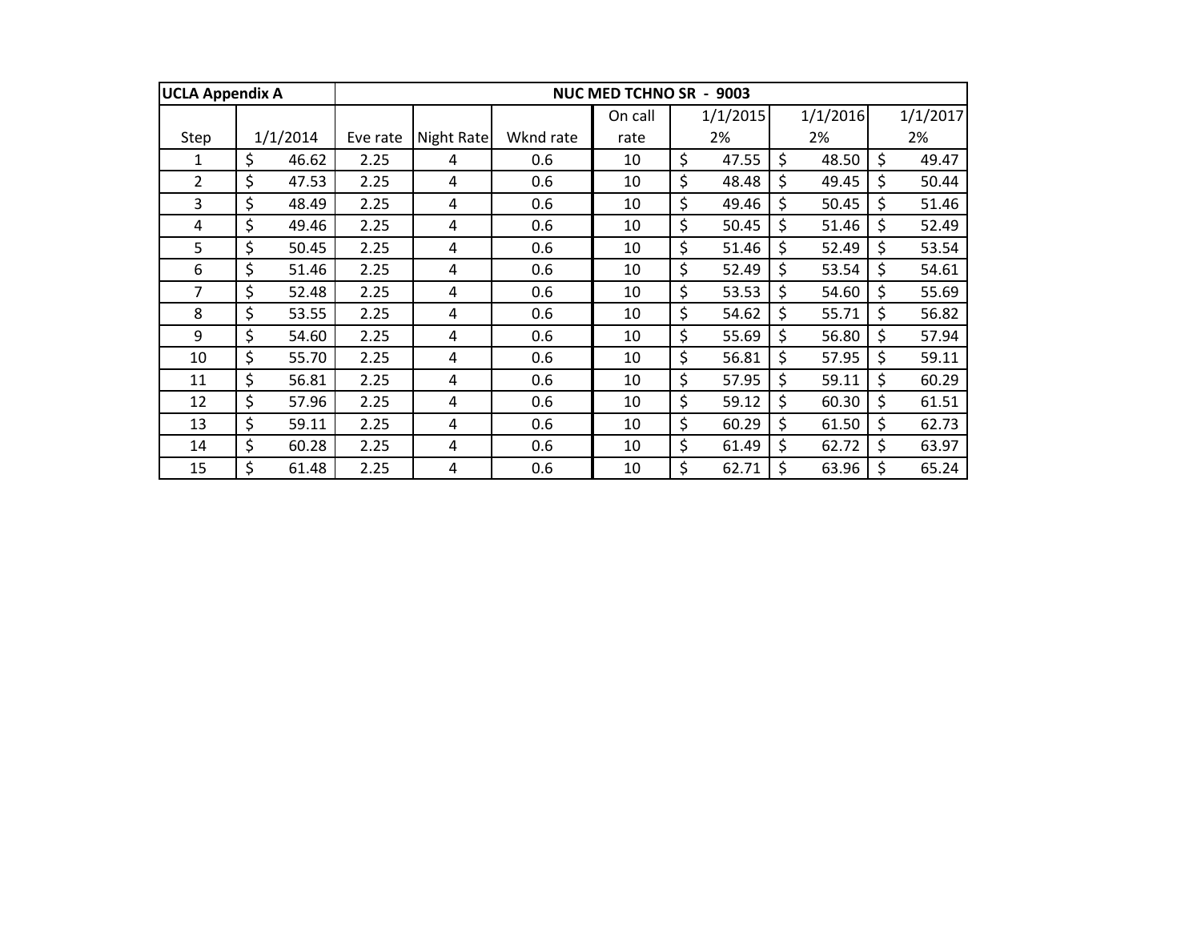| UCLA Appendix A | | NUC MED TCHNO SR - 9003 | | | | | | |
|---|---|---|---|---|---|---|---|---|
| Step | 1/1/2014 | Eve rate | Night Rate | Wknd rate | On call rate | 1/1/2015 2% | 1/1/2016 2% | 1/1/2017 2% |
| 1 | $ 46.62 | 2.25 | 4 | 0.6 | 10 | $ 47.55 | $ 48.50 | $ 49.47 |
| 2 | $ 47.53 | 2.25 | 4 | 0.6 | 10 | $ 48.48 | $ 49.45 | $ 50.44 |
| 3 | $ 48.49 | 2.25 | 4 | 0.6 | 10 | $ 49.46 | $ 50.45 | $ 51.46 |
| 4 | $ 49.46 | 2.25 | 4 | 0.6 | 10 | $ 50.45 | $ 51.46 | $ 52.49 |
| 5 | $ 50.45 | 2.25 | 4 | 0.6 | 10 | $ 51.46 | $ 52.49 | $ 53.54 |
| 6 | $ 51.46 | 2.25 | 4 | 0.6 | 10 | $ 52.49 | $ 53.54 | $ 54.61 |
| 7 | $ 52.48 | 2.25 | 4 | 0.6 | 10 | $ 53.53 | $ 54.60 | $ 55.69 |
| 8 | $ 53.55 | 2.25 | 4 | 0.6 | 10 | $ 54.62 | $ 55.71 | $ 56.82 |
| 9 | $ 54.60 | 2.25 | 4 | 0.6 | 10 | $ 55.69 | $ 56.80 | $ 57.94 |
| 10 | $ 55.70 | 2.25 | 4 | 0.6 | 10 | $ 56.81 | $ 57.95 | $ 59.11 |
| 11 | $ 56.81 | 2.25 | 4 | 0.6 | 10 | $ 57.95 | $ 59.11 | $ 60.29 |
| 12 | $ 57.96 | 2.25 | 4 | 0.6 | 10 | $ 59.12 | $ 60.30 | $ 61.51 |
| 13 | $ 59.11 | 2.25 | 4 | 0.6 | 10 | $ 60.29 | $ 61.50 | $ 62.73 |
| 14 | $ 60.28 | 2.25 | 4 | 0.6 | 10 | $ 61.49 | $ 62.72 | $ 63.97 |
| 15 | $ 61.48 | 2.25 | 4 | 0.6 | 10 | $ 62.71 | $ 63.96 | $ 65.24 |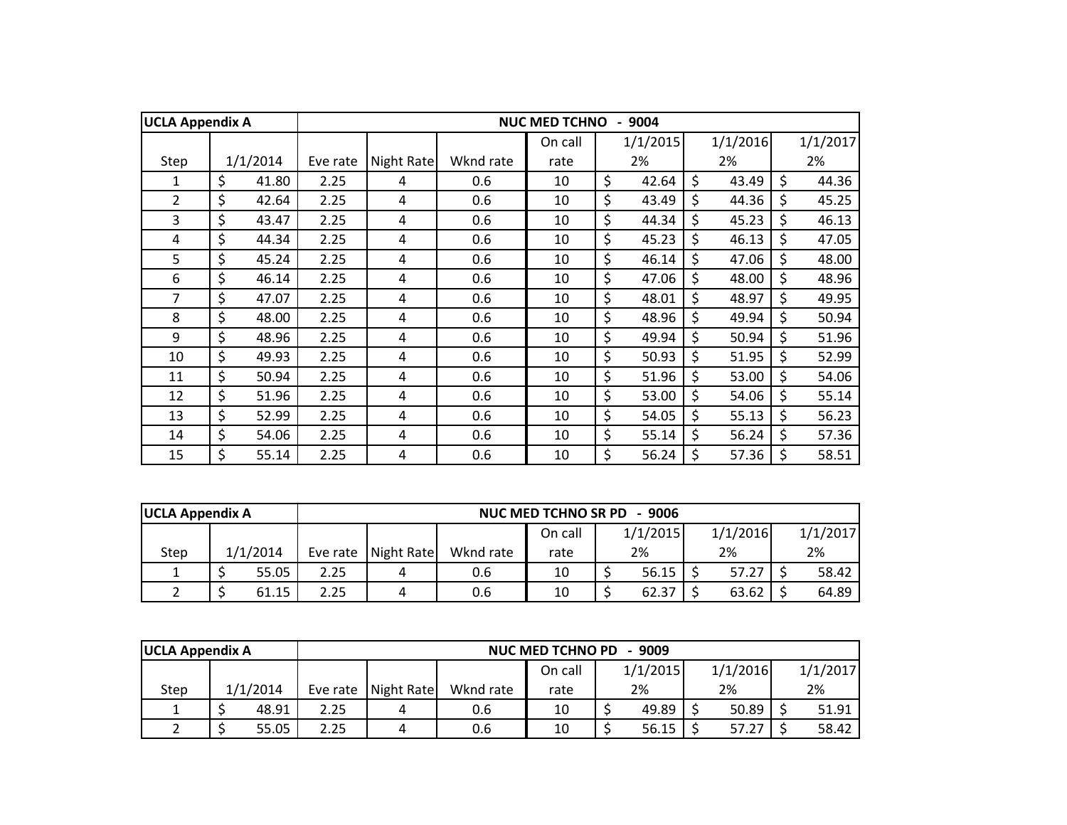| UCLA Appendix A | NUC MED TCHNO - 9004 | | | | | | | |
|---|---|---|---|---|---|---|---|---|
| Step | 1/1/2014 | Eve rate | Night Rate | Wknd rate | On call rate | 1/1/2015 2% | 1/1/2016 2% | 1/1/2017 2% |
| 1 | $ 41.80 | 2.25 | 4 | 0.6 | 10 | $ 42.64 | $ 43.49 | $ 44.36 |
| 2 | $ 42.64 | 2.25 | 4 | 0.6 | 10 | $ 43.49 | $ 44.36 | $ 45.25 |
| 3 | $ 43.47 | 2.25 | 4 | 0.6 | 10 | $ 44.34 | $ 45.23 | $ 46.13 |
| 4 | $ 44.34 | 2.25 | 4 | 0.6 | 10 | $ 45.23 | $ 46.13 | $ 47.05 |
| 5 | $ 45.24 | 2.25 | 4 | 0.6 | 10 | $ 46.14 | $ 47.06 | $ 48.00 |
| 6 | $ 46.14 | 2.25 | 4 | 0.6 | 10 | $ 47.06 | $ 48.00 | $ 48.96 |
| 7 | $ 47.07 | 2.25 | 4 | 0.6 | 10 | $ 48.01 | $ 48.97 | $ 49.95 |
| 8 | $ 48.00 | 2.25 | 4 | 0.6 | 10 | $ 48.96 | $ 49.94 | $ 50.94 |
| 9 | $ 48.96 | 2.25 | 4 | 0.6 | 10 | $ 49.94 | $ 50.94 | $ 51.96 |
| 10 | $ 49.93 | 2.25 | 4 | 0.6 | 10 | $ 50.93 | $ 51.95 | $ 52.99 |
| 11 | $ 50.94 | 2.25 | 4 | 0.6 | 10 | $ 51.96 | $ 53.00 | $ 54.06 |
| 12 | $ 51.96 | 2.25 | 4 | 0.6 | 10 | $ 53.00 | $ 54.06 | $ 55.14 |
| 13 | $ 52.99 | 2.25 | 4 | 0.6 | 10 | $ 54.05 | $ 55.13 | $ 56.23 |
| 14 | $ 54.06 | 2.25 | 4 | 0.6 | 10 | $ 55.14 | $ 56.24 | $ 57.36 |
| 15 | $ 55.14 | 2.25 | 4 | 0.6 | 10 | $ 56.24 | $ 57.36 | $ 58.51 |

| UCLA Appendix A | NUC MED TCHNO SR PD - 9006 | | | | | | | |
|---|---|---|---|---|---|---|---|---|
| Step | 1/1/2014 | Eve rate | Night Rate | Wknd rate | On call rate | 1/1/2015 2% | 1/1/2016 2% | 1/1/2017 2% |
| 1 | $ 55.05 | 2.25 | 4 | 0.6 | 10 | $ 56.15 | $ 57.27 | $ 58.42 |
| 2 | $ 61.15 | 2.25 | 4 | 0.6 | 10 | $ 62.37 | $ 63.62 | $ 64.89 |

| UCLA Appendix A | NUC MED TCHNO PD - 9009 | | | | | | | |
|---|---|---|---|---|---|---|---|---|
| Step | 1/1/2014 | Eve rate | Night Rate | Wknd rate | On call rate | 1/1/2015 2% | 1/1/2016 2% | 1/1/2017 2% |
| 1 | $ 48.91 | 2.25 | 4 | 0.6 | 10 | $ 49.89 | $ 50.89 | $ 51.91 |
| 2 | $ 55.05 | 2.25 | 4 | 0.6 | 10 | $ 56.15 | $ 57.27 | $ 58.42 |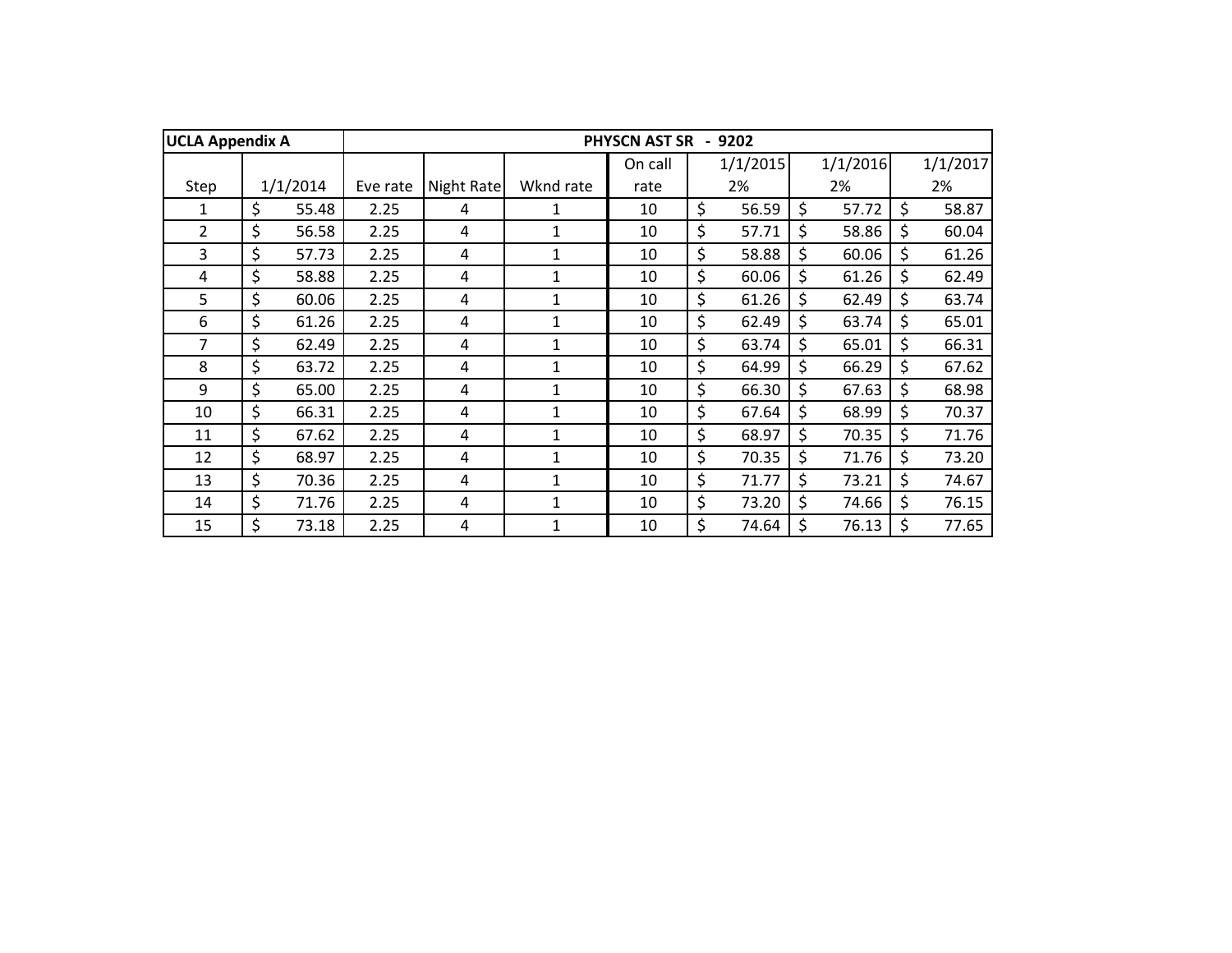| UCLA Appendix A | | PHYSCN AST SR - 9202 | | | | | | |
|---|---|---|---|---|---|---|---|---|
| Step | 1/1/2014 | Eve rate | Night Rate | Wknd rate | On call rate | 1/1/2015 2% | 1/1/2016 2% | 1/1/2017 2% |
| 1 | $ 55.48 | 2.25 | 4 | 1 | 10 | $ 56.59 | $ 57.72 | $ 58.87 |
| 2 | $ 56.58 | 2.25 | 4 | 1 | 10 | $ 57.71 | $ 58.86 | $ 60.04 |
| 3 | $ 57.73 | 2.25 | 4 | 1 | 10 | $ 58.88 | $ 60.06 | $ 61.26 |
| 4 | $ 58.88 | 2.25 | 4 | 1 | 10 | $ 60.06 | $ 61.26 | $ 62.49 |
| 5 | $ 60.06 | 2.25 | 4 | 1 | 10 | $ 61.26 | $ 62.49 | $ 63.74 |
| 6 | $ 61.26 | 2.25 | 4 | 1 | 10 | $ 62.49 | $ 63.74 | $ 65.01 |
| 7 | $ 62.49 | 2.25 | 4 | 1 | 10 | $ 63.74 | $ 65.01 | $ 66.31 |
| 8 | $ 63.72 | 2.25 | 4 | 1 | 10 | $ 64.99 | $ 66.29 | $ 67.62 |
| 9 | $ 65.00 | 2.25 | 4 | 1 | 10 | $ 66.30 | $ 67.63 | $ 68.98 |
| 10 | $ 66.31 | 2.25 | 4 | 1 | 10 | $ 67.64 | $ 68.99 | $ 70.37 |
| 11 | $ 67.62 | 2.25 | 4 | 1 | 10 | $ 68.97 | $ 70.35 | $ 71.76 |
| 12 | $ 68.97 | 2.25 | 4 | 1 | 10 | $ 70.35 | $ 71.76 | $ 73.20 |
| 13 | $ 70.36 | 2.25 | 4 | 1 | 10 | $ 71.77 | $ 73.21 | $ 74.67 |
| 14 | $ 71.76 | 2.25 | 4 | 1 | 10 | $ 73.20 | $ 74.66 | $ 76.15 |
| 15 | $ 73.18 | 2.25 | 4 | 1 | 10 | $ 74.64 | $ 76.13 | $ 77.65 |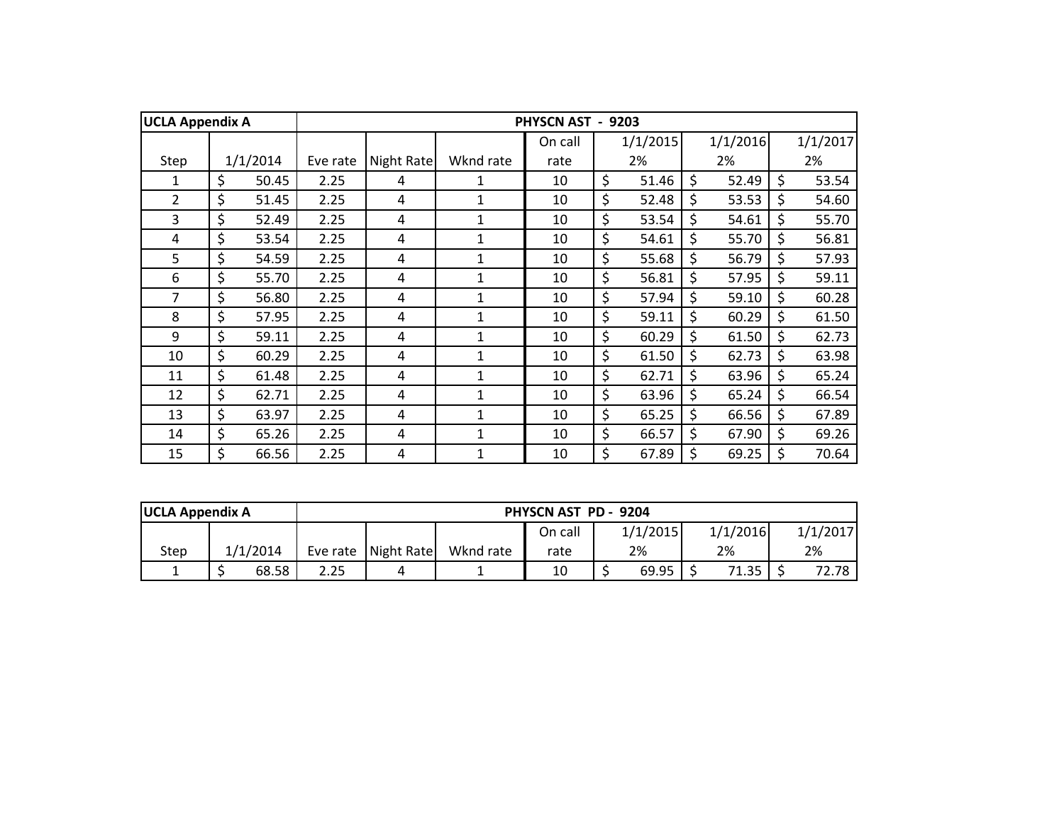| UCLA Appendix A | | PHYSCN AST - 9203 | | | | | | |
|---|---|---|---|---|---|---|---|---|
| | | | | | On call | 1/1/2015 | 1/1/2016 | 1/1/2017 |
| Step | 1/1/2014 | Eve rate | Night Rate | Wknd rate | rate | 2% | 2% | 2% |
| 1 | $ 50.45 | 2.25 | 4 | 1 | 10 | $ 51.46 | $ 52.49 | $ 53.54 |
| 2 | $ 51.45 | 2.25 | 4 | 1 | 10 | $ 52.48 | $ 53.53 | $ 54.60 |
| 3 | $ 52.49 | 2.25 | 4 | 1 | 10 | $ 53.54 | $ 54.61 | $ 55.70 |
| 4 | $ 53.54 | 2.25 | 4 | 1 | 10 | $ 54.61 | $ 55.70 | $ 56.81 |
| 5 | $ 54.59 | 2.25 | 4 | 1 | 10 | $ 55.68 | $ 56.79 | $ 57.93 |
| 6 | $ 55.70 | 2.25 | 4 | 1 | 10 | $ 56.81 | $ 57.95 | $ 59.11 |
| 7 | $ 56.80 | 2.25 | 4 | 1 | 10 | $ 57.94 | $ 59.10 | $ 60.28 |
| 8 | $ 57.95 | 2.25 | 4 | 1 | 10 | $ 59.11 | $ 60.29 | $ 61.50 |
| 9 | $ 59.11 | 2.25 | 4 | 1 | 10 | $ 60.29 | $ 61.50 | $ 62.73 |
| 10 | $ 60.29 | 2.25 | 4 | 1 | 10 | $ 61.50 | $ 62.73 | $ 63.98 |
| 11 | $ 61.48 | 2.25 | 4 | 1 | 10 | $ 62.71 | $ 63.96 | $ 65.24 |
| 12 | $ 62.71 | 2.25 | 4 | 1 | 10 | $ 63.96 | $ 65.24 | $ 66.54 |
| 13 | $ 63.97 | 2.25 | 4 | 1 | 10 | $ 65.25 | $ 66.56 | $ 67.89 |
| 14 | $ 65.26 | 2.25 | 4 | 1 | 10 | $ 66.57 | $ 67.90 | $ 69.26 |
| 15 | $ 66.56 | 2.25 | 4 | 1 | 10 | $ 67.89 | $ 69.25 | $ 70.64 |

| UCLA Appendix A | | PHYSCN AST PD - 9204 | | | | | | |
|---|---|---|---|---|---|---|---|---|
| | | | | | On call | 1/1/2015 | 1/1/2016 | 1/1/2017 |
| Step | 1/1/2014 | Eve rate | Night Rate | Wknd rate | rate | 2% | 2% | 2% |
| 1 | $ 68.58 | 2.25 | 4 | 1 | 10 | $ 69.95 | $ 71.35 | $ 72.78 |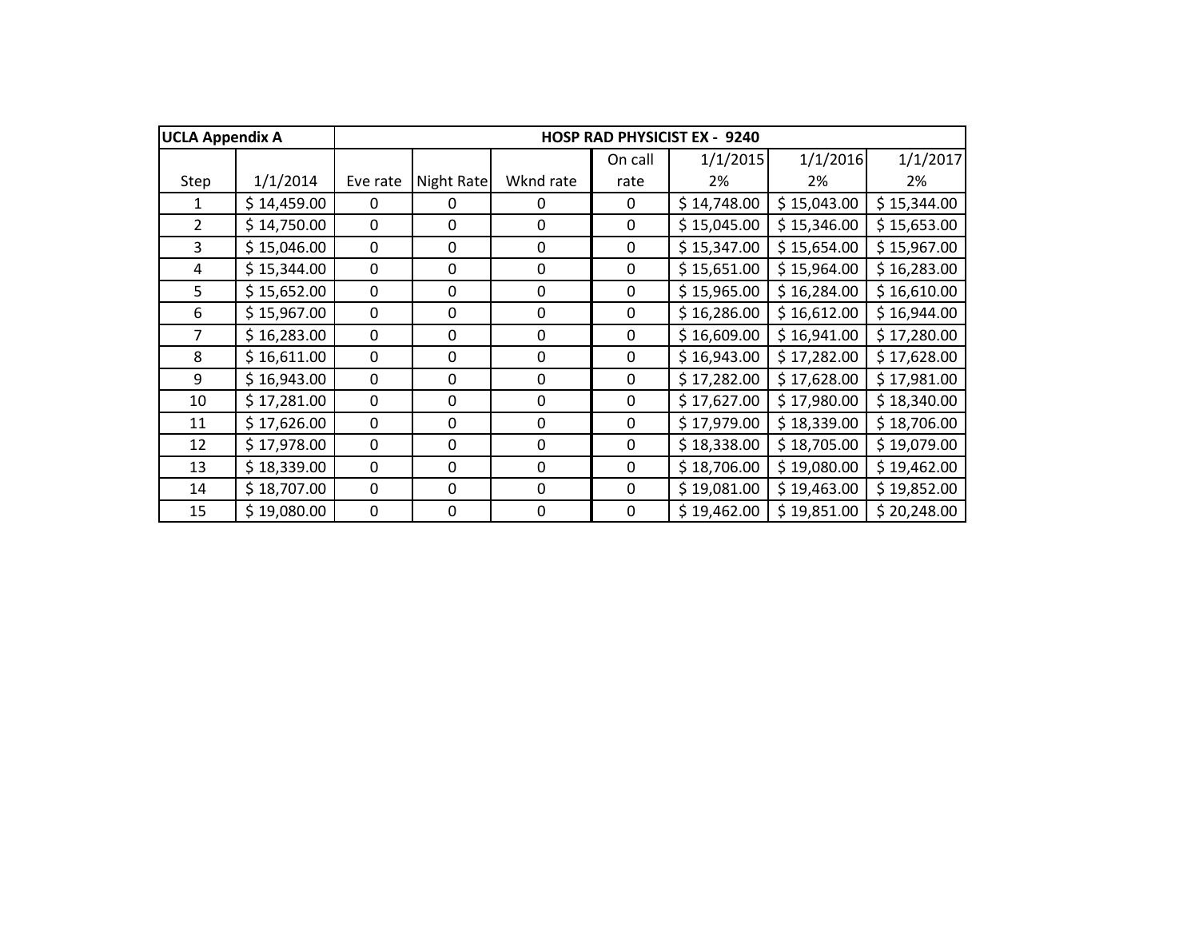| UCLA Appendix A | | HOSP RAD PHYSICIST EX - 9240 | | | | | | |
|---|---|---|---|---|---|---|---|---|
| Step | 1/1/2014 | Eve rate | Night Rate | Wknd rate | On call rate | 1/1/2015 2% | 1/1/2016 2% | 1/1/2017 2% |
| 1 | $ 14,459.00 | 0 | 0 | 0 | 0 | $ 14,748.00 | $ 15,043.00 | $ 15,344.00 |
| 2 | $ 14,750.00 | 0 | 0 | 0 | 0 | $ 15,045.00 | $ 15,346.00 | $ 15,653.00 |
| 3 | $ 15,046.00 | 0 | 0 | 0 | 0 | $ 15,347.00 | $ 15,654.00 | $ 15,967.00 |
| 4 | $ 15,344.00 | 0 | 0 | 0 | 0 | $ 15,651.00 | $ 15,964.00 | $ 16,283.00 |
| 5 | $ 15,652.00 | 0 | 0 | 0 | 0 | $ 15,965.00 | $ 16,284.00 | $ 16,610.00 |
| 6 | $ 15,967.00 | 0 | 0 | 0 | 0 | $ 16,286.00 | $ 16,612.00 | $ 16,944.00 |
| 7 | $ 16,283.00 | 0 | 0 | 0 | 0 | $ 16,609.00 | $ 16,941.00 | $ 17,280.00 |
| 8 | $ 16,611.00 | 0 | 0 | 0 | 0 | $ 16,943.00 | $ 17,282.00 | $ 17,628.00 |
| 9 | $ 16,943.00 | 0 | 0 | 0 | 0 | $ 17,282.00 | $ 17,628.00 | $ 17,981.00 |
| 10 | $ 17,281.00 | 0 | 0 | 0 | 0 | $ 17,627.00 | $ 17,980.00 | $ 18,340.00 |
| 11 | $ 17,626.00 | 0 | 0 | 0 | 0 | $ 17,979.00 | $ 18,339.00 | $ 18,706.00 |
| 12 | $ 17,978.00 | 0 | 0 | 0 | 0 | $ 18,338.00 | $ 18,705.00 | $ 19,079.00 |
| 13 | $ 18,339.00 | 0 | 0 | 0 | 0 | $ 18,706.00 | $ 19,080.00 | $ 19,462.00 |
| 14 | $ 18,707.00 | 0 | 0 | 0 | 0 | $ 19,081.00 | $ 19,463.00 | $ 19,852.00 |
| 15 | $ 19,080.00 | 0 | 0 | 0 | 0 | $ 19,462.00 | $ 19,851.00 | $ 20,248.00 |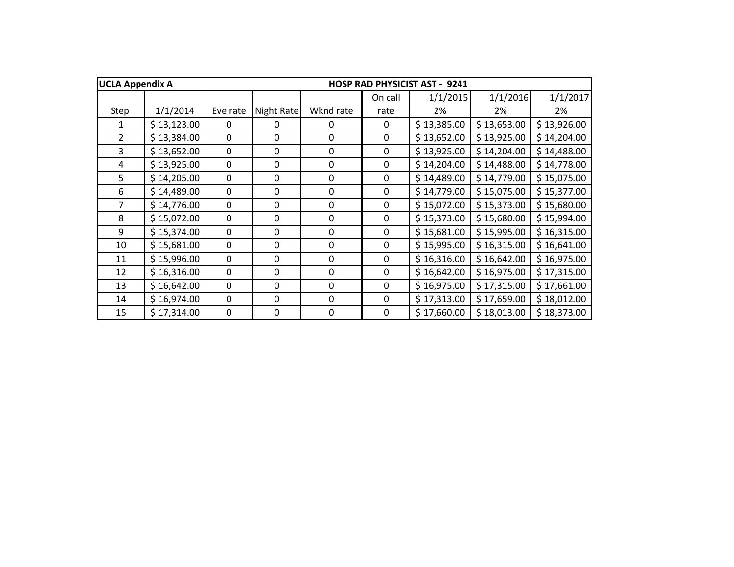| UCLA Appendix A | | HOSP RAD PHYSICIST AST - 9241 | | | | | | |
|---|---|---|---|---|---|---|---|---|
| Step | 1/1/2014 | Eve rate | Night Rate | Wknd rate | On call rate | 1/1/2015 2% | 1/1/2016 2% | 1/1/2017 2% |
| 1 | $ 13,123.00 | 0 | 0 | 0 | 0 | $ 13,385.00 | $ 13,653.00 | $ 13,926.00 |
| 2 | $ 13,384.00 | 0 | 0 | 0 | 0 | $ 13,652.00 | $ 13,925.00 | $ 14,204.00 |
| 3 | $ 13,652.00 | 0 | 0 | 0 | 0 | $ 13,925.00 | $ 14,204.00 | $ 14,488.00 |
| 4 | $ 13,925.00 | 0 | 0 | 0 | 0 | $ 14,204.00 | $ 14,488.00 | $ 14,778.00 |
| 5 | $ 14,205.00 | 0 | 0 | 0 | 0 | $ 14,489.00 | $ 14,779.00 | $ 15,075.00 |
| 6 | $ 14,489.00 | 0 | 0 | 0 | 0 | $ 14,779.00 | $ 15,075.00 | $ 15,377.00 |
| 7 | $ 14,776.00 | 0 | 0 | 0 | 0 | $ 15,072.00 | $ 15,373.00 | $ 15,680.00 |
| 8 | $ 15,072.00 | 0 | 0 | 0 | 0 | $ 15,373.00 | $ 15,680.00 | $ 15,994.00 |
| 9 | $ 15,374.00 | 0 | 0 | 0 | 0 | $ 15,681.00 | $ 15,995.00 | $ 16,315.00 |
| 10 | $ 15,681.00 | 0 | 0 | 0 | 0 | $ 15,995.00 | $ 16,315.00 | $ 16,641.00 |
| 11 | $ 15,996.00 | 0 | 0 | 0 | 0 | $ 16,316.00 | $ 16,642.00 | $ 16,975.00 |
| 12 | $ 16,316.00 | 0 | 0 | 0 | 0 | $ 16,642.00 | $ 16,975.00 | $ 17,315.00 |
| 13 | $ 16,642.00 | 0 | 0 | 0 | 0 | $ 16,975.00 | $ 17,315.00 | $ 17,661.00 |
| 14 | $ 16,974.00 | 0 | 0 | 0 | 0 | $ 17,313.00 | $ 17,659.00 | $ 18,012.00 |
| 15 | $ 17,314.00 | 0 | 0 | 0 | 0 | $ 17,660.00 | $ 18,013.00 | $ 18,373.00 |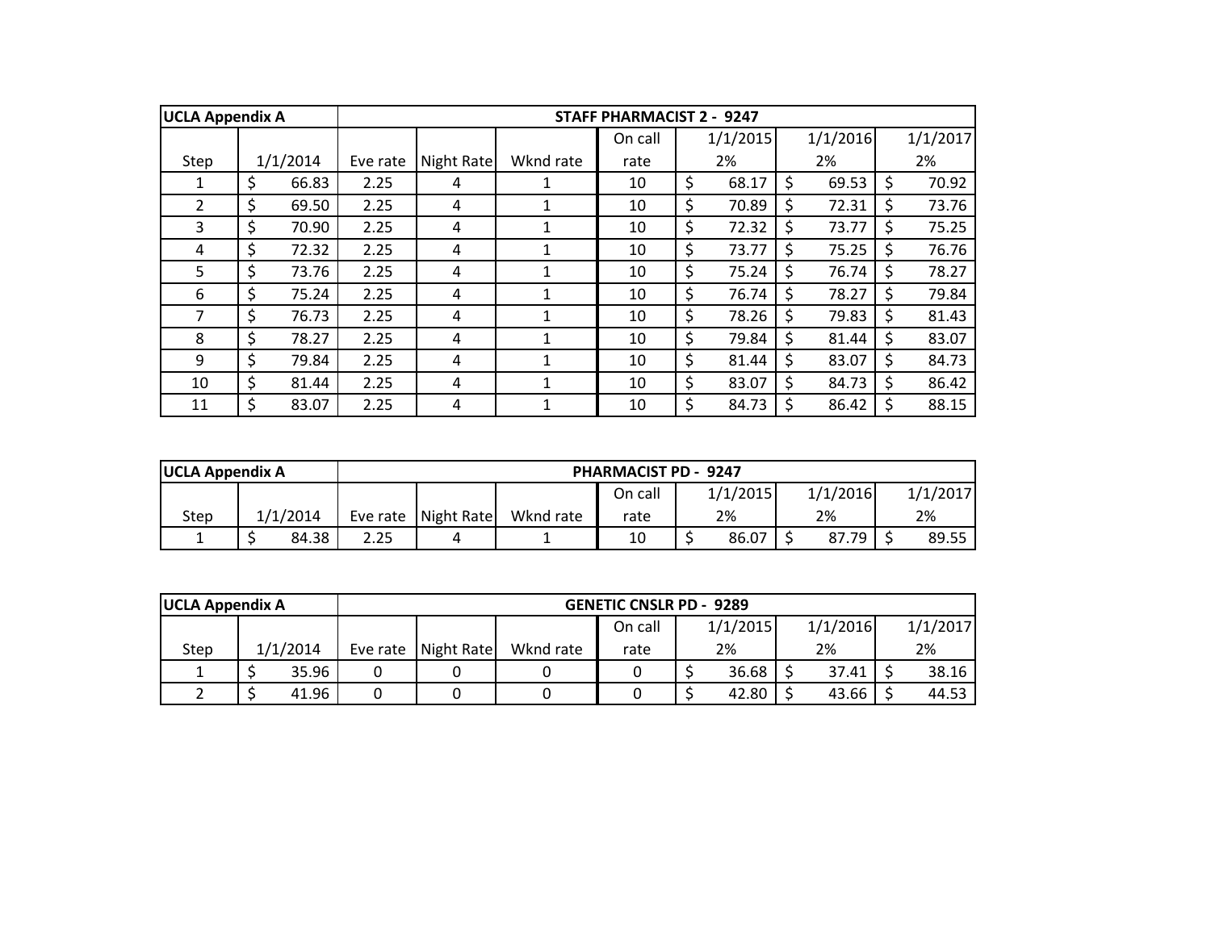| UCLA Appendix A | STAFF PHARMACIST 2 - 9247 | | | | | | | |
|---|---|---|---|---|---|---|---|---|
| Step | 1/1/2014 | Eve rate | Night Rate | Wknd rate | On call rate | 1/1/2015 2% | 1/1/2016 2% | 1/1/2017 2% |
| 1 | $ 66.83 | 2.25 | 4 | 1 | 10 | $ 68.17 | $ 69.53 | $ 70.92 |
| 2 | $ 69.50 | 2.25 | 4 | 1 | 10 | $ 70.89 | $ 72.31 | $ 73.76 |
| 3 | $ 70.90 | 2.25 | 4 | 1 | 10 | $ 72.32 | $ 73.77 | $ 75.25 |
| 4 | $ 72.32 | 2.25 | 4 | 1 | 10 | $ 73.77 | $ 75.25 | $ 76.76 |
| 5 | $ 73.76 | 2.25 | 4 | 1 | 10 | $ 75.24 | $ 76.74 | $ 78.27 |
| 6 | $ 75.24 | 2.25 | 4 | 1 | 10 | $ 76.74 | $ 78.27 | $ 79.84 |
| 7 | $ 76.73 | 2.25 | 4 | 1 | 10 | $ 78.26 | $ 79.83 | $ 81.43 |
| 8 | $ 78.27 | 2.25 | 4 | 1 | 10 | $ 79.84 | $ 81.44 | $ 83.07 |
| 9 | $ 79.84 | 2.25 | 4 | 1 | 10 | $ 81.44 | $ 83.07 | $ 84.73 |
| 10 | $ 81.44 | 2.25 | 4 | 1 | 10 | $ 83.07 | $ 84.73 | $ 86.42 |
| 11 | $ 83.07 | 2.25 | 4 | 1 | 10 | $ 84.73 | $ 86.42 | $ 88.15 |

| UCLA Appendix A | PHARMACIST PD - 9247 | | | | | | | |
|---|---|---|---|---|---|---|---|---|
| Step | 1/1/2014 | Eve rate | Night Rate | Wknd rate | On call rate | 1/1/2015 2% | 1/1/2016 2% | 1/1/2017 2% |
| 1 | $ 84.38 | 2.25 | 4 | 1 | 10 | $ 86.07 | $ 87.79 | $ 89.55 |

| UCLA Appendix A | GENETIC CNSLR PD - 9289 | | | | | | | |
|---|---|---|---|---|---|---|---|---|
| Step | 1/1/2014 | Eve rate | Night Rate | Wknd rate | On call rate | 1/1/2015 2% | 1/1/2016 2% | 1/1/2017 2% |
| 1 | $ 35.96 | 0 | 0 | 0 | 0 | $ 36.68 | $ 37.41 | $ 38.16 |
| 2 | $ 41.96 | 0 | 0 | 0 | 0 | $ 42.80 | $ 43.66 | $ 44.53 |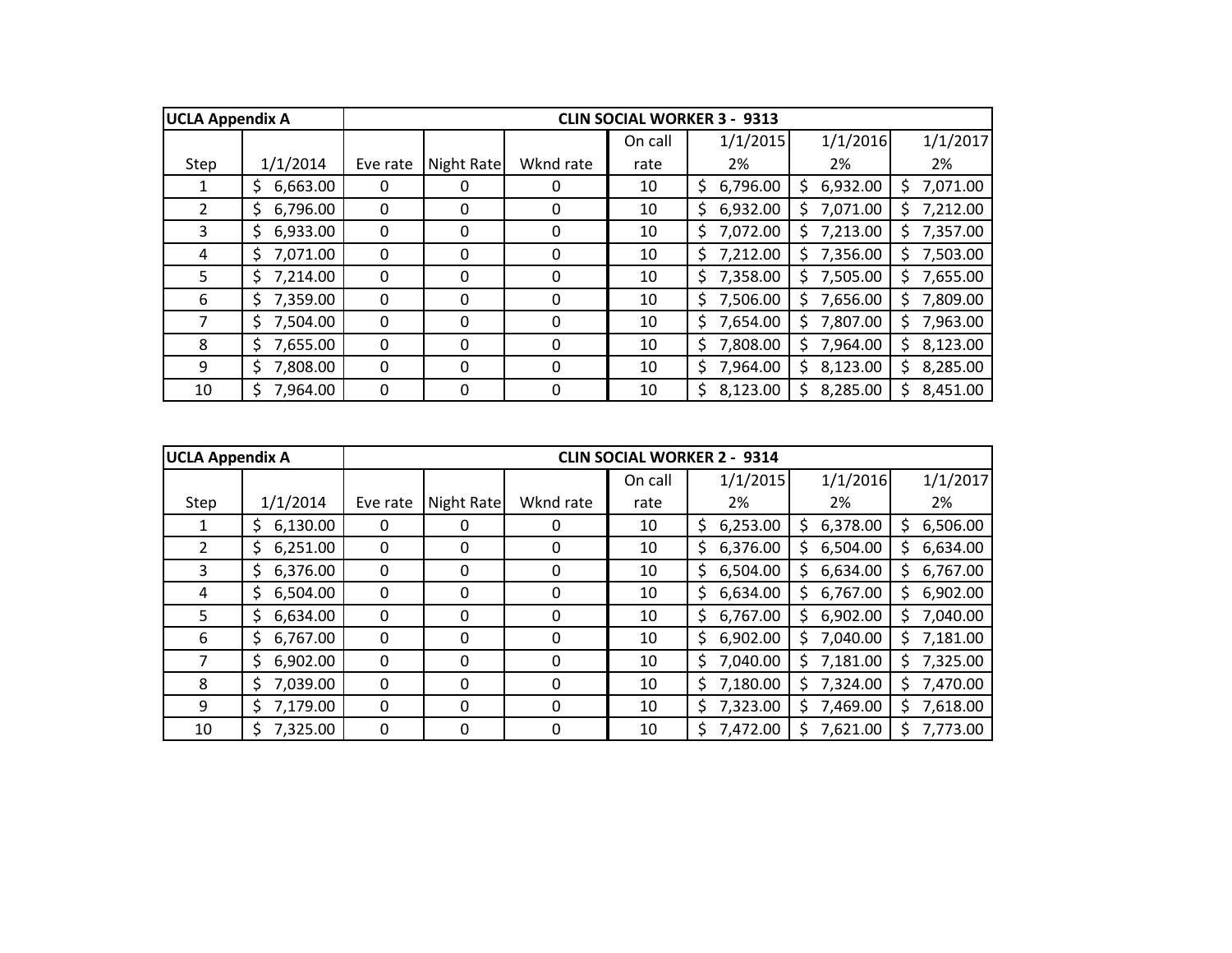| UCLA Appendix A | | CLIN SOCIAL WORKER 3 - 9313 | | | | | | |
|---|---|---|---|---|---|---|---|---|
| Step | 1/1/2014 | Eve rate | Night Rate | Wknd rate | On call rate | 1/1/2015 2% | 1/1/2016 2% | 1/1/2017 2% |
| 1 | $ 6,663.00 | 0 | 0 | 0 | 10 | $ 6,796.00 | $ 6,932.00 | $ 7,071.00 |
| 2 | $ 6,796.00 | 0 | 0 | 0 | 10 | $ 6,932.00 | $ 7,071.00 | $ 7,212.00 |
| 3 | $ 6,933.00 | 0 | 0 | 0 | 10 | $ 7,072.00 | $ 7,213.00 | $ 7,357.00 |
| 4 | $ 7,071.00 | 0 | 0 | 0 | 10 | $ 7,212.00 | $ 7,356.00 | $ 7,503.00 |
| 5 | $ 7,214.00 | 0 | 0 | 0 | 10 | $ 7,358.00 | $ 7,505.00 | $ 7,655.00 |
| 6 | $ 7,359.00 | 0 | 0 | 0 | 10 | $ 7,506.00 | $ 7,656.00 | $ 7,809.00 |
| 7 | $ 7,504.00 | 0 | 0 | 0 | 10 | $ 7,654.00 | $ 7,807.00 | $ 7,963.00 |
| 8 | $ 7,655.00 | 0 | 0 | 0 | 10 | $ 7,808.00 | $ 7,964.00 | $ 8,123.00 |
| 9 | $ 7,808.00 | 0 | 0 | 0 | 10 | $ 7,964.00 | $ 8,123.00 | $ 8,285.00 |
| 10 | $ 7,964.00 | 0 | 0 | 0 | 10 | $ 8,123.00 | $ 8,285.00 | $ 8,451.00 |

| UCLA Appendix A | | CLIN SOCIAL WORKER 2 - 9314 | | | | | | |
|---|---|---|---|---|---|---|---|---|
| Step | 1/1/2014 | Eve rate | Night Rate | Wknd rate | On call rate | 1/1/2015 2% | 1/1/2016 2% | 1/1/2017 2% |
| 1 | $ 6,130.00 | 0 | 0 | 0 | 10 | $ 6,253.00 | $ 6,378.00 | $ 6,506.00 |
| 2 | $ 6,251.00 | 0 | 0 | 0 | 10 | $ 6,376.00 | $ 6,504.00 | $ 6,634.00 |
| 3 | $ 6,376.00 | 0 | 0 | 0 | 10 | $ 6,504.00 | $ 6,634.00 | $ 6,767.00 |
| 4 | $ 6,504.00 | 0 | 0 | 0 | 10 | $ 6,634.00 | $ 6,767.00 | $ 6,902.00 |
| 5 | $ 6,634.00 | 0 | 0 | 0 | 10 | $ 6,767.00 | $ 6,902.00 | $ 7,040.00 |
| 6 | $ 6,767.00 | 0 | 0 | 0 | 10 | $ 6,902.00 | $ 7,040.00 | $ 7,181.00 |
| 7 | $ 6,902.00 | 0 | 0 | 0 | 10 | $ 7,040.00 | $ 7,181.00 | $ 7,325.00 |
| 8 | $ 7,039.00 | 0 | 0 | 0 | 10 | $ 7,180.00 | $ 7,324.00 | $ 7,470.00 |
| 9 | $ 7,179.00 | 0 | 0 | 0 | 10 | $ 7,323.00 | $ 7,469.00 | $ 7,618.00 |
| 10 | $ 7,325.00 | 0 | 0 | 0 | 10 | $ 7,472.00 | $ 7,621.00 | $ 7,773.00 |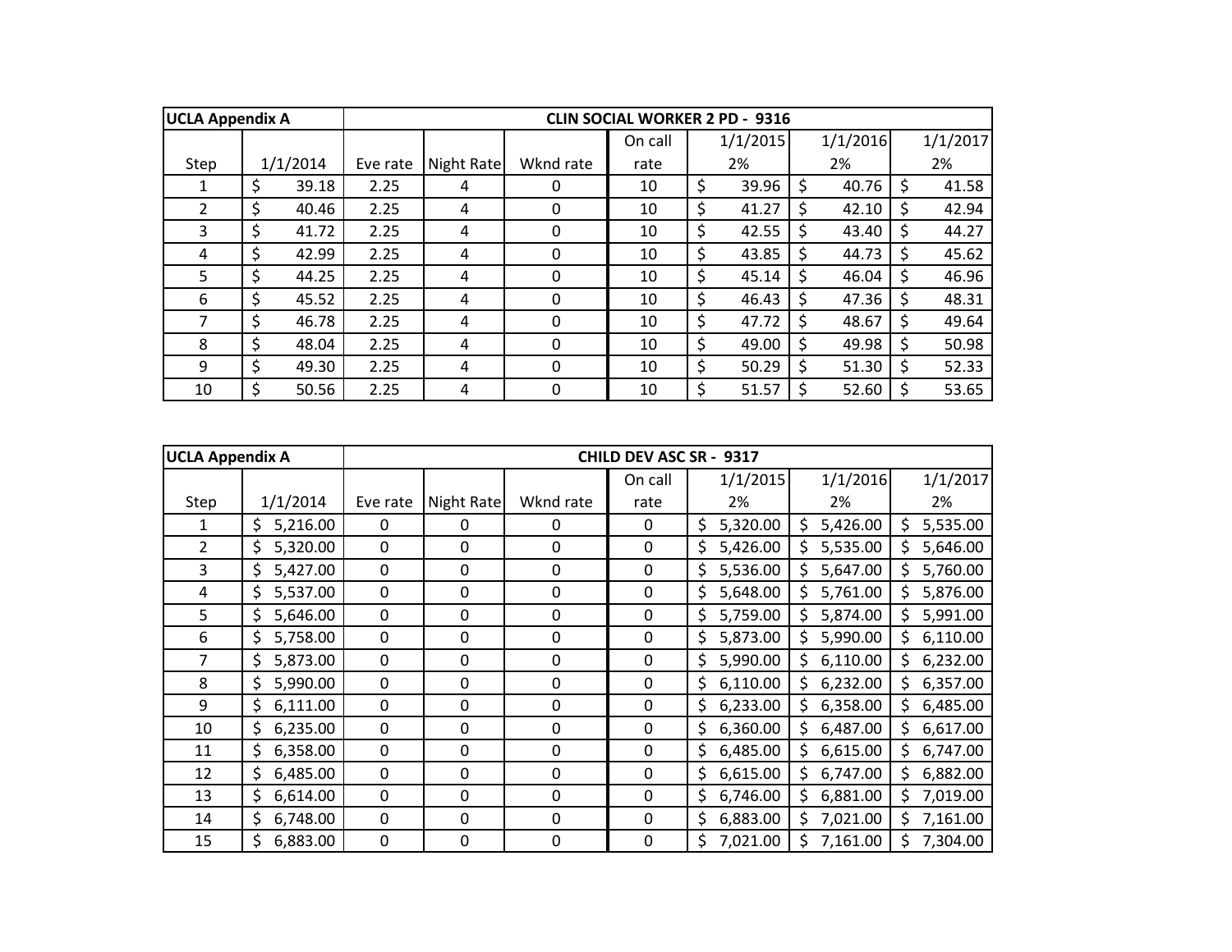| UCLA Appendix A | | CLIN SOCIAL WORKER 2 PD - 9316 | | | | | | |
|---|---|---|---|---|---|---|---|---|
| Step | 1/1/2014 | Eve rate | Night Rate | Wknd rate | On call rate | 1/1/2015 2% | 1/1/2016 2% | 1/1/2017 2% |
| 1 | $ 39.18 | 2.25 | 4 | 0 | 10 | $ 39.96 | $ 40.76 | $ 41.58 |
| 2 | $ 40.46 | 2.25 | 4 | 0 | 10 | $ 41.27 | $ 42.10 | $ 42.94 |
| 3 | $ 41.72 | 2.25 | 4 | 0 | 10 | $ 42.55 | $ 43.40 | $ 44.27 |
| 4 | $ 42.99 | 2.25 | 4 | 0 | 10 | $ 43.85 | $ 44.73 | $ 45.62 |
| 5 | $ 44.25 | 2.25 | 4 | 0 | 10 | $ 45.14 | $ 46.04 | $ 46.96 |
| 6 | $ 45.52 | 2.25 | 4 | 0 | 10 | $ 46.43 | $ 47.36 | $ 48.31 |
| 7 | $ 46.78 | 2.25 | 4 | 0 | 10 | $ 47.72 | $ 48.67 | $ 49.64 |
| 8 | $ 48.04 | 2.25 | 4 | 0 | 10 | $ 49.00 | $ 49.98 | $ 50.98 |
| 9 | $ 49.30 | 2.25 | 4 | 0 | 10 | $ 50.29 | $ 51.30 | $ 52.33 |
| 10 | $ 50.56 | 2.25 | 4 | 0 | 10 | $ 51.57 | $ 52.60 | $ 53.65 |

| UCLA Appendix A | | CHILD DEV ASC SR - 9317 | | | | | | |
|---|---|---|---|---|---|---|---|---|
| Step | 1/1/2014 | Eve rate | Night Rate | Wknd rate | On call rate | 1/1/2015 2% | 1/1/2016 2% | 1/1/2017 2% |
| 1 | $ 5,216.00 | 0 | 0 | 0 | 0 | $ 5,320.00 | $ 5,426.00 | $ 5,535.00 |
| 2 | $ 5,320.00 | 0 | 0 | 0 | 0 | $ 5,426.00 | $ 5,535.00 | $ 5,646.00 |
| 3 | $ 5,427.00 | 0 | 0 | 0 | 0 | $ 5,536.00 | $ 5,647.00 | $ 5,760.00 |
| 4 | $ 5,537.00 | 0 | 0 | 0 | 0 | $ 5,648.00 | $ 5,761.00 | $ 5,876.00 |
| 5 | $ 5,646.00 | 0 | 0 | 0 | 0 | $ 5,759.00 | $ 5,874.00 | $ 5,991.00 |
| 6 | $ 5,758.00 | 0 | 0 | 0 | 0 | $ 5,873.00 | $ 5,990.00 | $ 6,110.00 |
| 7 | $ 5,873.00 | 0 | 0 | 0 | 0 | $ 5,990.00 | $ 6,110.00 | $ 6,232.00 |
| 8 | $ 5,990.00 | 0 | 0 | 0 | 0 | $ 6,110.00 | $ 6,232.00 | $ 6,357.00 |
| 9 | $ 6,111.00 | 0 | 0 | 0 | 0 | $ 6,233.00 | $ 6,358.00 | $ 6,485.00 |
| 10 | $ 6,235.00 | 0 | 0 | 0 | 0 | $ 6,360.00 | $ 6,487.00 | $ 6,617.00 |
| 11 | $ 6,358.00 | 0 | 0 | 0 | 0 | $ 6,485.00 | $ 6,615.00 | $ 6,747.00 |
| 12 | $ 6,485.00 | 0 | 0 | 0 | 0 | $ 6,615.00 | $ 6,747.00 | $ 6,882.00 |
| 13 | $ 6,614.00 | 0 | 0 | 0 | 0 | $ 6,746.00 | $ 6,881.00 | $ 7,019.00 |
| 14 | $ 6,748.00 | 0 | 0 | 0 | 0 | $ 6,883.00 | $ 7,021.00 | $ 7,161.00 |
| 15 | $ 6,883.00 | 0 | 0 | 0 | 0 | $ 7,021.00 | $ 7,161.00 | $ 7,304.00 |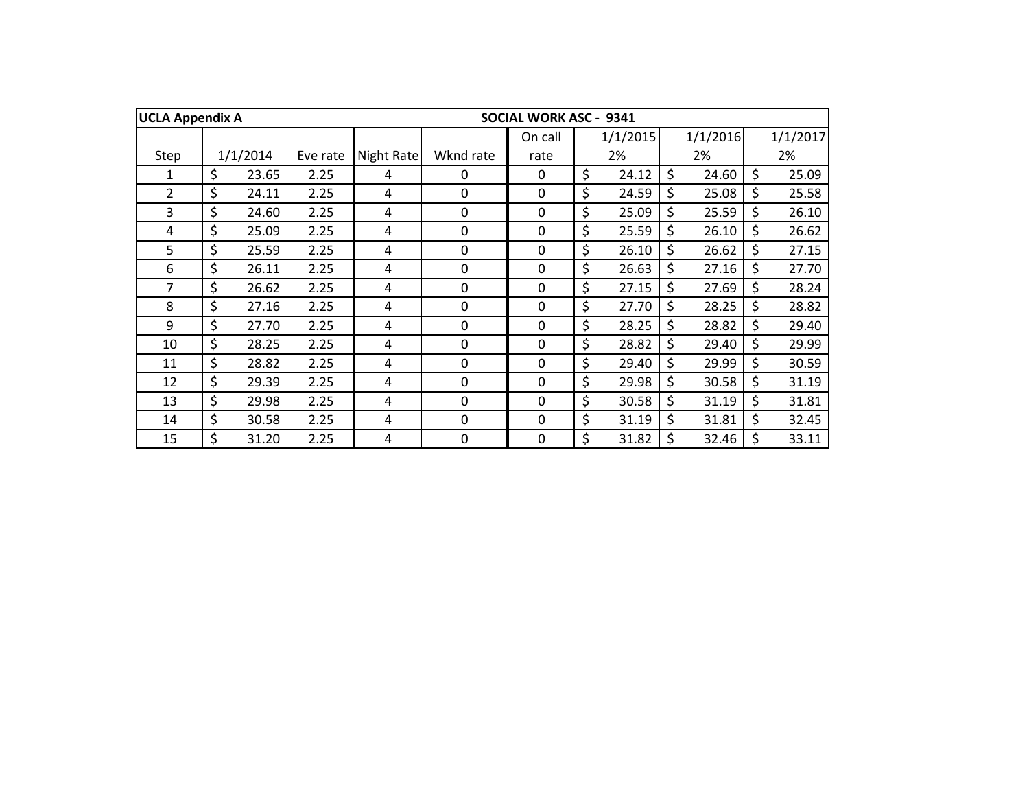| UCLA Appendix A | SOCIAL WORK ASC - 9341 | | | | | | | |
|---|---|---|---|---|---|---|---|---|
| Step | 1/1/2014 | Eve rate | Night Rate | Wknd rate | On call rate | 1/1/2015 2% | 1/1/2016 2% | 1/1/2017 2% |
| 1 | $ 23.65 | 2.25 | 4 | 0 | 0 | $ 24.12 | $ 24.60 | $ 25.09 |
| 2 | $ 24.11 | 2.25 | 4 | 0 | 0 | $ 24.59 | $ 25.08 | $ 25.58 |
| 3 | $ 24.60 | 2.25 | 4 | 0 | 0 | $ 25.09 | $ 25.59 | $ 26.10 |
| 4 | $ 25.09 | 2.25 | 4 | 0 | 0 | $ 25.59 | $ 26.10 | $ 26.62 |
| 5 | $ 25.59 | 2.25 | 4 | 0 | 0 | $ 26.10 | $ 26.62 | $ 27.15 |
| 6 | $ 26.11 | 2.25 | 4 | 0 | 0 | $ 26.63 | $ 27.16 | $ 27.70 |
| 7 | $ 26.62 | 2.25 | 4 | 0 | 0 | $ 27.15 | $ 27.69 | $ 28.24 |
| 8 | $ 27.16 | 2.25 | 4 | 0 | 0 | $ 27.70 | $ 28.25 | $ 28.82 |
| 9 | $ 27.70 | 2.25 | 4 | 0 | 0 | $ 28.25 | $ 28.82 | $ 29.40 |
| 10 | $ 28.25 | 2.25 | 4 | 0 | 0 | $ 28.82 | $ 29.40 | $ 29.99 |
| 11 | $ 28.82 | 2.25 | 4 | 0 | 0 | $ 29.40 | $ 29.99 | $ 30.59 |
| 12 | $ 29.39 | 2.25 | 4 | 0 | 0 | $ 29.98 | $ 30.58 | $ 31.19 |
| 13 | $ 29.98 | 2.25 | 4 | 0 | 0 | $ 30.58 | $ 31.19 | $ 31.81 |
| 14 | $ 30.58 | 2.25 | 4 | 0 | 0 | $ 31.19 | $ 31.81 | $ 32.45 |
| 15 | $ 31.20 | 2.25 | 4 | 0 | 0 | $ 31.82 | $ 32.46 | $ 33.11 |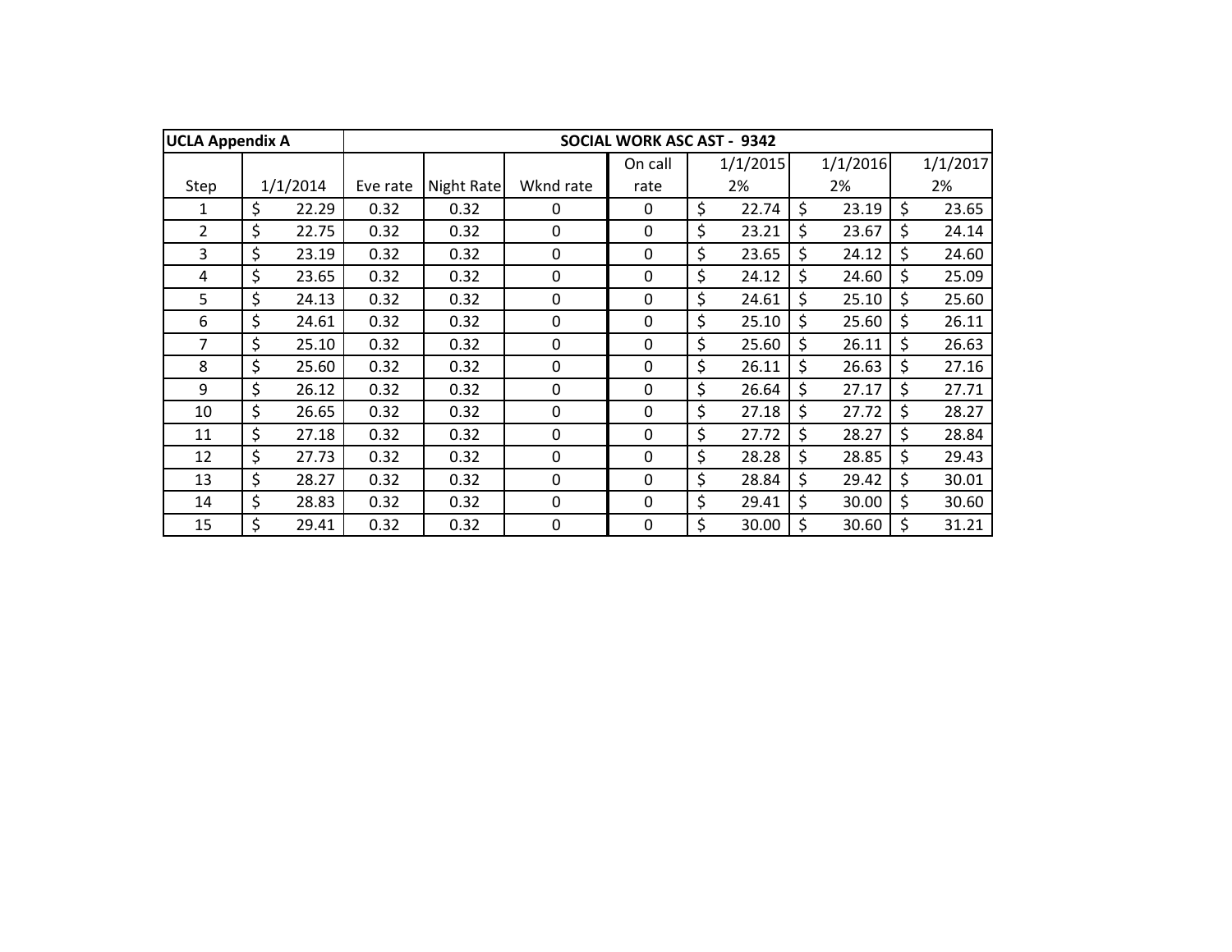| UCLA Appendix A | SOCIAL WORK ASC AST - 9342 | | | | | | | |
|---|---|---|---|---|---|---|---|---|
| Step | 1/1/2014 | Eve rate | Night Rate | Wknd rate | On call rate | 1/1/2015 2% | 1/1/2016 2% | 1/1/2017 2% |
| 1 | $ 22.29 | 0.32 | 0.32 | 0 | 0 | $ 22.74 | $ 23.19 | $ 23.65 |
| 2 | $ 22.75 | 0.32 | 0.32 | 0 | 0 | $ 23.21 | $ 23.67 | $ 24.14 |
| 3 | $ 23.19 | 0.32 | 0.32 | 0 | 0 | $ 23.65 | $ 24.12 | $ 24.60 |
| 4 | $ 23.65 | 0.32 | 0.32 | 0 | 0 | $ 24.12 | $ 24.60 | $ 25.09 |
| 5 | $ 24.13 | 0.32 | 0.32 | 0 | 0 | $ 24.61 | $ 25.10 | $ 25.60 |
| 6 | $ 24.61 | 0.32 | 0.32 | 0 | 0 | $ 25.10 | $ 25.60 | $ 26.11 |
| 7 | $ 25.10 | 0.32 | 0.32 | 0 | 0 | $ 25.60 | $ 26.11 | $ 26.63 |
| 8 | $ 25.60 | 0.32 | 0.32 | 0 | 0 | $ 26.11 | $ 26.63 | $ 27.16 |
| 9 | $ 26.12 | 0.32 | 0.32 | 0 | 0 | $ 26.64 | $ 27.17 | $ 27.71 |
| 10 | $ 26.65 | 0.32 | 0.32 | 0 | 0 | $ 27.18 | $ 27.72 | $ 28.27 |
| 11 | $ 27.18 | 0.32 | 0.32 | 0 | 0 | $ 27.72 | $ 28.27 | $ 28.84 |
| 12 | $ 27.73 | 0.32 | 0.32 | 0 | 0 | $ 28.28 | $ 28.85 | $ 29.43 |
| 13 | $ 28.27 | 0.32 | 0.32 | 0 | 0 | $ 28.84 | $ 29.42 | $ 30.01 |
| 14 | $ 28.83 | 0.32 | 0.32 | 0 | 0 | $ 29.41 | $ 30.00 | $ 30.60 |
| 15 | $ 29.41 | 0.32 | 0.32 | 0 | 0 | $ 30.00 | $ 30.60 | $ 31.21 |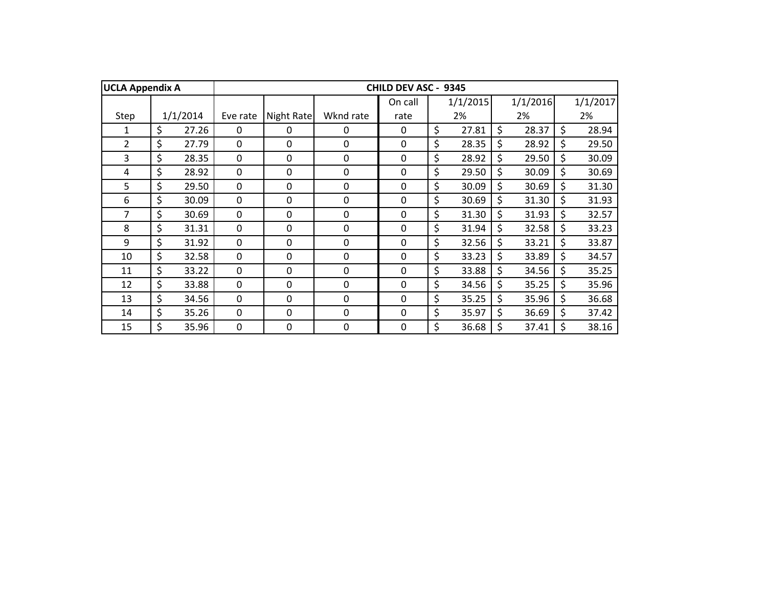| UCLA Appendix A | | CHILD DEV ASC - 9345 | | | | | | |
|---|---|---|---|---|---|---|---|---|
| Step | 1/1/2014 | Eve rate | Night Rate | Wknd rate | On call rate | 1/1/2015 2% | 1/1/2016 2% | 1/1/2017 2% |
| 1 | $ 27.26 | 0 | 0 | 0 | 0 | $ 27.81 | $ 28.37 | $ 28.94 |
| 2 | $ 27.79 | 0 | 0 | 0 | 0 | $ 28.35 | $ 28.92 | $ 29.50 |
| 3 | $ 28.35 | 0 | 0 | 0 | 0 | $ 28.92 | $ 29.50 | $ 30.09 |
| 4 | $ 28.92 | 0 | 0 | 0 | 0 | $ 29.50 | $ 30.09 | $ 30.69 |
| 5 | $ 29.50 | 0 | 0 | 0 | 0 | $ 30.09 | $ 30.69 | $ 31.30 |
| 6 | $ 30.09 | 0 | 0 | 0 | 0 | $ 30.69 | $ 31.30 | $ 31.93 |
| 7 | $ 30.69 | 0 | 0 | 0 | 0 | $ 31.30 | $ 31.93 | $ 32.57 |
| 8 | $ 31.31 | 0 | 0 | 0 | 0 | $ 31.94 | $ 32.58 | $ 33.23 |
| 9 | $ 31.92 | 0 | 0 | 0 | 0 | $ 32.56 | $ 33.21 | $ 33.87 |
| 10 | $ 32.58 | 0 | 0 | 0 | 0 | $ 33.23 | $ 33.89 | $ 34.57 |
| 11 | $ 33.22 | 0 | 0 | 0 | 0 | $ 33.88 | $ 34.56 | $ 35.25 |
| 12 | $ 33.88 | 0 | 0 | 0 | 0 | $ 34.56 | $ 35.25 | $ 35.96 |
| 13 | $ 34.56 | 0 | 0 | 0 | 0 | $ 35.25 | $ 35.96 | $ 36.68 |
| 14 | $ 35.26 | 0 | 0 | 0 | 0 | $ 35.97 | $ 36.69 | $ 37.42 |
| 15 | $ 35.96 | 0 | 0 | 0 | 0 | $ 36.68 | $ 37.41 | $ 38.16 |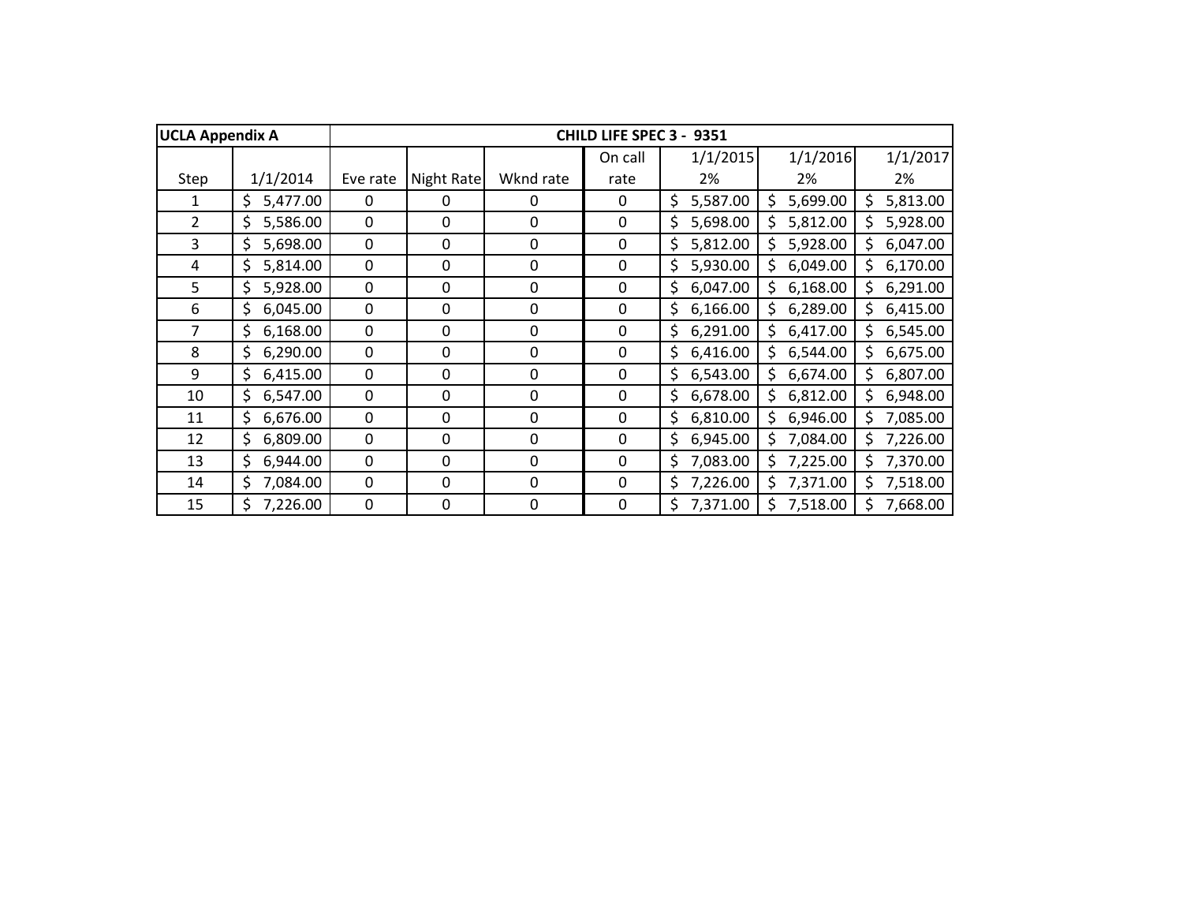| UCLA Appendix A | CHILD LIFE SPEC 3 - 9351 | | | | | | | |
|---|---|---|---|---|---|---|---|---|
| Step | 1/1/2014 | Eve rate | Night Rate | Wknd rate | On call rate | 1/1/2015 2% | 1/1/2016 2% | 1/1/2017 2% |
| 1 | $ 5,477.00 | 0 | 0 | 0 | 0 | $ 5,587.00 | $ 5,699.00 | $ 5,813.00 |
| 2 | $ 5,586.00 | 0 | 0 | 0 | 0 | $ 5,698.00 | $ 5,812.00 | $ 5,928.00 |
| 3 | $ 5,698.00 | 0 | 0 | 0 | 0 | $ 5,812.00 | $ 5,928.00 | $ 6,047.00 |
| 4 | $ 5,814.00 | 0 | 0 | 0 | 0 | $ 5,930.00 | $ 6,049.00 | $ 6,170.00 |
| 5 | $ 5,928.00 | 0 | 0 | 0 | 0 | $ 6,047.00 | $ 6,168.00 | $ 6,291.00 |
| 6 | $ 6,045.00 | 0 | 0 | 0 | 0 | $ 6,166.00 | $ 6,289.00 | $ 6,415.00 |
| 7 | $ 6,168.00 | 0 | 0 | 0 | 0 | $ 6,291.00 | $ 6,417.00 | $ 6,545.00 |
| 8 | $ 6,290.00 | 0 | 0 | 0 | 0 | $ 6,416.00 | $ 6,544.00 | $ 6,675.00 |
| 9 | $ 6,415.00 | 0 | 0 | 0 | 0 | $ 6,543.00 | $ 6,674.00 | $ 6,807.00 |
| 10 | $ 6,547.00 | 0 | 0 | 0 | 0 | $ 6,678.00 | $ 6,812.00 | $ 6,948.00 |
| 11 | $ 6,676.00 | 0 | 0 | 0 | 0 | $ 6,810.00 | $ 6,946.00 | $ 7,085.00 |
| 12 | $ 6,809.00 | 0 | 0 | 0 | 0 | $ 6,945.00 | $ 7,084.00 | $ 7,226.00 |
| 13 | $ 6,944.00 | 0 | 0 | 0 | 0 | $ 7,083.00 | $ 7,225.00 | $ 7,370.00 |
| 14 | $ 7,084.00 | 0 | 0 | 0 | 0 | $ 7,226.00 | $ 7,371.00 | $ 7,518.00 |
| 15 | $ 7,226.00 | 0 | 0 | 0 | 0 | $ 7,371.00 | $ 7,518.00 | $ 7,668.00 |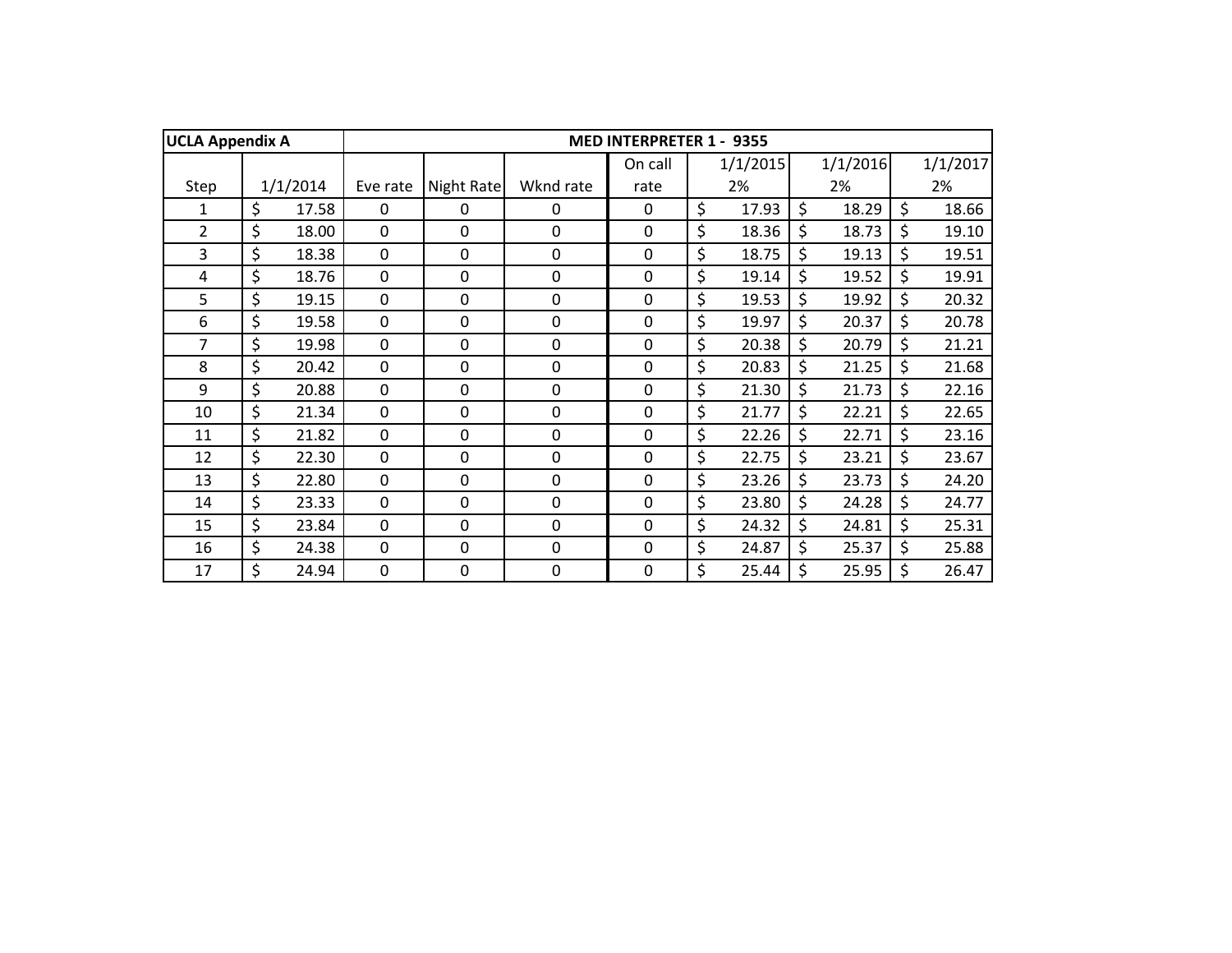| UCLA Appendix A | | MED INTERPRETER 1 - 9355 | | | | | | |
|---|---|---|---|---|---|---|---|---|
| Step | 1/1/2014 | Eve rate | Night Rate | Wknd rate | On call rate | 1/1/2015 2% | 1/1/2016 2% | 1/1/2017 2% |
| 1 | $ 17.58 | 0 | 0 | 0 | 0 | $ 17.93 | $ 18.29 | $ 18.66 |
| 2 | $ 18.00 | 0 | 0 | 0 | 0 | $ 18.36 | $ 18.73 | $ 19.10 |
| 3 | $ 18.38 | 0 | 0 | 0 | 0 | $ 18.75 | $ 19.13 | $ 19.51 |
| 4 | $ 18.76 | 0 | 0 | 0 | 0 | $ 19.14 | $ 19.52 | $ 19.91 |
| 5 | $ 19.15 | 0 | 0 | 0 | 0 | $ 19.53 | $ 19.92 | $ 20.32 |
| 6 | $ 19.58 | 0 | 0 | 0 | 0 | $ 19.97 | $ 20.37 | $ 20.78 |
| 7 | $ 19.98 | 0 | 0 | 0 | 0 | $ 20.38 | $ 20.79 | $ 21.21 |
| 8 | $ 20.42 | 0 | 0 | 0 | 0 | $ 20.83 | $ 21.25 | $ 21.68 |
| 9 | $ 20.88 | 0 | 0 | 0 | 0 | $ 21.30 | $ 21.73 | $ 22.16 |
| 10 | $ 21.34 | 0 | 0 | 0 | 0 | $ 21.77 | $ 22.21 | $ 22.65 |
| 11 | $ 21.82 | 0 | 0 | 0 | 0 | $ 22.26 | $ 22.71 | $ 23.16 |
| 12 | $ 22.30 | 0 | 0 | 0 | 0 | $ 22.75 | $ 23.21 | $ 23.67 |
| 13 | $ 22.80 | 0 | 0 | 0 | 0 | $ 23.26 | $ 23.73 | $ 24.20 |
| 14 | $ 23.33 | 0 | 0 | 0 | 0 | $ 23.80 | $ 24.28 | $ 24.77 |
| 15 | $ 23.84 | 0 | 0 | 0 | 0 | $ 24.32 | $ 24.81 | $ 25.31 |
| 16 | $ 24.38 | 0 | 0 | 0 | 0 | $ 24.87 | $ 25.37 | $ 25.88 |
| 17 | $ 24.94 | 0 | 0 | 0 | 0 | $ 25.44 | $ 25.95 | $ 26.47 |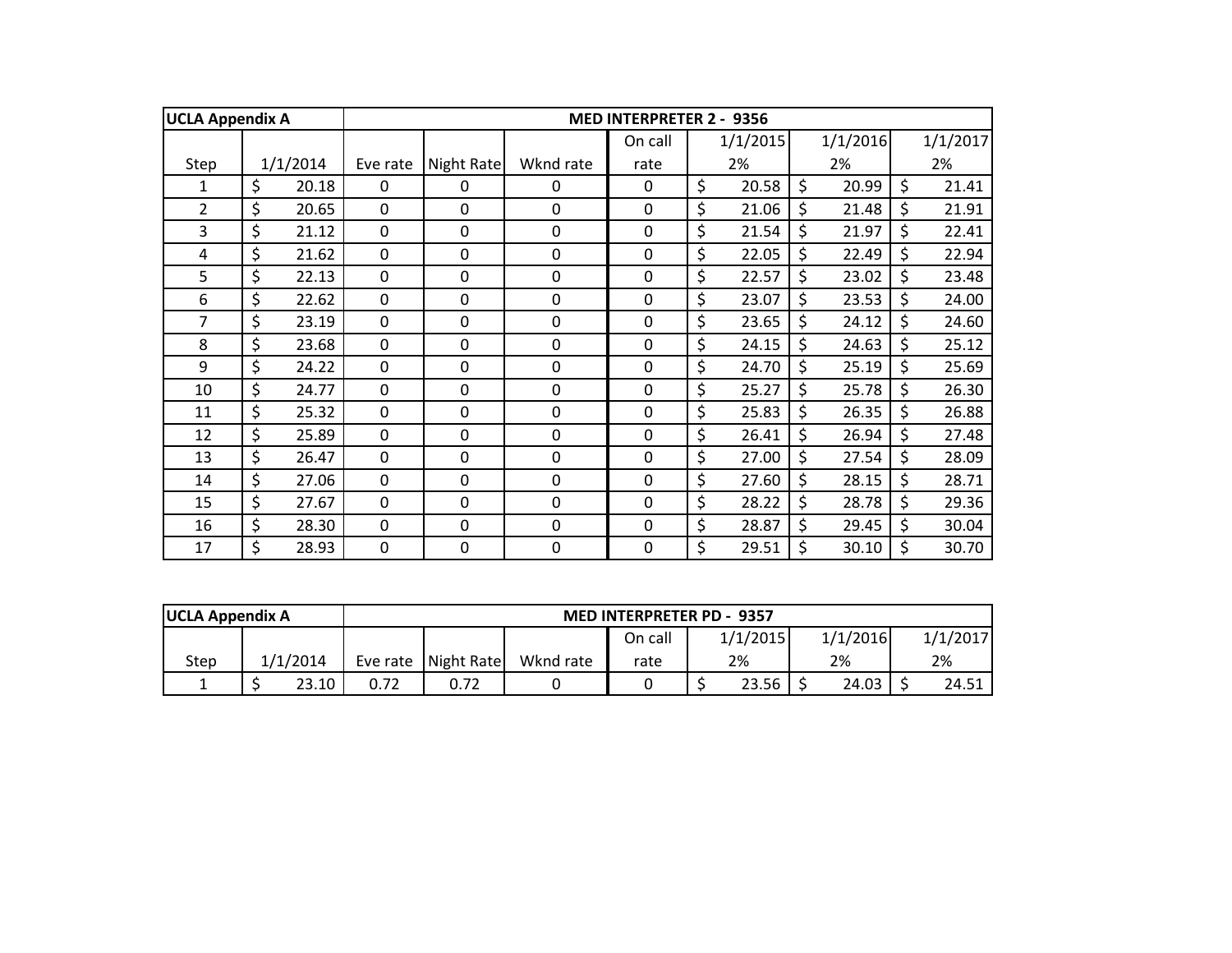| UCLA Appendix A | | MED INTERPRETER 2 - 9356 | | | | | | |
|---|---|---|---|---|---|---|---|---|
| | | | | | On call | 1/1/2015 | 1/1/2016 | 1/1/2017 |
| Step | 1/1/2014 | Eve rate | Night Rate | Wknd rate | rate | 2% | 2% | 2% |
| 1 | $ 20.18 | 0 | 0 | 0 | 0 | $ 20.58 | $ 20.99 | $ 21.41 |
| 2 | $ 20.65 | 0 | 0 | 0 | 0 | $ 21.06 | $ 21.48 | $ 21.91 |
| 3 | $ 21.12 | 0 | 0 | 0 | 0 | $ 21.54 | $ 21.97 | $ 22.41 |
| 4 | $ 21.62 | 0 | 0 | 0 | 0 | $ 22.05 | $ 22.49 | $ 22.94 |
| 5 | $ 22.13 | 0 | 0 | 0 | 0 | $ 22.57 | $ 23.02 | $ 23.48 |
| 6 | $ 22.62 | 0 | 0 | 0 | 0 | $ 23.07 | $ 23.53 | $ 24.00 |
| 7 | $ 23.19 | 0 | 0 | 0 | 0 | $ 23.65 | $ 24.12 | $ 24.60 |
| 8 | $ 23.68 | 0 | 0 | 0 | 0 | $ 24.15 | $ 24.63 | $ 25.12 |
| 9 | $ 24.22 | 0 | 0 | 0 | 0 | $ 24.70 | $ 25.19 | $ 25.69 |
| 10 | $ 24.77 | 0 | 0 | 0 | 0 | $ 25.27 | $ 25.78 | $ 26.30 |
| 11 | $ 25.32 | 0 | 0 | 0 | 0 | $ 25.83 | $ 26.35 | $ 26.88 |
| 12 | $ 25.89 | 0 | 0 | 0 | 0 | $ 26.41 | $ 26.94 | $ 27.48 |
| 13 | $ 26.47 | 0 | 0 | 0 | 0 | $ 27.00 | $ 27.54 | $ 28.09 |
| 14 | $ 27.06 | 0 | 0 | 0 | 0 | $ 27.60 | $ 28.15 | $ 28.71 |
| 15 | $ 27.67 | 0 | 0 | 0 | 0 | $ 28.22 | $ 28.78 | $ 29.36 |
| 16 | $ 28.30 | 0 | 0 | 0 | 0 | $ 28.87 | $ 29.45 | $ 30.04 |
| 17 | $ 28.93 | 0 | 0 | 0 | 0 | $ 29.51 | $ 30.10 | $ 30.70 |

| UCLA Appendix A | | MED INTERPRETER PD - 9357 | | | | | | |
|---|---|---|---|---|---|---|---|---|
| | | | | | On call | 1/1/2015 | 1/1/2016 | 1/1/2017 |
| Step | 1/1/2014 | Eve rate | Night Rate | Wknd rate | rate | 2% | 2% | 2% |
| 1 | $ 23.10 | 0.72 | 0.72 | 0 | 0 | $ 23.56 | $ 24.03 | $ 24.51 |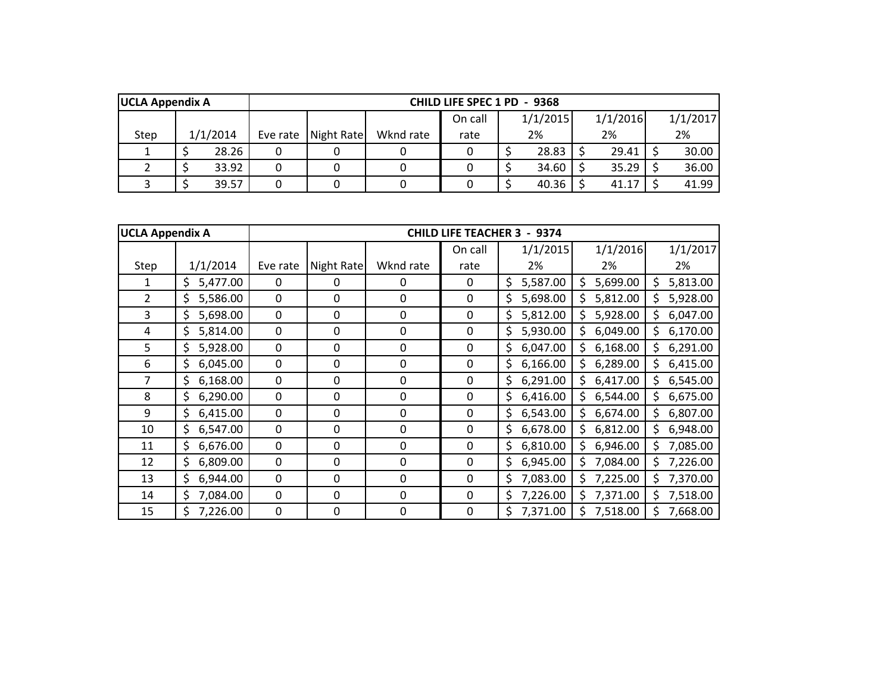| UCLA Appendix A | CHILD LIFE SPEC 1 PD - 9368 | | | | | | | |
|---|---|---|---|---|---|---|---|---|
| Step | 1/1/2014 | Eve rate | Night Rate | Wknd rate | On call rate | 1/1/2015 2% | 1/1/2016 2% | 1/1/2017 2% |
| 1 | $ 28.26 | 0 | 0 | 0 | 0 | $ 28.83 | $ 29.41 | $ 30.00 |
| 2 | $ 33.92 | 0 | 0 | 0 | 0 | $ 34.60 | $ 35.29 | $ 36.00 |
| 3 | $ 39.57 | 0 | 0 | 0 | 0 | $ 40.36 | $ 41.17 | $ 41.99 |

| UCLA Appendix A | CHILD LIFE TEACHER 3 - 9374 | | | | | | | |
|---|---|---|---|---|---|---|---|---|
| Step | 1/1/2014 | Eve rate | Night Rate | Wknd rate | On call rate | 1/1/2015 2% | 1/1/2016 2% | 1/1/2017 2% |
| 1 | $ 5,477.00 | 0 | 0 | 0 | 0 | $ 5,587.00 | $ 5,699.00 | $ 5,813.00 |
| 2 | $ 5,586.00 | 0 | 0 | 0 | 0 | $ 5,698.00 | $ 5,812.00 | $ 5,928.00 |
| 3 | $ 5,698.00 | 0 | 0 | 0 | 0 | $ 5,812.00 | $ 5,928.00 | $ 6,047.00 |
| 4 | $ 5,814.00 | 0 | 0 | 0 | 0 | $ 5,930.00 | $ 6,049.00 | $ 6,170.00 |
| 5 | $ 5,928.00 | 0 | 0 | 0 | 0 | $ 6,047.00 | $ 6,168.00 | $ 6,291.00 |
| 6 | $ 6,045.00 | 0 | 0 | 0 | 0 | $ 6,166.00 | $ 6,289.00 | $ 6,415.00 |
| 7 | $ 6,168.00 | 0 | 0 | 0 | 0 | $ 6,291.00 | $ 6,417.00 | $ 6,545.00 |
| 8 | $ 6,290.00 | 0 | 0 | 0 | 0 | $ 6,416.00 | $ 6,544.00 | $ 6,675.00 |
| 9 | $ 6,415.00 | 0 | 0 | 0 | 0 | $ 6,543.00 | $ 6,674.00 | $ 6,807.00 |
| 10 | $ 6,547.00 | 0 | 0 | 0 | 0 | $ 6,678.00 | $ 6,812.00 | $ 6,948.00 |
| 11 | $ 6,676.00 | 0 | 0 | 0 | 0 | $ 6,810.00 | $ 6,946.00 | $ 7,085.00 |
| 12 | $ 6,809.00 | 0 | 0 | 0 | 0 | $ 6,945.00 | $ 7,084.00 | $ 7,226.00 |
| 13 | $ 6,944.00 | 0 | 0 | 0 | 0 | $ 7,083.00 | $ 7,225.00 | $ 7,370.00 |
| 14 | $ 7,084.00 | 0 | 0 | 0 | 0 | $ 7,226.00 | $ 7,371.00 | $ 7,518.00 |
| 15 | $ 7,226.00 | 0 | 0 | 0 | 0 | $ 7,371.00 | $ 7,518.00 | $ 7,668.00 |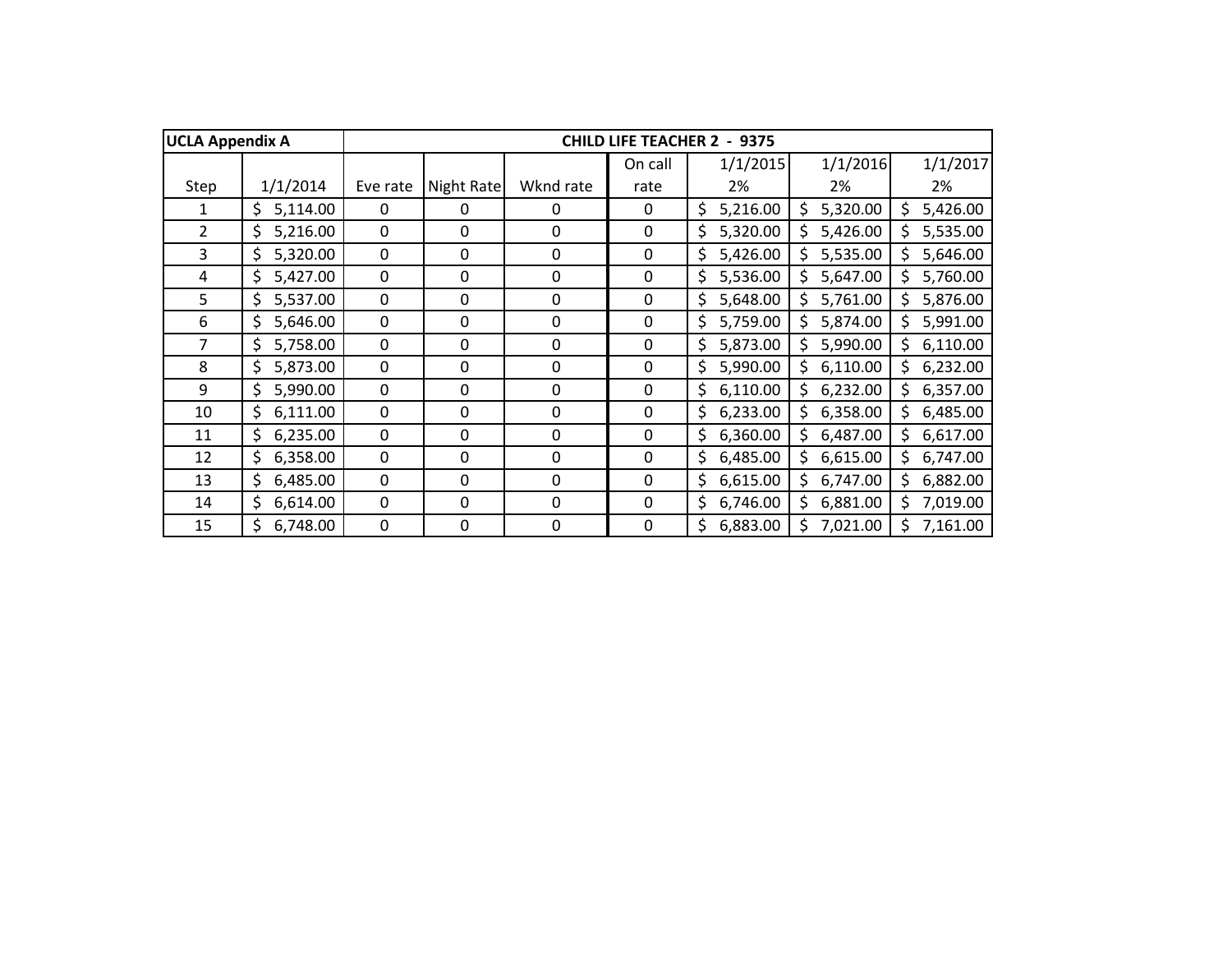| UCLA Appendix A | | CHILD LIFE TEACHER 2 - 9375 | | | | | | |
|---|---|---|---|---|---|---|---|---|
| Step | 1/1/2014 | Eve rate | Night Rate | Wknd rate | On call rate | 1/1/2015 2% | 1/1/2016 2% | 1/1/2017 2% |
| 1 | $ 5,114.00 | 0 | 0 | 0 | 0 | $ 5,216.00 | $ 5,320.00 | $ 5,426.00 |
| 2 | $ 5,216.00 | 0 | 0 | 0 | 0 | $ 5,320.00 | $ 5,426.00 | $ 5,535.00 |
| 3 | $ 5,320.00 | 0 | 0 | 0 | 0 | $ 5,426.00 | $ 5,535.00 | $ 5,646.00 |
| 4 | $ 5,427.00 | 0 | 0 | 0 | 0 | $ 5,536.00 | $ 5,647.00 | $ 5,760.00 |
| 5 | $ 5,537.00 | 0 | 0 | 0 | 0 | $ 5,648.00 | $ 5,761.00 | $ 5,876.00 |
| 6 | $ 5,646.00 | 0 | 0 | 0 | 0 | $ 5,759.00 | $ 5,874.00 | $ 5,991.00 |
| 7 | $ 5,758.00 | 0 | 0 | 0 | 0 | $ 5,873.00 | $ 5,990.00 | $ 6,110.00 |
| 8 | $ 5,873.00 | 0 | 0 | 0 | 0 | $ 5,990.00 | $ 6,110.00 | $ 6,232.00 |
| 9 | $ 5,990.00 | 0 | 0 | 0 | 0 | $ 6,110.00 | $ 6,232.00 | $ 6,357.00 |
| 10 | $ 6,111.00 | 0 | 0 | 0 | 0 | $ 6,233.00 | $ 6,358.00 | $ 6,485.00 |
| 11 | $ 6,235.00 | 0 | 0 | 0 | 0 | $ 6,360.00 | $ 6,487.00 | $ 6,617.00 |
| 12 | $ 6,358.00 | 0 | 0 | 0 | 0 | $ 6,485.00 | $ 6,615.00 | $ 6,747.00 |
| 13 | $ 6,485.00 | 0 | 0 | 0 | 0 | $ 6,615.00 | $ 6,747.00 | $ 6,882.00 |
| 14 | $ 6,614.00 | 0 | 0 | 0 | 0 | $ 6,746.00 | $ 6,881.00 | $ 7,019.00 |
| 15 | $ 6,748.00 | 0 | 0 | 0 | 0 | $ 6,883.00 | $ 7,021.00 | $ 7,161.00 |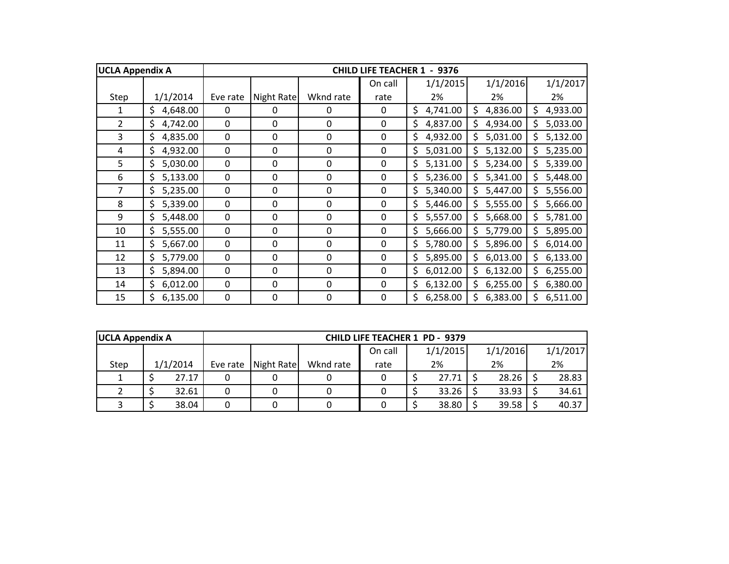| UCLA Appendix A | | CHILD LIFE TEACHER 1 - 9376 | | | | | | |
|---|---|---|---|---|---|---|---|---|
| Step | 1/1/2014 | Eve rate | Night Rate | Wknd rate | On call rate | 1/1/2015 2% | 1/1/2016 2% | 1/1/2017 2% |
| 1 | $ 4,648.00 | 0 | 0 | 0 | 0 | $ 4,741.00 | $ 4,836.00 | $ 4,933.00 |
| 2 | $ 4,742.00 | 0 | 0 | 0 | 0 | $ 4,837.00 | $ 4,934.00 | $ 5,033.00 |
| 3 | $ 4,835.00 | 0 | 0 | 0 | 0 | $ 4,932.00 | $ 5,031.00 | $ 5,132.00 |
| 4 | $ 4,932.00 | 0 | 0 | 0 | 0 | $ 5,031.00 | $ 5,132.00 | $ 5,235.00 |
| 5 | $ 5,030.00 | 0 | 0 | 0 | 0 | $ 5,131.00 | $ 5,234.00 | $ 5,339.00 |
| 6 | $ 5,133.00 | 0 | 0 | 0 | 0 | $ 5,236.00 | $ 5,341.00 | $ 5,448.00 |
| 7 | $ 5,235.00 | 0 | 0 | 0 | 0 | $ 5,340.00 | $ 5,447.00 | $ 5,556.00 |
| 8 | $ 5,339.00 | 0 | 0 | 0 | 0 | $ 5,446.00 | $ 5,555.00 | $ 5,666.00 |
| 9 | $ 5,448.00 | 0 | 0 | 0 | 0 | $ 5,557.00 | $ 5,668.00 | $ 5,781.00 |
| 10 | $ 5,555.00 | 0 | 0 | 0 | 0 | $ 5,666.00 | $ 5,779.00 | $ 5,895.00 |
| 11 | $ 5,667.00 | 0 | 0 | 0 | 0 | $ 5,780.00 | $ 5,896.00 | $ 6,014.00 |
| 12 | $ 5,779.00 | 0 | 0 | 0 | 0 | $ 5,895.00 | $ 6,013.00 | $ 6,133.00 |
| 13 | $ 5,894.00 | 0 | 0 | 0 | 0 | $ 6,012.00 | $ 6,132.00 | $ 6,255.00 |
| 14 | $ 6,012.00 | 0 | 0 | 0 | 0 | $ 6,132.00 | $ 6,255.00 | $ 6,380.00 |
| 15 | $ 6,135.00 | 0 | 0 | 0 | 0 | $ 6,258.00 | $ 6,383.00 | $ 6,511.00 |

| UCLA Appendix A | | CHILD LIFE TEACHER 1 PD - 9379 | | | | | | |
|---|---|---|---|---|---|---|---|---|
| Step | 1/1/2014 | Eve rate | Night Rate | Wknd rate | On call rate | 1/1/2015 2% | 1/1/2016 2% | 1/1/2017 2% |
| 1 | $ 27.17 | 0 | 0 | 0 | 0 | $ 27.71 | $ 28.26 | $ 28.83 |
| 2 | $ 32.61 | 0 | 0 | 0 | 0 | $ 33.26 | $ 33.93 | $ 34.61 |
| 3 | $ 38.04 | 0 | 0 | 0 | 0 | $ 38.80 | $ 39.58 | $ 40.37 |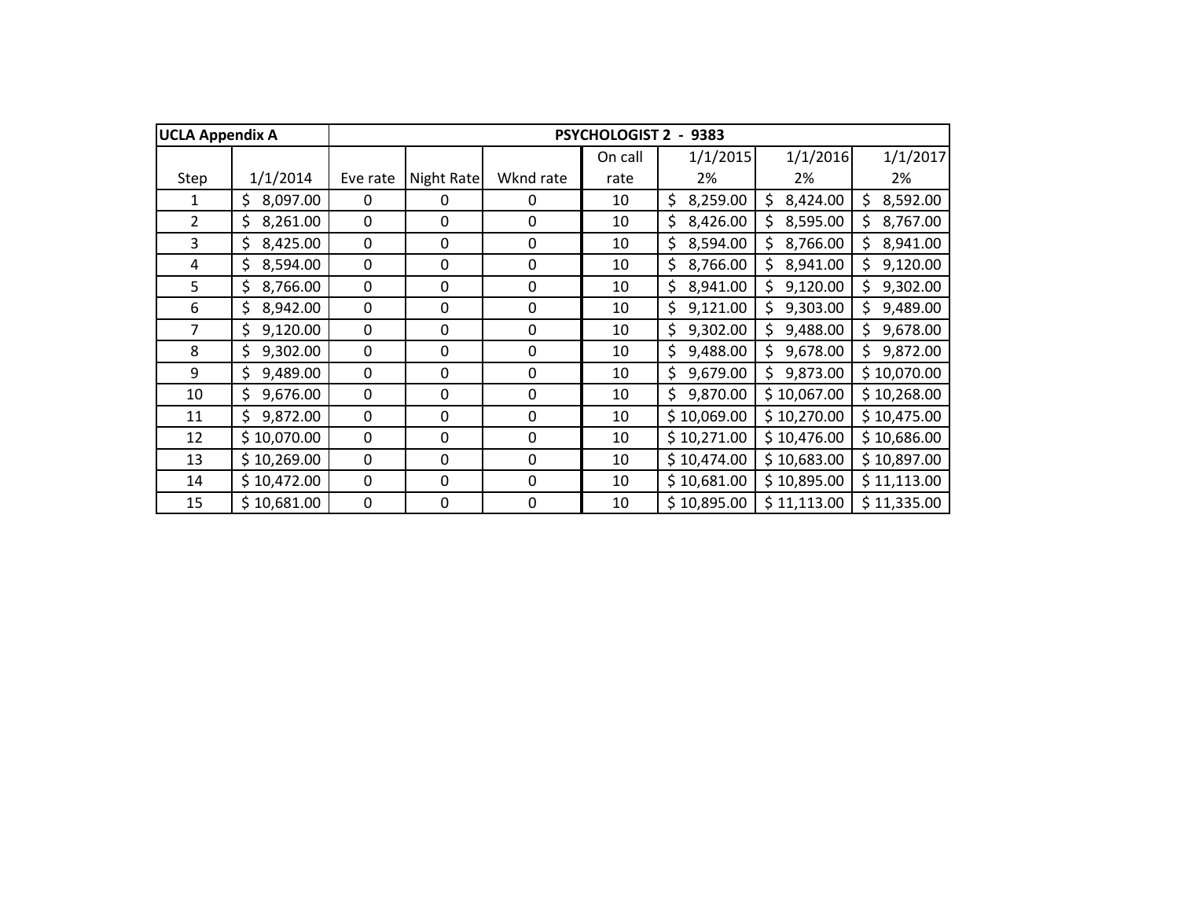| UCLA Appendix A | PSYCHOLOGIST 2 - 9383 | | | | | | | |
|---|---|---|---|---|---|---|---|---|
| Step | 1/1/2014 | Eve rate | Night Rate | Wknd rate | On call rate | 1/1/2015 2% | 1/1/2016 2% | 1/1/2017 2% |
| 1 | $ 8,097.00 | 0 | 0 | 0 | 10 | $ 8,259.00 | $ 8,424.00 | $ 8,592.00 |
| 2 | $ 8,261.00 | 0 | 0 | 0 | 10 | $ 8,426.00 | $ 8,595.00 | $ 8,767.00 |
| 3 | $ 8,425.00 | 0 | 0 | 0 | 10 | $ 8,594.00 | $ 8,766.00 | $ 8,941.00 |
| 4 | $ 8,594.00 | 0 | 0 | 0 | 10 | $ 8,766.00 | $ 8,941.00 | $ 9,120.00 |
| 5 | $ 8,766.00 | 0 | 0 | 0 | 10 | $ 8,941.00 | $ 9,120.00 | $ 9,302.00 |
| 6 | $ 8,942.00 | 0 | 0 | 0 | 10 | $ 9,121.00 | $ 9,303.00 | $ 9,489.00 |
| 7 | $ 9,120.00 | 0 | 0 | 0 | 10 | $ 9,302.00 | $ 9,488.00 | $ 9,678.00 |
| 8 | $ 9,302.00 | 0 | 0 | 0 | 10 | $ 9,488.00 | $ 9,678.00 | $ 9,872.00 |
| 9 | $ 9,489.00 | 0 | 0 | 0 | 10 | $ 9,679.00 | $ 9,873.00 | $ 10,070.00 |
| 10 | $ 9,676.00 | 0 | 0 | 0 | 10 | $ 9,870.00 | $ 10,067.00 | $ 10,268.00 |
| 11 | $ 9,872.00 | 0 | 0 | 0 | 10 | $ 10,069.00 | $ 10,270.00 | $ 10,475.00 |
| 12 | $ 10,070.00 | 0 | 0 | 0 | 10 | $ 10,271.00 | $ 10,476.00 | $ 10,686.00 |
| 13 | $ 10,269.00 | 0 | 0 | 0 | 10 | $ 10,474.00 | $ 10,683.00 | $ 10,897.00 |
| 14 | $ 10,472.00 | 0 | 0 | 0 | 10 | $ 10,681.00 | $ 10,895.00 | $ 11,113.00 |
| 15 | $ 10,681.00 | 0 | 0 | 0 | 10 | $ 10,895.00 | $ 11,113.00 | $ 11,335.00 |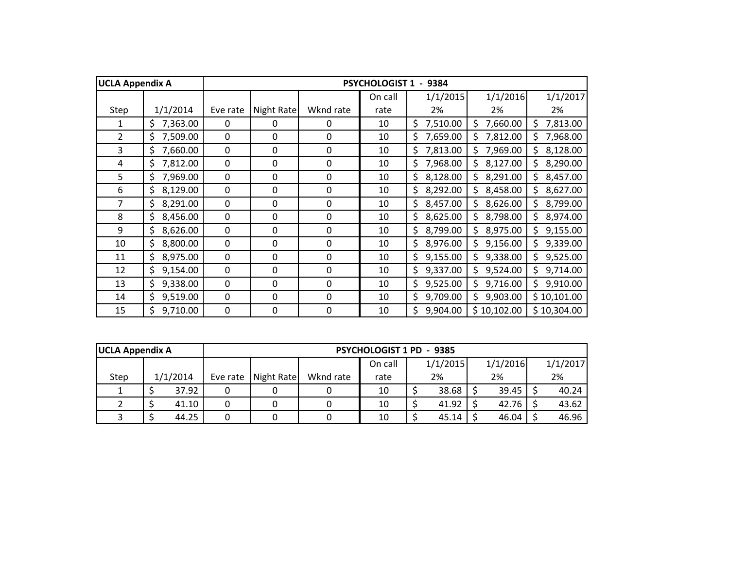| UCLA Appendix A | PSYCHOLOGIST 1 - 9384 | | | | | | | |
|---|---|---|---|---|---|---|---|---|
| Step | 1/1/2014 | Eve rate | Night Rate | Wknd rate | On call rate | 1/1/2015 2% | 1/1/2016 2% | 1/1/2017 2% |
| 1 | $ 7,363.00 | 0 | 0 | 0 | 10 | $ 7,510.00 | $ 7,660.00 | $ 7,813.00 |
| 2 | $ 7,509.00 | 0 | 0 | 0 | 10 | $ 7,659.00 | $ 7,812.00 | $ 7,968.00 |
| 3 | $ 7,660.00 | 0 | 0 | 0 | 10 | $ 7,813.00 | $ 7,969.00 | $ 8,128.00 |
| 4 | $ 7,812.00 | 0 | 0 | 0 | 10 | $ 7,968.00 | $ 8,127.00 | $ 8,290.00 |
| 5 | $ 7,969.00 | 0 | 0 | 0 | 10 | $ 8,128.00 | $ 8,291.00 | $ 8,457.00 |
| 6 | $ 8,129.00 | 0 | 0 | 0 | 10 | $ 8,292.00 | $ 8,458.00 | $ 8,627.00 |
| 7 | $ 8,291.00 | 0 | 0 | 0 | 10 | $ 8,457.00 | $ 8,626.00 | $ 8,799.00 |
| 8 | $ 8,456.00 | 0 | 0 | 0 | 10 | $ 8,625.00 | $ 8,798.00 | $ 8,974.00 |
| 9 | $ 8,626.00 | 0 | 0 | 0 | 10 | $ 8,799.00 | $ 8,975.00 | $ 9,155.00 |
| 10 | $ 8,800.00 | 0 | 0 | 0 | 10 | $ 8,976.00 | $ 9,156.00 | $ 9,339.00 |
| 11 | $ 8,975.00 | 0 | 0 | 0 | 10 | $ 9,155.00 | $ 9,338.00 | $ 9,525.00 |
| 12 | $ 9,154.00 | 0 | 0 | 0 | 10 | $ 9,337.00 | $ 9,524.00 | $ 9,714.00 |
| 13 | $ 9,338.00 | 0 | 0 | 0 | 10 | $ 9,525.00 | $ 9,716.00 | $ 9,910.00 |
| 14 | $ 9,519.00 | 0 | 0 | 0 | 10 | $ 9,709.00 | $ 9,903.00 | $ 10,101.00 |
| 15 | $ 9,710.00 | 0 | 0 | 0 | 10 | $ 9,904.00 | $ 10,102.00 | $ 10,304.00 |

| UCLA Appendix A | PSYCHOLOGIST 1 PD - 9385 | | | | | | | |
|---|---|---|---|---|---|---|---|---|
| Step | 1/1/2014 | Eve rate | Night Rate | Wknd rate | On call rate | 1/1/2015 2% | 1/1/2016 2% | 1/1/2017 2% |
| 1 | $ 37.92 | 0 | 0 | 0 | 10 | $ 38.68 | $ 39.45 | $ 40.24 |
| 2 | $ 41.10 | 0 | 0 | 0 | 10 | $ 41.92 | $ 42.76 | $ 43.62 |
| 3 | $ 44.25 | 0 | 0 | 0 | 10 | $ 45.14 | $ 46.04 | $ 46.96 |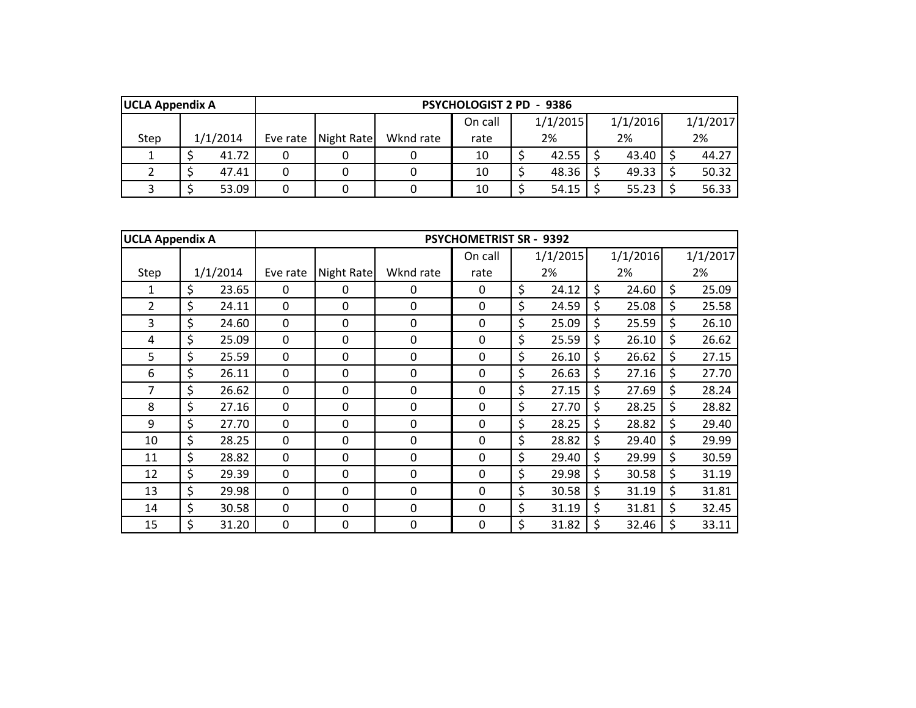| UCLA Appendix A | | | | | | | | |
|---|---|---|---|---|---|---|---|---|
| | PSYCHOLOGIST 2 PD - 9386 | | | | | | | |
| Step | 1/1/2014 | Eve rate | Night Rate | Wknd rate | On call rate | 1/1/2015 2% | 1/1/2016 2% | 1/1/2017 2% |
| 1 | $ 41.72 | 0 | 0 | 0 | 10 | $ 42.55 | $ 43.40 | $ 44.27 |
| 2 | $ 47.41 | 0 | 0 | 0 | 10 | $ 48.36 | $ 49.33 | $ 50.32 |
| 3 | $ 53.09 | 0 | 0 | 0 | 10 | $ 54.15 | $ 55.23 | $ 56.33 |

| UCLA Appendix A | | | | | | | | |
|---|---|---|---|---|---|---|---|---|
| | PSYCHOMETRIST SR - 9392 | | | | | | | |
| Step | 1/1/2014 | Eve rate | Night Rate | Wknd rate | On call rate | 1/1/2015 2% | 1/1/2016 2% | 1/1/2017 2% |
| 1 | $ 23.65 | 0 | 0 | 0 | 0 | $ 24.12 | $ 24.60 | $ 25.09 |
| 2 | $ 24.11 | 0 | 0 | 0 | 0 | $ 24.59 | $ 25.08 | $ 25.58 |
| 3 | $ 24.60 | 0 | 0 | 0 | 0 | $ 25.09 | $ 25.59 | $ 26.10 |
| 4 | $ 25.09 | 0 | 0 | 0 | 0 | $ 25.59 | $ 26.10 | $ 26.62 |
| 5 | $ 25.59 | 0 | 0 | 0 | 0 | $ 26.10 | $ 26.62 | $ 27.15 |
| 6 | $ 26.11 | 0 | 0 | 0 | 0 | $ 26.63 | $ 27.16 | $ 27.70 |
| 7 | $ 26.62 | 0 | 0 | 0 | 0 | $ 27.15 | $ 27.69 | $ 28.24 |
| 8 | $ 27.16 | 0 | 0 | 0 | 0 | $ 27.70 | $ 28.25 | $ 28.82 |
| 9 | $ 27.70 | 0 | 0 | 0 | 0 | $ 28.25 | $ 28.82 | $ 29.40 |
| 10 | $ 28.25 | 0 | 0 | 0 | 0 | $ 28.82 | $ 29.40 | $ 29.99 |
| 11 | $ 28.82 | 0 | 0 | 0 | 0 | $ 29.40 | $ 29.99 | $ 30.59 |
| 12 | $ 29.39 | 0 | 0 | 0 | 0 | $ 29.98 | $ 30.58 | $ 31.19 |
| 13 | $ 29.98 | 0 | 0 | 0 | 0 | $ 30.58 | $ 31.19 | $ 31.81 |
| 14 | $ 30.58 | 0 | 0 | 0 | 0 | $ 31.19 | $ 31.81 | $ 32.45 |
| 15 | $ 31.20 | 0 | 0 | 0 | 0 | $ 31.82 | $ 32.46 | $ 33.11 |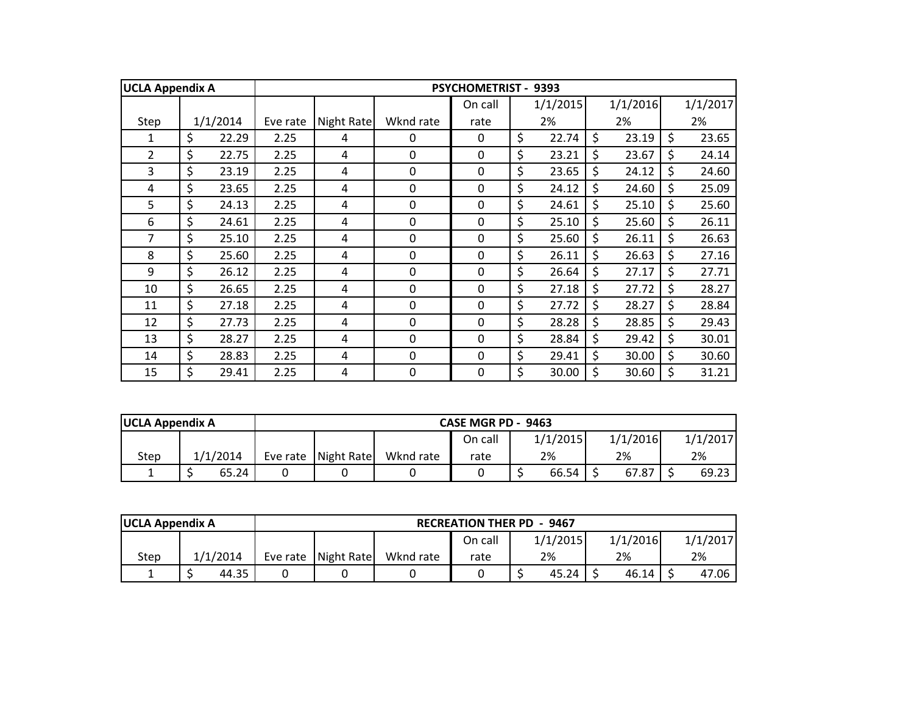| UCLA Appendix A | | PSYCHOMETRIST - 9393 | | | | | | |
|---|---|---|---|---|---|---|---|---|
| Step | 1/1/2014 | Eve rate | Night Rate | Wknd rate | On call rate | 1/1/2015 2% | 1/1/2016 2% | 1/1/2017 2% |
| 1 | $ 22.29 | 2.25 | 4 | 0 | 0 | $ 22.74 | $ 23.19 | $ 23.65 |
| 2 | $ 22.75 | 2.25 | 4 | 0 | 0 | $ 23.21 | $ 23.67 | $ 24.14 |
| 3 | $ 23.19 | 2.25 | 4 | 0 | 0 | $ 23.65 | $ 24.12 | $ 24.60 |
| 4 | $ 23.65 | 2.25 | 4 | 0 | 0 | $ 24.12 | $ 24.60 | $ 25.09 |
| 5 | $ 24.13 | 2.25 | 4 | 0 | 0 | $ 24.61 | $ 25.10 | $ 25.60 |
| 6 | $ 24.61 | 2.25 | 4 | 0 | 0 | $ 25.10 | $ 25.60 | $ 26.11 |
| 7 | $ 25.10 | 2.25 | 4 | 0 | 0 | $ 25.60 | $ 26.11 | $ 26.63 |
| 8 | $ 25.60 | 2.25 | 4 | 0 | 0 | $ 26.11 | $ 26.63 | $ 27.16 |
| 9 | $ 26.12 | 2.25 | 4 | 0 | 0 | $ 26.64 | $ 27.17 | $ 27.71 |
| 10 | $ 26.65 | 2.25 | 4 | 0 | 0 | $ 27.18 | $ 27.72 | $ 28.27 |
| 11 | $ 27.18 | 2.25 | 4 | 0 | 0 | $ 27.72 | $ 28.27 | $ 28.84 |
| 12 | $ 27.73 | 2.25 | 4 | 0 | 0 | $ 28.28 | $ 28.85 | $ 29.43 |
| 13 | $ 28.27 | 2.25 | 4 | 0 | 0 | $ 28.84 | $ 29.42 | $ 30.01 |
| 14 | $ 28.83 | 2.25 | 4 | 0 | 0 | $ 29.41 | $ 30.00 | $ 30.60 |
| 15 | $ 29.41 | 2.25 | 4 | 0 | 0 | $ 30.00 | $ 30.60 | $ 31.21 |

| UCLA Appendix A | | CASE MGR PD - 9463 | | | | | | |
|---|---|---|---|---|---|---|---|---|
| Step | 1/1/2014 | Eve rate | Night Rate | Wknd rate | On call rate | 1/1/2015 2% | 1/1/2016 2% | 1/1/2017 2% |
| 1 | $ 65.24 | 0 | 0 | 0 | 0 | $ 66.54 | $ 67.87 | $ 69.23 |

| UCLA Appendix A | | RECREATION THER PD - 9467 | | | | | | |
|---|---|---|---|---|---|---|---|---|
| Step | 1/1/2014 | Eve rate | Night Rate | Wknd rate | On call rate | 1/1/2015 2% | 1/1/2016 2% | 1/1/2017 2% |
| 1 | $ 44.35 | 0 | 0 | 0 | 0 | $ 45.24 | $ 46.14 | $ 47.06 |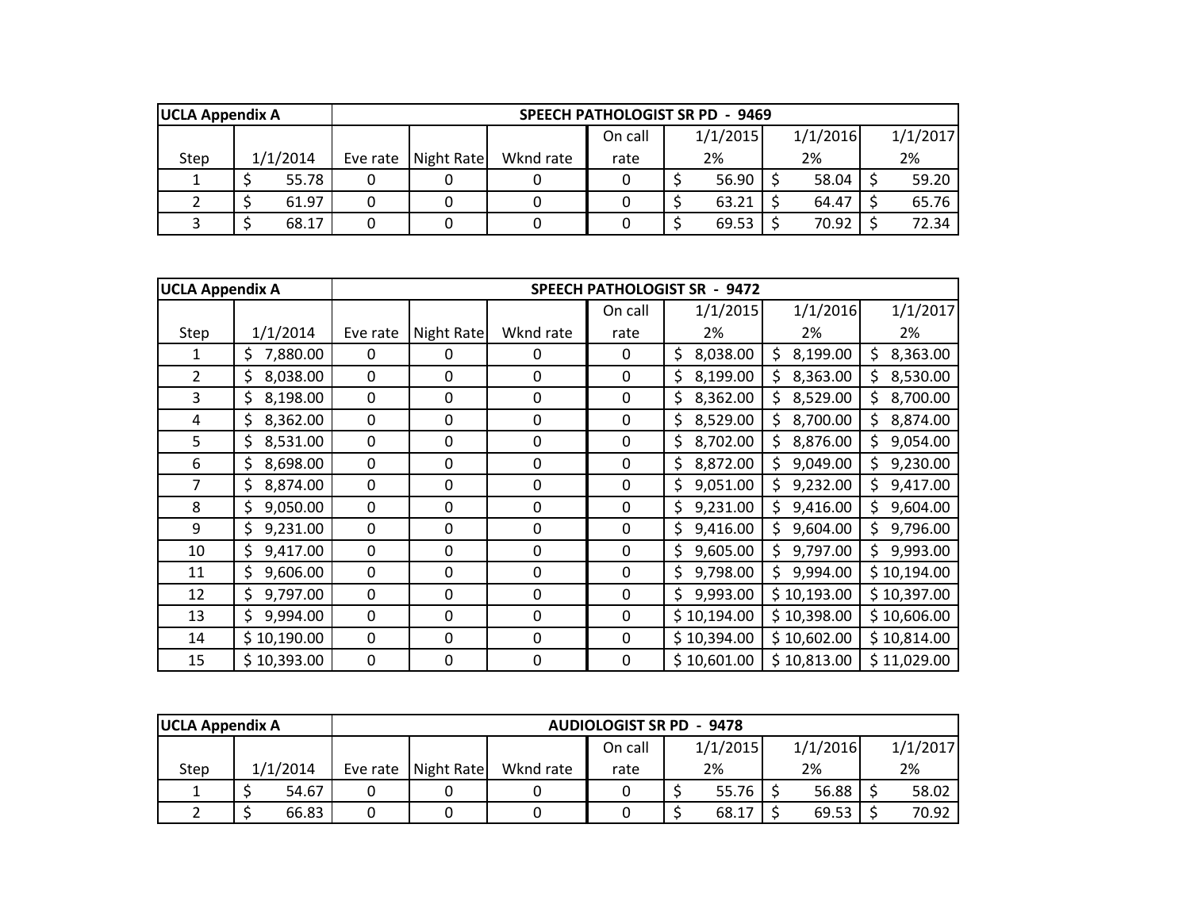| UCLA Appendix A | SPEECH PATHOLOGIST SR PD - 9469 | | | | | | | |
|---|---|---|---|---|---|---|---|---|
| Step | 1/1/2014 | Eve rate | Night Rate | Wknd rate | On call rate | 1/1/2015 2% | 1/1/2016 2% | 1/1/2017 2% |
| 1 | $ 55.78 | 0 | 0 | 0 | 0 | $ 56.90 | $ 58.04 | $ 59.20 |
| 2 | $ 61.97 | 0 | 0 | 0 | 0 | $ 63.21 | $ 64.47 | $ 65.76 |
| 3 | $ 68.17 | 0 | 0 | 0 | 0 | $ 69.53 | $ 70.92 | $ 72.34 |

| UCLA Appendix A | SPEECH PATHOLOGIST SR - 9472 | | | | | | | |
|---|---|---|---|---|---|---|---|---|
| Step | 1/1/2014 | Eve rate | Night Rate | Wknd rate | On call rate | 1/1/2015 2% | 1/1/2016 2% | 1/1/2017 2% |
| 1 | $ 7,880.00 | 0 | 0 | 0 | 0 | $ 8,038.00 | $ 8,199.00 | $ 8,363.00 |
| 2 | $ 8,038.00 | 0 | 0 | 0 | 0 | $ 8,199.00 | $ 8,363.00 | $ 8,530.00 |
| 3 | $ 8,198.00 | 0 | 0 | 0 | 0 | $ 8,362.00 | $ 8,529.00 | $ 8,700.00 |
| 4 | $ 8,362.00 | 0 | 0 | 0 | 0 | $ 8,529.00 | $ 8,700.00 | $ 8,874.00 |
| 5 | $ 8,531.00 | 0 | 0 | 0 | 0 | $ 8,702.00 | $ 8,876.00 | $ 9,054.00 |
| 6 | $ 8,698.00 | 0 | 0 | 0 | 0 | $ 8,872.00 | $ 9,049.00 | $ 9,230.00 |
| 7 | $ 8,874.00 | 0 | 0 | 0 | 0 | $ 9,051.00 | $ 9,232.00 | $ 9,417.00 |
| 8 | $ 9,050.00 | 0 | 0 | 0 | 0 | $ 9,231.00 | $ 9,416.00 | $ 9,604.00 |
| 9 | $ 9,231.00 | 0 | 0 | 0 | 0 | $ 9,416.00 | $ 9,604.00 | $ 9,796.00 |
| 10 | $ 9,417.00 | 0 | 0 | 0 | 0 | $ 9,605.00 | $ 9,797.00 | $ 9,993.00 |
| 11 | $ 9,606.00 | 0 | 0 | 0 | 0 | $ 9,798.00 | $ 9,994.00 | $ 10,194.00 |
| 12 | $ 9,797.00 | 0 | 0 | 0 | 0 | $ 9,993.00 | $ 10,193.00 | $ 10,397.00 |
| 13 | $ 9,994.00 | 0 | 0 | 0 | 0 | $ 10,194.00 | $ 10,398.00 | $ 10,606.00 |
| 14 | $ 10,190.00 | 0 | 0 | 0 | 0 | $ 10,394.00 | $ 10,602.00 | $ 10,814.00 |
| 15 | $ 10,393.00 | 0 | 0 | 0 | 0 | $ 10,601.00 | $ 10,813.00 | $ 11,029.00 |

| UCLA Appendix A | AUDIOLOGIST SR PD - 9478 | | | | | | | |
|---|---|---|---|---|---|---|---|---|
| Step | 1/1/2014 | Eve rate | Night Rate | Wknd rate | On call rate | 1/1/2015 2% | 1/1/2016 2% | 1/1/2017 2% |
| 1 | $ 54.67 | 0 | 0 | 0 | 0 | $ 55.76 | $ 56.88 | $ 58.02 |
| 2 | $ 66.83 | 0 | 0 | 0 | 0 | $ 68.17 | $ 69.53 | $ 70.92 |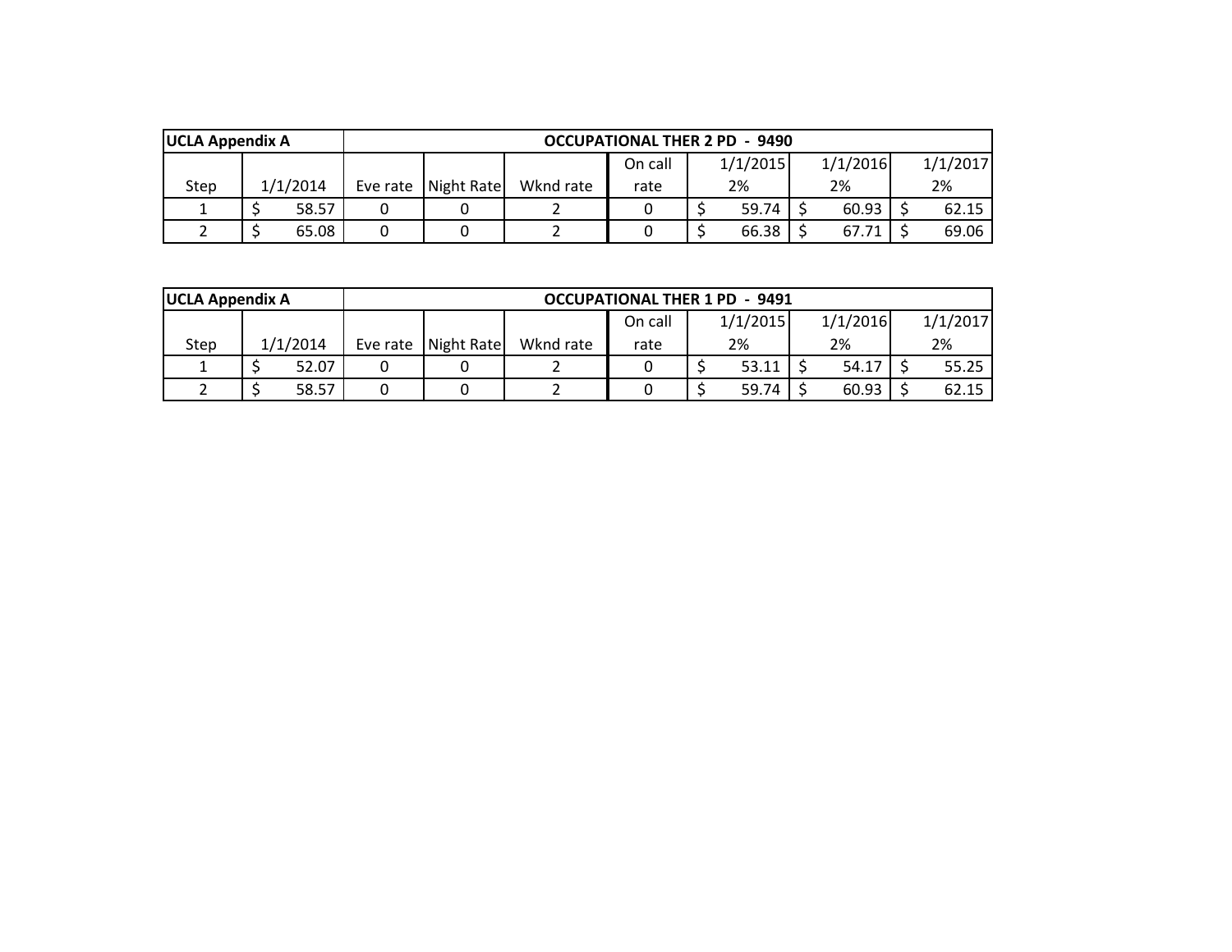| UCLA Appendix A | OCCUPATIONAL THER 2 PD - 9490 | | | | | | | |
|---|---|---|---|---|---|---|---|---|
| Step | 1/1/2014 | Eve rate | Night Rate | Wknd rate | On call rate | 1/1/2015 2% | 1/1/2016 2% | 1/1/2017 2% |
| 1 | $ 58.57 | 0 | 0 | 2 | 0 | $ 59.74 | $ 60.93 | $ 62.15 |
| 2 | $ 65.08 | 0 | 0 | 2 | 0 | $ 66.38 | $ 67.71 | $ 69.06 |

| UCLA Appendix A | OCCUPATIONAL THER 1 PD - 9491 | | | | | | | |
|---|---|---|---|---|---|---|---|---|
| Step | 1/1/2014 | Eve rate | Night Rate | Wknd rate | On call rate | 1/1/2015 2% | 1/1/2016 2% | 1/1/2017 2% |
| 1 | $ 52.07 | 0 | 0 | 2 | 0 | $ 53.11 | $ 54.17 | $ 55.25 |
| 2 | $ 58.57 | 0 | 0 | 2 | 0 | $ 59.74 | $ 60.93 | $ 62.15 |